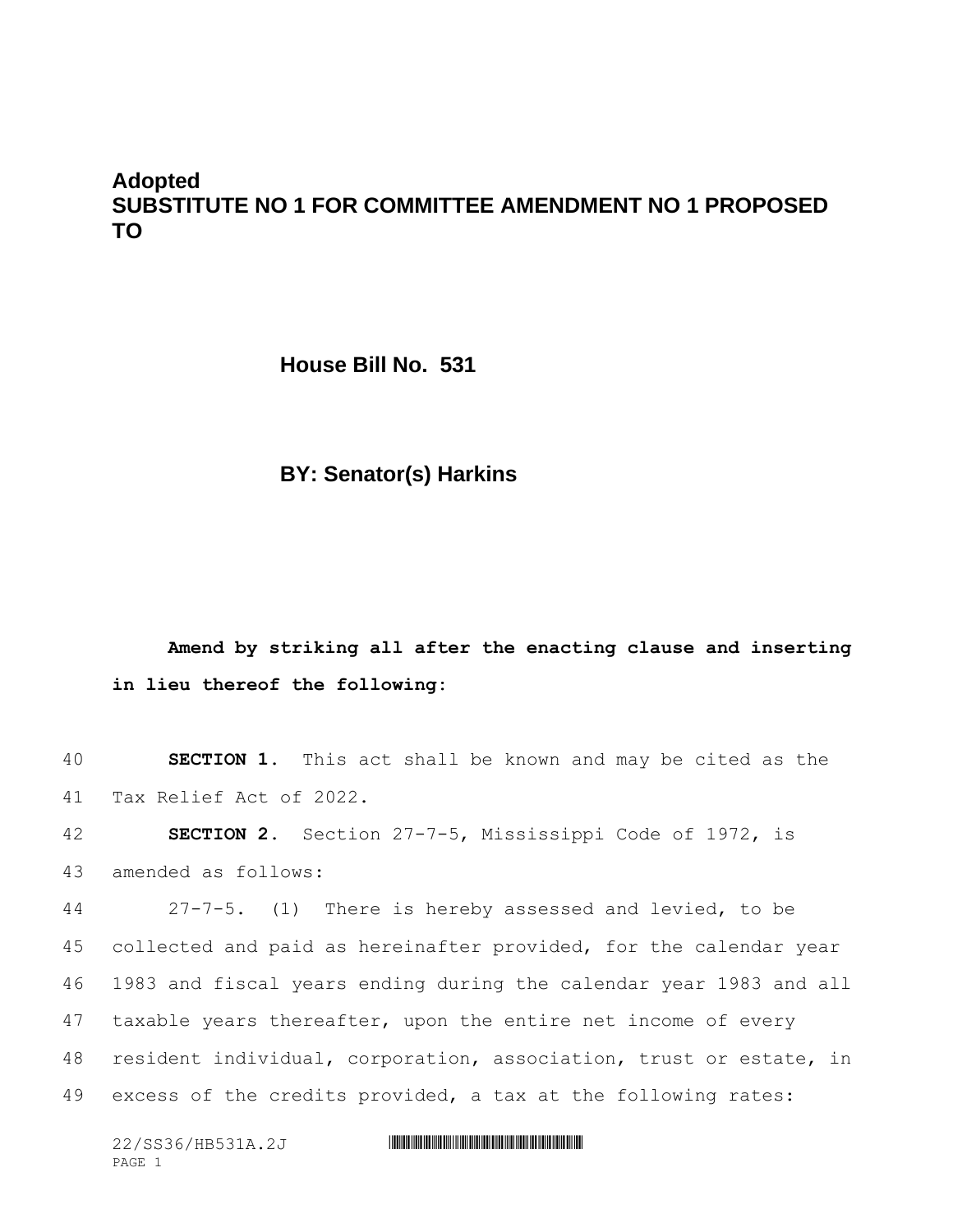**Adopted**
**SUBSTITUTE NO 1 FOR COMMITTEE AMENDMENT NO 1 PROPOSED TO**

**House Bill No. 531**

**BY: Senator(s) Harkins**

**Amend by striking all after the enacting clause and inserting in lieu thereof the following:**

**SECTION 1.** This act shall be known and may be cited as the Tax Relief Act of 2022.

**SECTION 2.** Section 27-7-5, Mississippi Code of 1972, is amended as follows:

27-7-5. (1) There is hereby assessed and levied, to be collected and paid as hereinafter provided, for the calendar year 1983 and fiscal years ending during the calendar year 1983 and all taxable years thereafter, upon the entire net income of every resident individual, corporation, association, trust or estate, in excess of the credits provided, a tax at the following rates: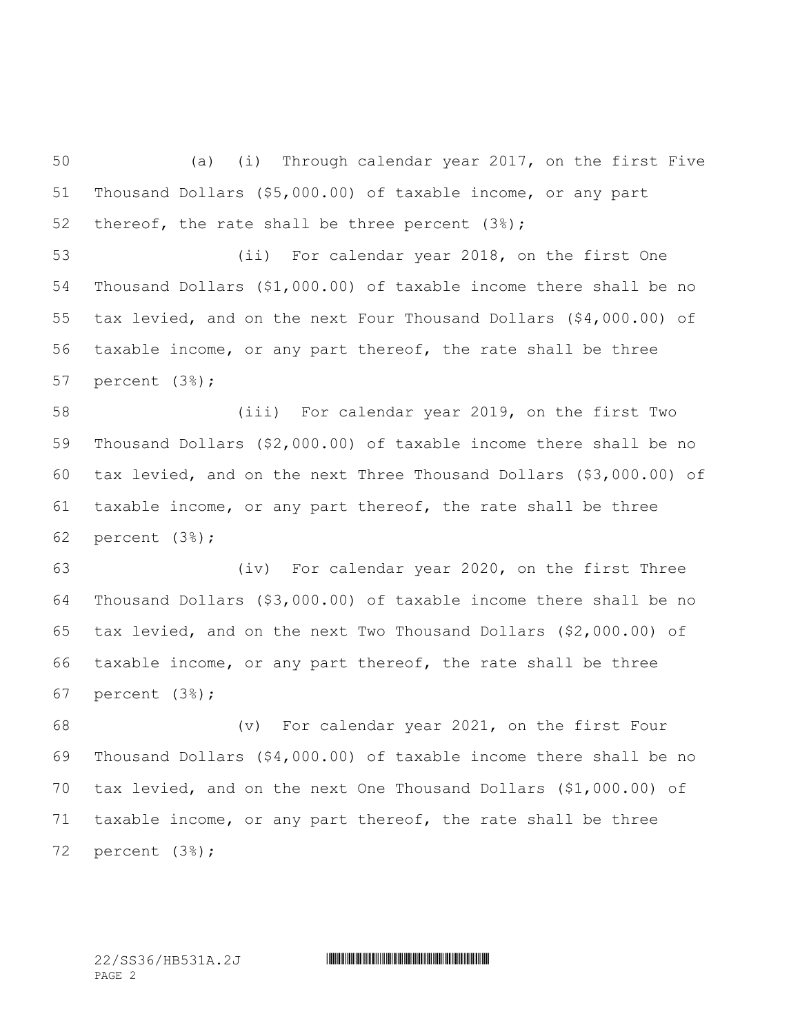(a) (i) Through calendar year 2017, on the first Five Thousand Dollars ($5,000.00) of taxable income, or any part thereof, the rate shall be three percent (3%);

(ii) For calendar year 2018, on the first One Thousand Dollars ($1,000.00) of taxable income there shall be no tax levied, and on the next Four Thousand Dollars ($4,000.00) of taxable income, or any part thereof, the rate shall be three percent (3%);

(iii) For calendar year 2019, on the first Two Thousand Dollars ($2,000.00) of taxable income there shall be no tax levied, and on the next Three Thousand Dollars ($3,000.00) of taxable income, or any part thereof, the rate shall be three percent (3%);

(iv) For calendar year 2020, on the first Three Thousand Dollars ($3,000.00) of taxable income there shall be no tax levied, and on the next Two Thousand Dollars ($2,000.00) of taxable income, or any part thereof, the rate shall be three percent (3%);

(v) For calendar year 2021, on the first Four Thousand Dollars ($4,000.00) of taxable income there shall be no tax levied, and on the next One Thousand Dollars ($1,000.00) of taxable income, or any part thereof, the rate shall be three percent (3%);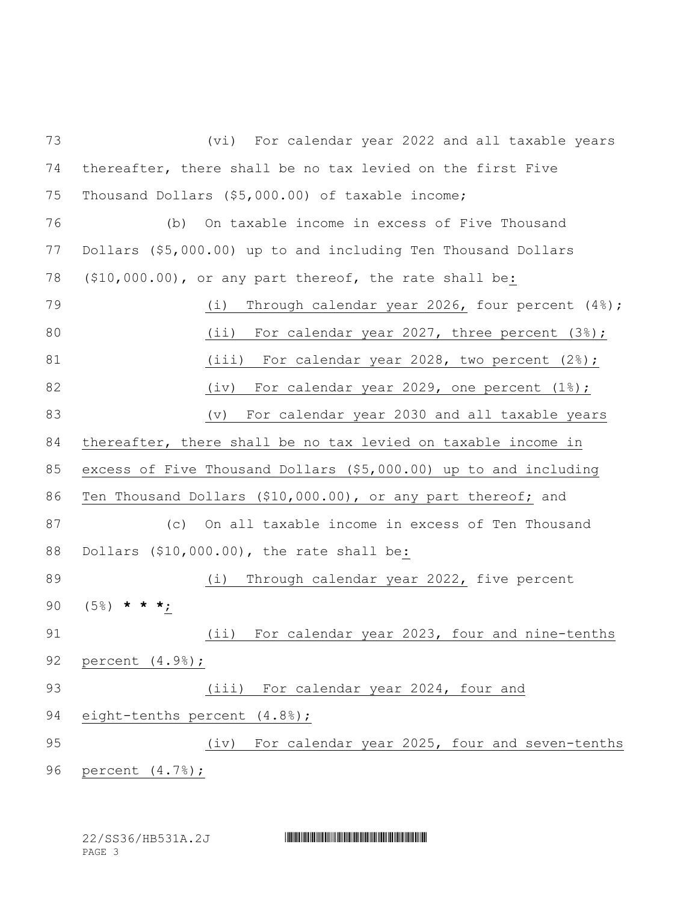(vi) For calendar year 2022 and all taxable years thereafter, there shall be no tax levied on the first Five Thousand Dollars ($5,000.00) of taxable income;

(b) On taxable income in excess of Five Thousand Dollars ($5,000.00) up to and including Ten Thousand Dollars ($10,000.00), or any part thereof, the rate shall be:

(i) Through calendar year 2026, four percent (4%);

(ii) For calendar year 2027, three percent (3%);

(iii) For calendar year 2028, two percent (2%);

(iv) For calendar year 2029, one percent (1%);

(v) For calendar year 2030 and all taxable years thereafter, there shall be no tax levied on taxable income in excess of Five Thousand Dollars ($5,000.00) up to and including Ten Thousand Dollars ($10,000.00), or any part thereof; and

(c) On all taxable income in excess of Ten Thousand Dollars ($10,000.00), the rate shall be:

(i) Through calendar year 2022, five percent (5%) **\* \* \***;

(ii) For calendar year 2023, four and nine-tenths percent (4.9%);

(iii) For calendar year 2024, four and eight-tenths percent (4.8%);

(iv) For calendar year 2025, four and seven-tenths percent (4.7%);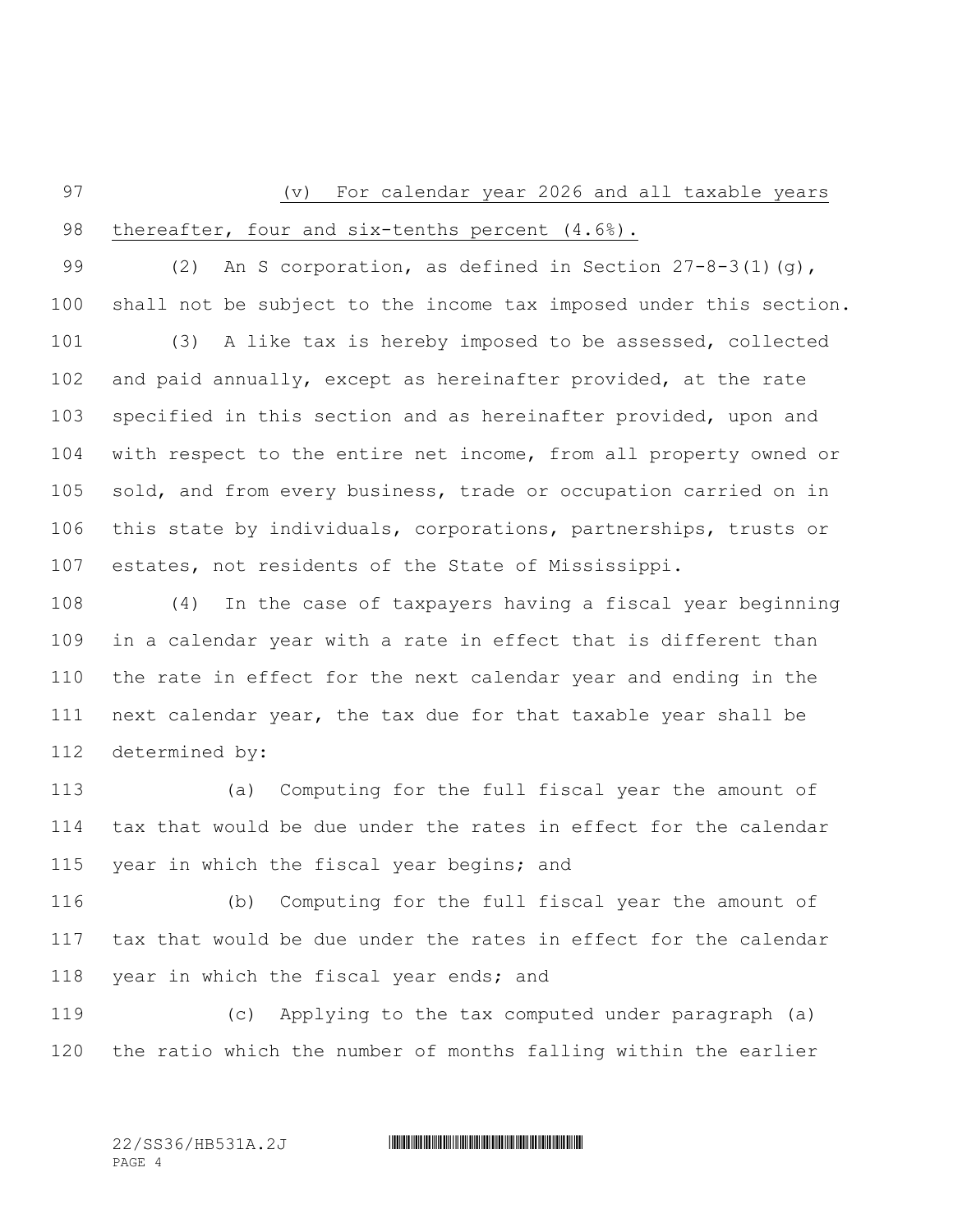(v) For calendar year 2026 and all taxable years thereafter, four and six-tenths percent (4.6%).

(2) An S corporation, as defined in Section 27-8-3(1)(g), shall not be subject to the income tax imposed under this section.

(3) A like tax is hereby imposed to be assessed, collected and paid annually, except as hereinafter provided, at the rate specified in this section and as hereinafter provided, upon and with respect to the entire net income, from all property owned or sold, and from every business, trade or occupation carried on in this state by individuals, corporations, partnerships, trusts or estates, not residents of the State of Mississippi.

(4) In the case of taxpayers having a fiscal year beginning in a calendar year with a rate in effect that is different than the rate in effect for the next calendar year and ending in the next calendar year, the tax due for that taxable year shall be determined by:

(a) Computing for the full fiscal year the amount of tax that would be due under the rates in effect for the calendar year in which the fiscal year begins; and

(b) Computing for the full fiscal year the amount of tax that would be due under the rates in effect for the calendar year in which the fiscal year ends; and

(c) Applying to the tax computed under paragraph (a) the ratio which the number of months falling within the earlier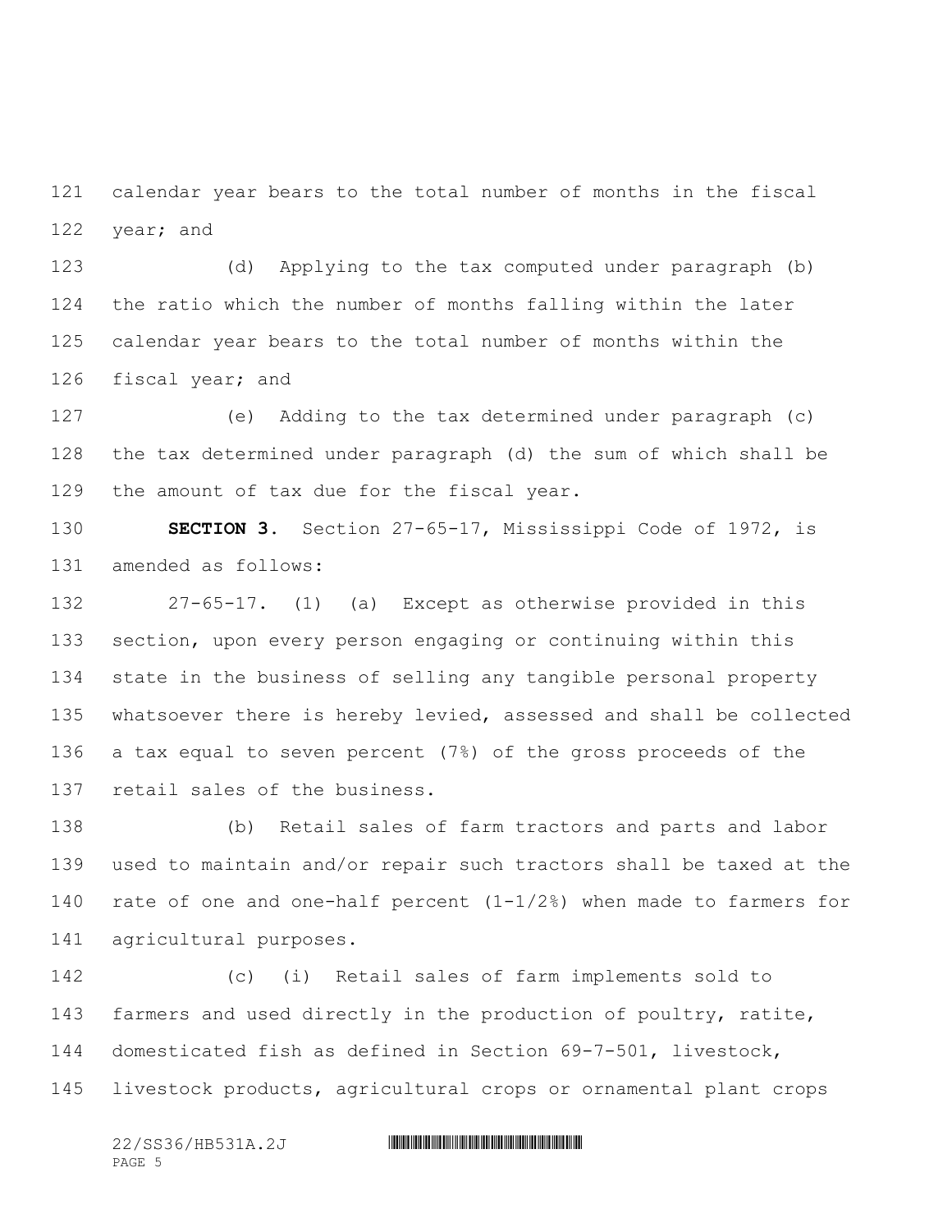calendar year bears to the total number of months in the fiscal year; and

(d) Applying to the tax computed under paragraph (b) the ratio which the number of months falling within the later calendar year bears to the total number of months within the fiscal year; and

(e) Adding to the tax determined under paragraph (c) the tax determined under paragraph (d) the sum of which shall be the amount of tax due for the fiscal year.

**SECTION 3.** Section 27-65-17, Mississippi Code of 1972, is amended as follows:

27-65-17. (1) (a) Except as otherwise provided in this section, upon every person engaging or continuing within this state in the business of selling any tangible personal property whatsoever there is hereby levied, assessed and shall be collected a tax equal to seven percent (7%) of the gross proceeds of the retail sales of the business.

(b) Retail sales of farm tractors and parts and labor used to maintain and/or repair such tractors shall be taxed at the rate of one and one-half percent (1-1/2%) when made to farmers for agricultural purposes.

(c) (i) Retail sales of farm implements sold to farmers and used directly in the production of poultry, ratite, domesticated fish as defined in Section 69-7-501, livestock, livestock products, agricultural crops or ornamental plant crops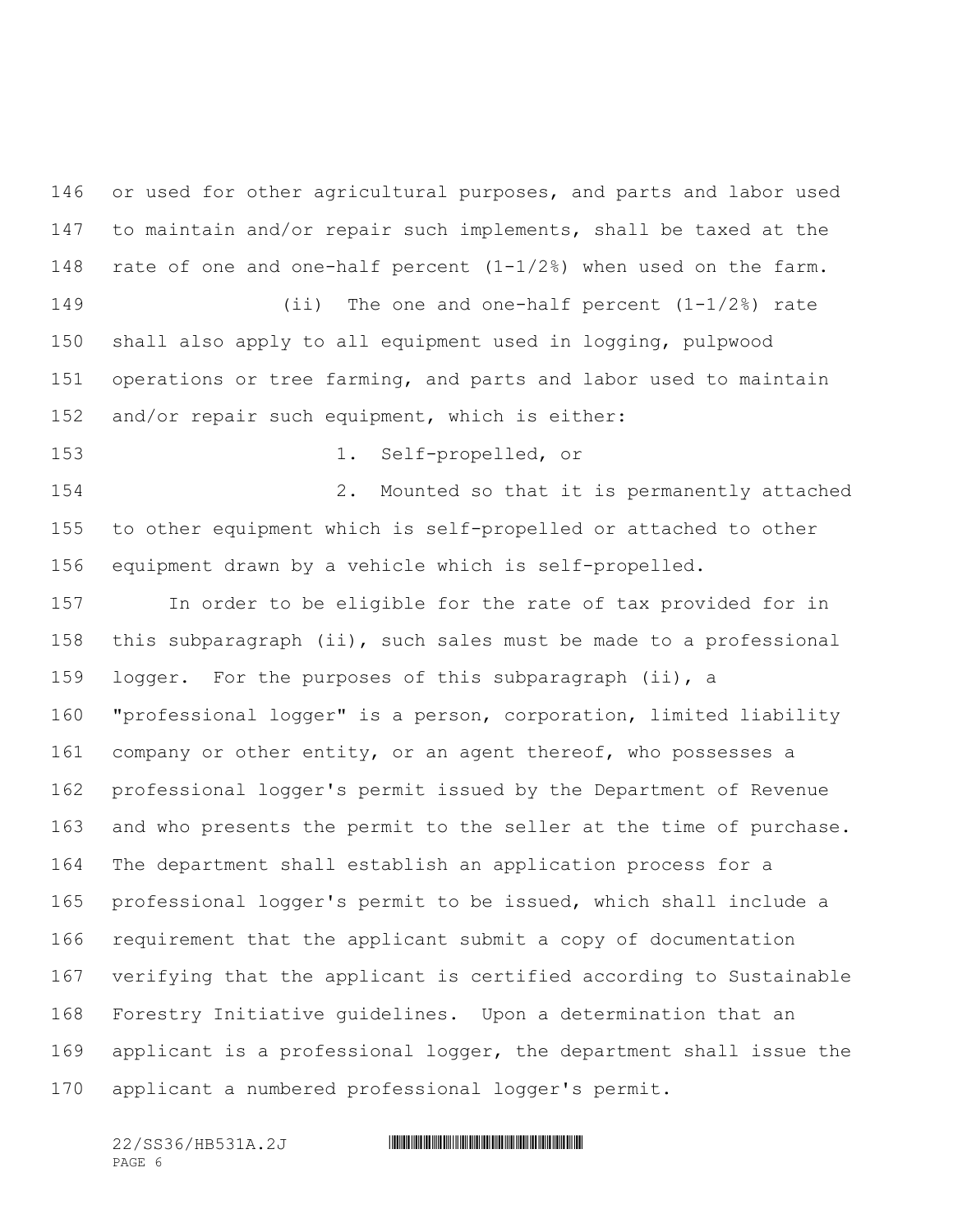or used for other agricultural purposes, and parts and labor used to maintain and/or repair such implements, shall be taxed at the rate of one and one-half percent (1-1/2%) when used on the farm.

(ii) The one and one-half percent (1-1/2%) rate shall also apply to all equipment used in logging, pulpwood operations or tree farming, and parts and labor used to maintain and/or repair such equipment, which is either:

1. Self-propelled, or

2. Mounted so that it is permanently attached to other equipment which is self-propelled or attached to other equipment drawn by a vehicle which is self-propelled.

In order to be eligible for the rate of tax provided for in this subparagraph (ii), such sales must be made to a professional logger. For the purposes of this subparagraph (ii), a "professional logger" is a person, corporation, limited liability company or other entity, or an agent thereof, who possesses a professional logger's permit issued by the Department of Revenue and who presents the permit to the seller at the time of purchase. The department shall establish an application process for a professional logger's permit to be issued, which shall include a requirement that the applicant submit a copy of documentation verifying that the applicant is certified according to Sustainable Forestry Initiative guidelines. Upon a determination that an applicant is a professional logger, the department shall issue the applicant a numbered professional logger's permit.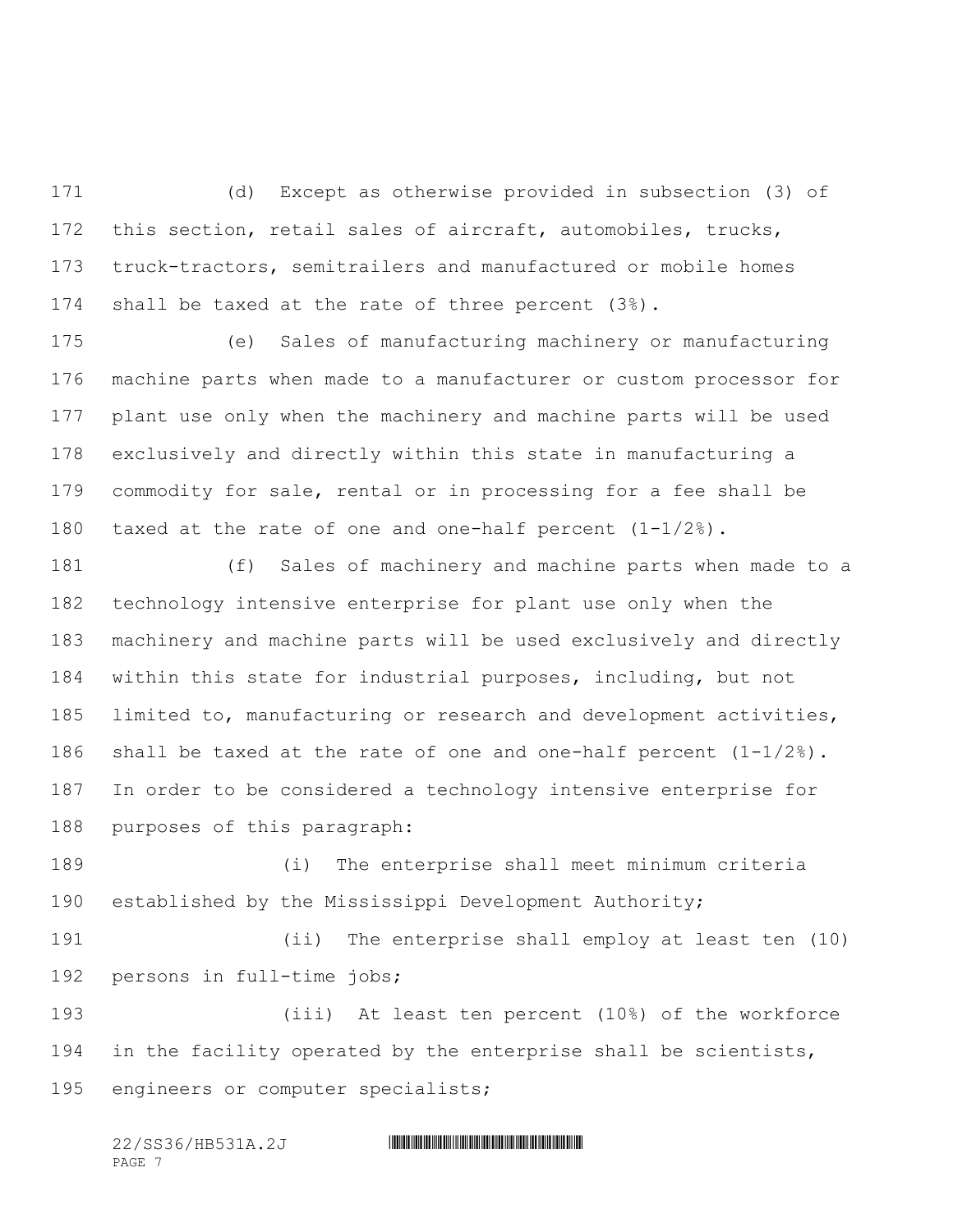(d) Except as otherwise provided in subsection (3) of this section, retail sales of aircraft, automobiles, trucks, truck-tractors, semitrailers and manufactured or mobile homes shall be taxed at the rate of three percent (3%).

(e) Sales of manufacturing machinery or manufacturing machine parts when made to a manufacturer or custom processor for plant use only when the machinery and machine parts will be used exclusively and directly within this state in manufacturing a commodity for sale, rental or in processing for a fee shall be taxed at the rate of one and one-half percent (1-1/2%).

(f) Sales of machinery and machine parts when made to a technology intensive enterprise for plant use only when the machinery and machine parts will be used exclusively and directly within this state for industrial purposes, including, but not limited to, manufacturing or research and development activities, shall be taxed at the rate of one and one-half percent (1-1/2%). In order to be considered a technology intensive enterprise for purposes of this paragraph:

(i) The enterprise shall meet minimum criteria established by the Mississippi Development Authority;

(ii) The enterprise shall employ at least ten (10) persons in full-time jobs;

(iii) At least ten percent (10%) of the workforce in the facility operated by the enterprise shall be scientists, engineers or computer specialists;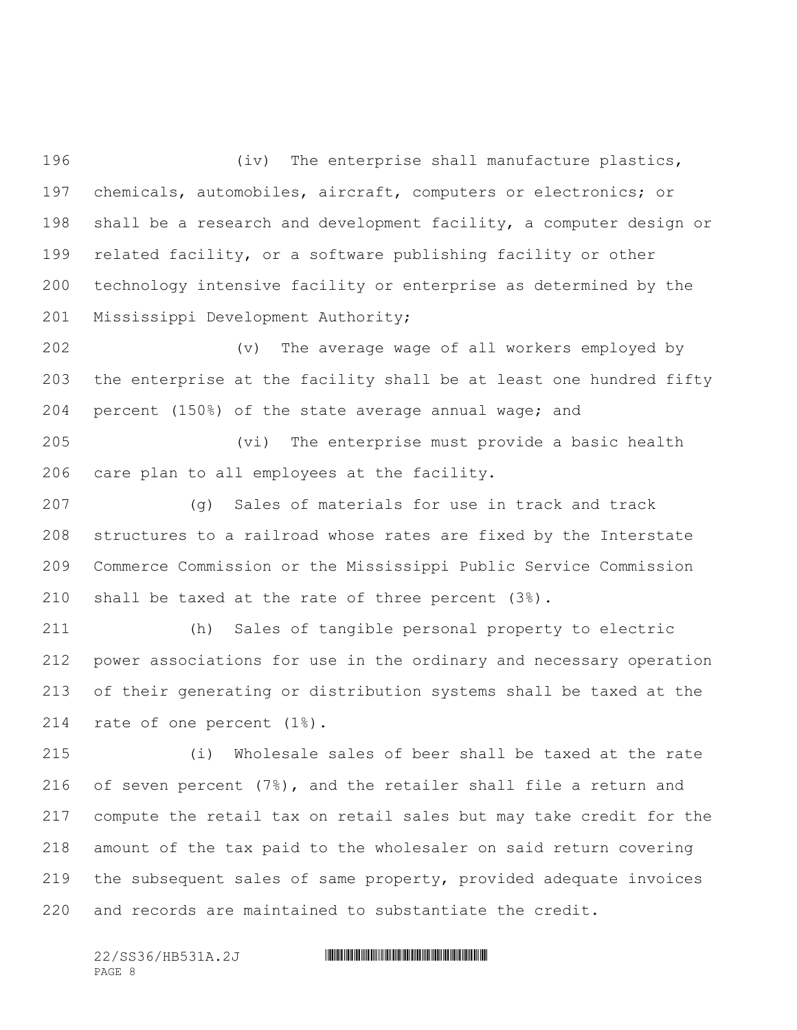(iv) The enterprise shall manufacture plastics, chemicals, automobiles, aircraft, computers or electronics; or shall be a research and development facility, a computer design or related facility, or a software publishing facility or other technology intensive facility or enterprise as determined by the Mississippi Development Authority;

(v) The average wage of all workers employed by the enterprise at the facility shall be at least one hundred fifty percent (150%) of the state average annual wage; and

(vi) The enterprise must provide a basic health care plan to all employees at the facility.

(g) Sales of materials for use in track and track structures to a railroad whose rates are fixed by the Interstate Commerce Commission or the Mississippi Public Service Commission shall be taxed at the rate of three percent (3%).

(h) Sales of tangible personal property to electric power associations for use in the ordinary and necessary operation of their generating or distribution systems shall be taxed at the rate of one percent (1%).

(i) Wholesale sales of beer shall be taxed at the rate of seven percent (7%), and the retailer shall file a return and compute the retail tax on retail sales but may take credit for the amount of the tax paid to the wholesaler on said return covering the subsequent sales of same property, provided adequate invoices and records are maintained to substantiate the credit.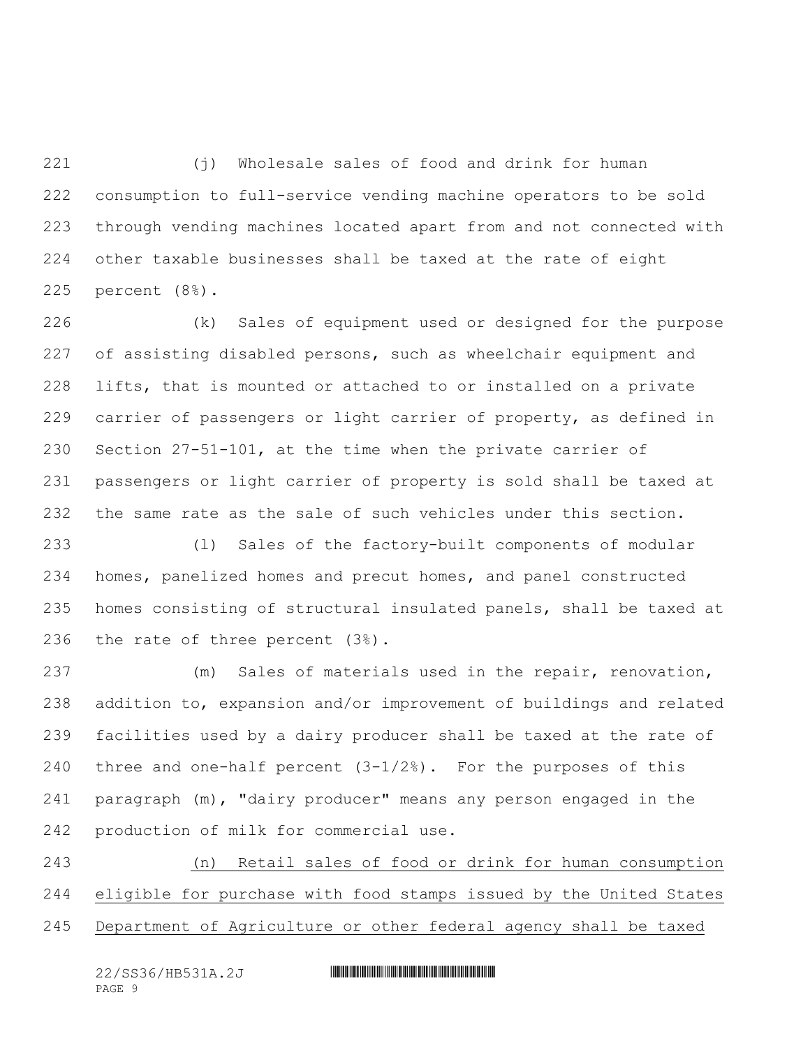(j) Wholesale sales of food and drink for human consumption to full-service vending machine operators to be sold through vending machines located apart from and not connected with other taxable businesses shall be taxed at the rate of eight percent (8%).

(k) Sales of equipment used or designed for the purpose of assisting disabled persons, such as wheelchair equipment and lifts, that is mounted or attached to or installed on a private carrier of passengers or light carrier of property, as defined in Section 27-51-101, at the time when the private carrier of passengers or light carrier of property is sold shall be taxed at the same rate as the sale of such vehicles under this section.

(l) Sales of the factory-built components of modular homes, panelized homes and precut homes, and panel constructed homes consisting of structural insulated panels, shall be taxed at the rate of three percent (3%).

(m) Sales of materials used in the repair, renovation, addition to, expansion and/or improvement of buildings and related facilities used by a dairy producer shall be taxed at the rate of three and one-half percent (3-1/2%). For the purposes of this paragraph (m), "dairy producer" means any person engaged in the production of milk for commercial use.

<u>(n) Retail sales of food or drink for human consumption eligible for purchase with food stamps issued by the United States Department of Agriculture or other federal agency shall be taxed</u>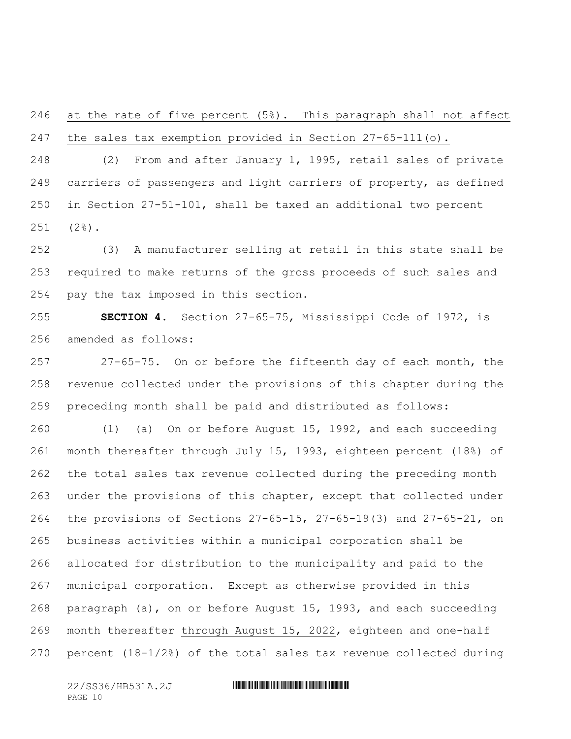at the rate of five percent (5%). This paragraph shall not affect the sales tax exemption provided in Section 27-65-111(o).

(2) From and after January 1, 1995, retail sales of private carriers of passengers and light carriers of property, as defined in Section 27-51-101, shall be taxed an additional two percent (2%).

(3) A manufacturer selling at retail in this state shall be required to make returns of the gross proceeds of such sales and pay the tax imposed in this section.

**SECTION 4.** Section 27-65-75, Mississippi Code of 1972, is amended as follows:

27-65-75. On or before the fifteenth day of each month, the revenue collected under the provisions of this chapter during the preceding month shall be paid and distributed as follows:

(1) (a) On or before August 15, 1992, and each succeeding month thereafter through July 15, 1993, eighteen percent (18%) of the total sales tax revenue collected during the preceding month under the provisions of this chapter, except that collected under the provisions of Sections 27-65-15, 27-65-19(3) and 27-65-21, on business activities within a municipal corporation shall be allocated for distribution to the municipality and paid to the municipal corporation. Except as otherwise provided in this paragraph (a), on or before August 15, 1993, and each succeeding month thereafter through August 15, 2022, eighteen and one-half percent (18-1/2%) of the total sales tax revenue collected during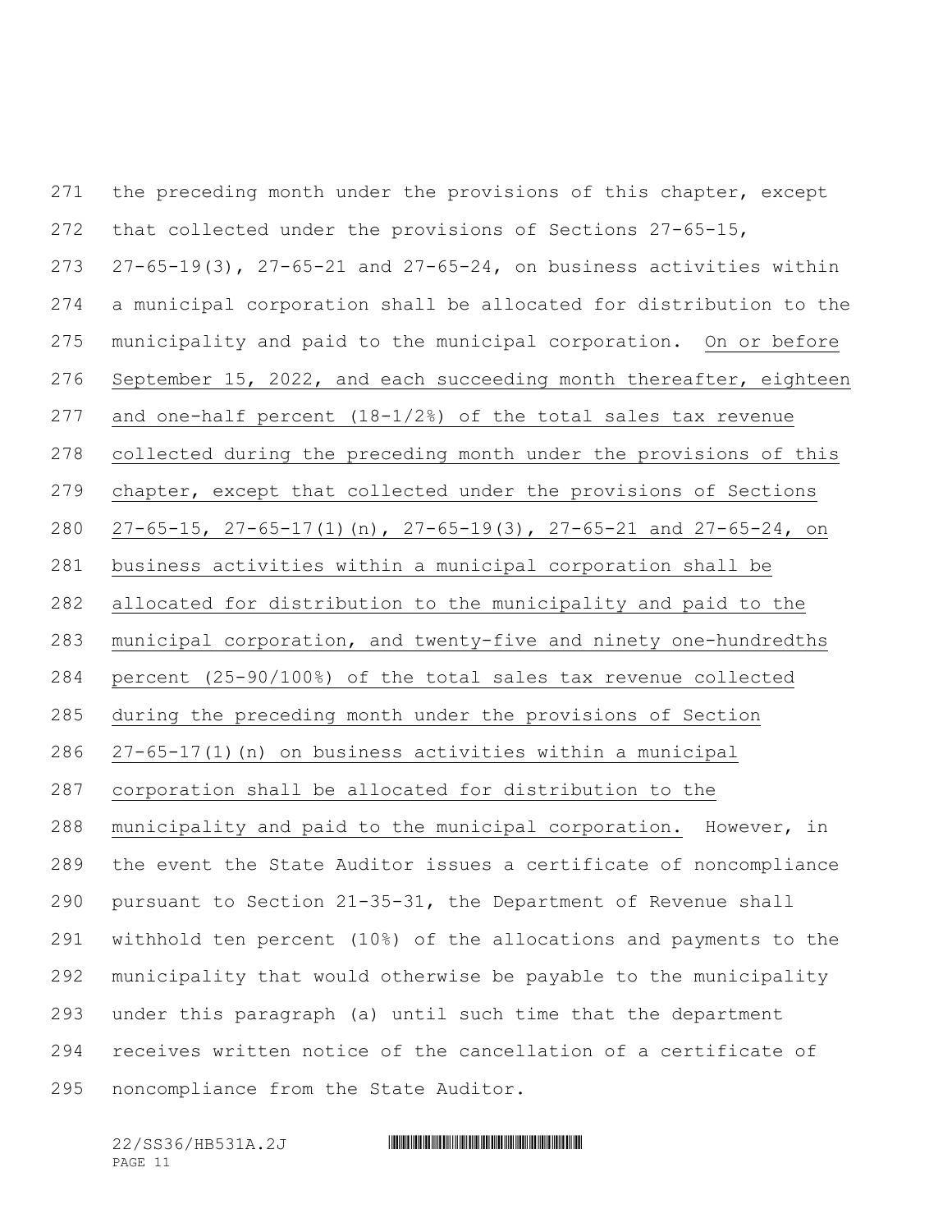the preceding month under the provisions of this chapter, except that collected under the provisions of Sections 27-65-15, 27-65-19(3), 27-65-21 and 27-65-24, on business activities within a municipal corporation shall be allocated for distribution to the municipality and paid to the municipal corporation. <u>On or before September 15, 2022, and each succeeding month thereafter, eighteen and one-half percent (18-1/2%) of the total sales tax revenue collected during the preceding month under the provisions of this chapter, except that collected under the provisions of Sections 27-65-15, 27-65-17(1)(n), 27-65-19(3), 27-65-21 and 27-65-24, on business activities within a municipal corporation shall be allocated for distribution to the municipality and paid to the municipal corporation, and twenty-five and ninety one-hundredths percent (25-90/100%) of the total sales tax revenue collected during the preceding month under the provisions of Section 27-65-17(1)(n) on business activities within a municipal corporation shall be allocated for distribution to the municipality and paid to the municipal corporation.</u> However, in the event the State Auditor issues a certificate of noncompliance pursuant to Section 21-35-31, the Department of Revenue shall withhold ten percent (10%) of the allocations and payments to the municipality that would otherwise be payable to the municipality under this paragraph (a) until such time that the department receives written notice of the cancellation of a certificate of noncompliance from the State Auditor.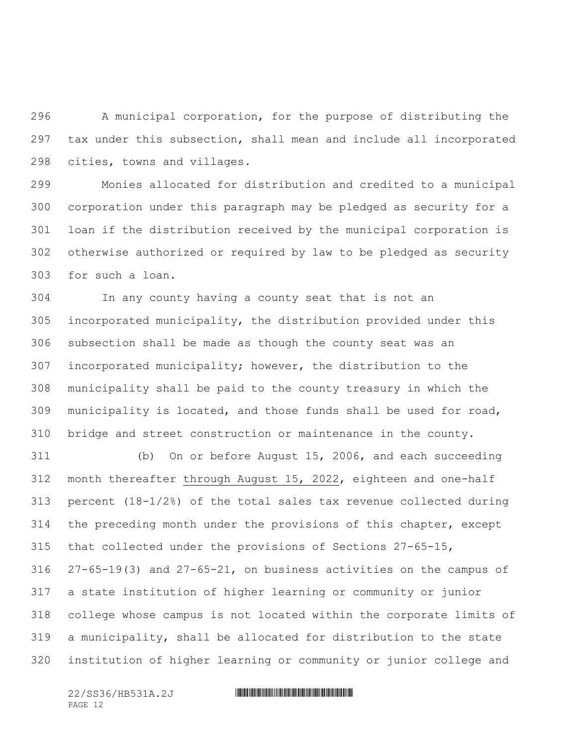A municipal corporation, for the purpose of distributing the tax under this subsection, shall mean and include all incorporated cities, towns and villages.

Monies allocated for distribution and credited to a municipal corporation under this paragraph may be pledged as security for a loan if the distribution received by the municipal corporation is otherwise authorized or required by law to be pledged as security for such a loan.

In any county having a county seat that is not an incorporated municipality, the distribution provided under this subsection shall be made as though the county seat was an incorporated municipality; however, the distribution to the municipality shall be paid to the county treasury in which the municipality is located, and those funds shall be used for road, bridge and street construction or maintenance in the county.

(b) On or before August 15, 2006, and each succeeding month thereafter <u>through August 15, 2022</u>, eighteen and one-half percent (18-1/2%) of the total sales tax revenue collected during the preceding month under the provisions of this chapter, except that collected under the provisions of Sections 27-65-15, 27-65-19(3) and 27-65-21, on business activities on the campus of a state institution of higher learning or community or junior college whose campus is not located within the corporate limits of a municipality, shall be allocated for distribution to the state institution of higher learning or community or junior college and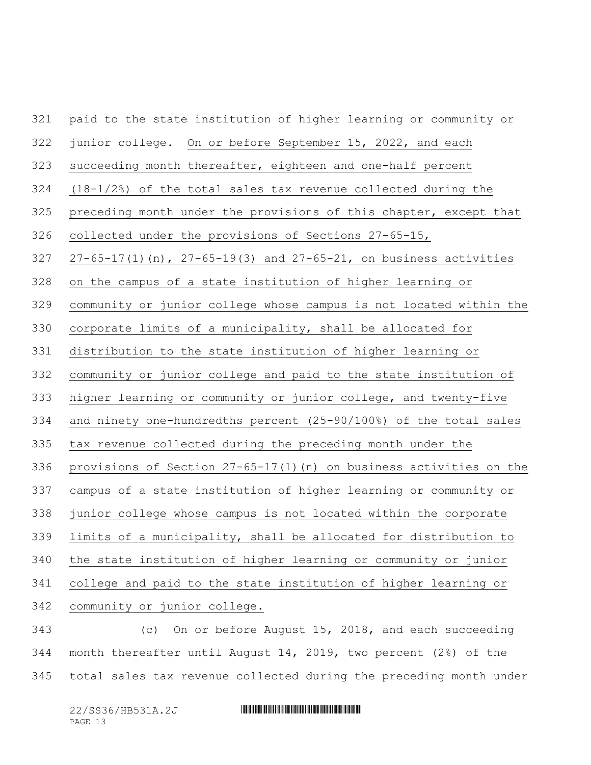paid to the state institution of higher learning or community or junior college. On or before September 15, 2022, and each succeeding month thereafter, eighteen and one-half percent (18-1/2%) of the total sales tax revenue collected during the preceding month under the provisions of this chapter, except that collected under the provisions of Sections 27-65-15, 27-65-17(1)(n), 27-65-19(3) and 27-65-21, on business activities on the campus of a state institution of higher learning or community or junior college whose campus is not located within the corporate limits of a municipality, shall be allocated for distribution to the state institution of higher learning or community or junior college and paid to the state institution of higher learning or community or junior college, and twenty-five and ninety one-hundredths percent (25-90/100%) of the total sales tax revenue collected during the preceding month under the provisions of Section 27-65-17(1)(n) on business activities on the campus of a state institution of higher learning or community or junior college whose campus is not located within the corporate limits of a municipality, shall be allocated for distribution to the state institution of higher learning or community or junior college and paid to the state institution of higher learning or community or junior college.

(c) On or before August 15, 2018, and each succeeding month thereafter until August 14, 2019, two percent (2%) of the total sales tax revenue collected during the preceding month under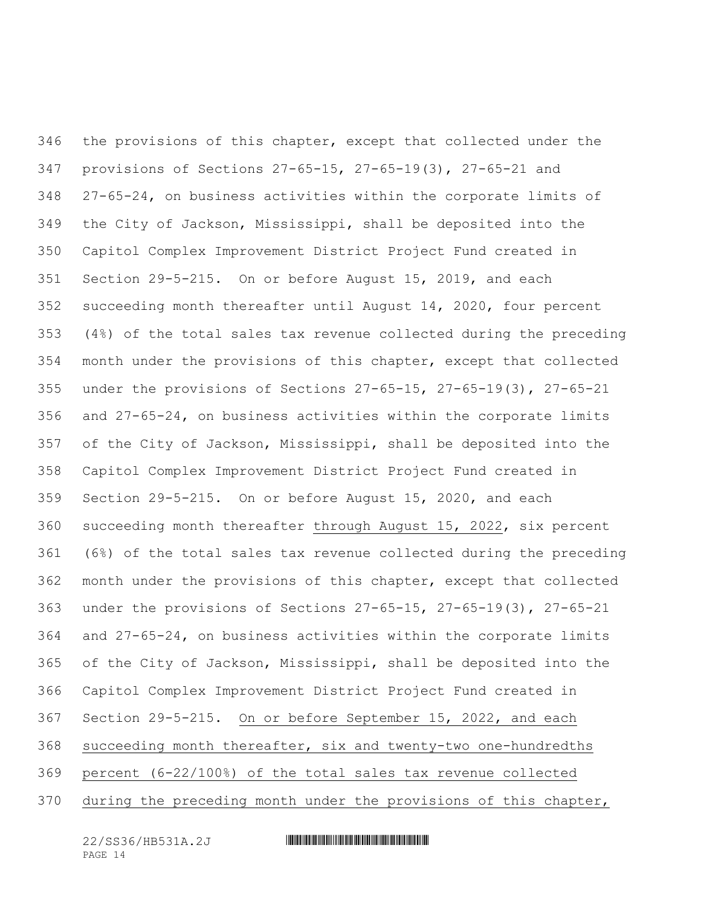the provisions of this chapter, except that collected under the provisions of Sections 27-65-15, 27-65-19(3), 27-65-21 and 27-65-24, on business activities within the corporate limits of the City of Jackson, Mississippi, shall be deposited into the Capitol Complex Improvement District Project Fund created in Section 29-5-215. On or before August 15, 2019, and each succeeding month thereafter until August 14, 2020, four percent (4%) of the total sales tax revenue collected during the preceding month under the provisions of this chapter, except that collected under the provisions of Sections 27-65-15, 27-65-19(3), 27-65-21 and 27-65-24, on business activities within the corporate limits of the City of Jackson, Mississippi, shall be deposited into the Capitol Complex Improvement District Project Fund created in Section 29-5-215. On or before August 15, 2020, and each succeeding month thereafter <u>through August 15, 2022</u>, six percent (6%) of the total sales tax revenue collected during the preceding month under the provisions of this chapter, except that collected under the provisions of Sections 27-65-15, 27-65-19(3), 27-65-21 and 27-65-24, on business activities within the corporate limits of the City of Jackson, Mississippi, shall be deposited into the Capitol Complex Improvement District Project Fund created in Section 29-5-215. <u>On or before September 15, 2022, and each succeeding month thereafter, six and twenty-two one-hundredths percent (6-22/100%) of the total sales tax revenue collected during the preceding month under the provisions of this chapter,</u>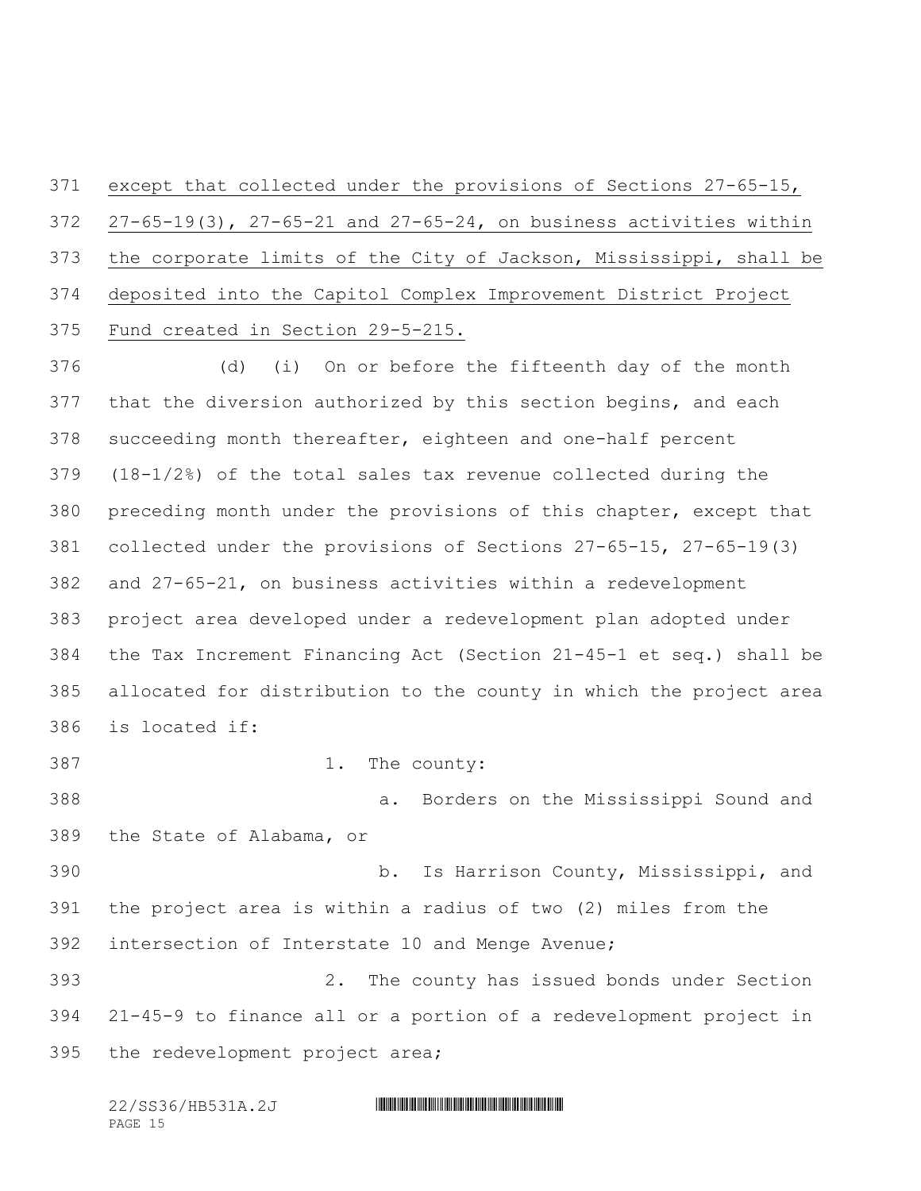except that collected under the provisions of Sections 27-65-15, 27-65-19(3), 27-65-21 and 27-65-24, on business activities within the corporate limits of the City of Jackson, Mississippi, shall be deposited into the Capitol Complex Improvement District Project Fund created in Section 29-5-215.

(d) (i) On or before the fifteenth day of the month that the diversion authorized by this section begins, and each succeeding month thereafter, eighteen and one-half percent (18-1/2%) of the total sales tax revenue collected during the preceding month under the provisions of this chapter, except that collected under the provisions of Sections 27-65-15, 27-65-19(3) and 27-65-21, on business activities within a redevelopment project area developed under a redevelopment plan adopted under the Tax Increment Financing Act (Section 21-45-1 et seq.) shall be allocated for distribution to the county in which the project area is located if:

1. The county:

a. Borders on the Mississippi Sound and the State of Alabama, or

b. Is Harrison County, Mississippi, and the project area is within a radius of two (2) miles from the intersection of Interstate 10 and Menge Avenue;

2. The county has issued bonds under Section 21-45-9 to finance all or a portion of a redevelopment project in the redevelopment project area;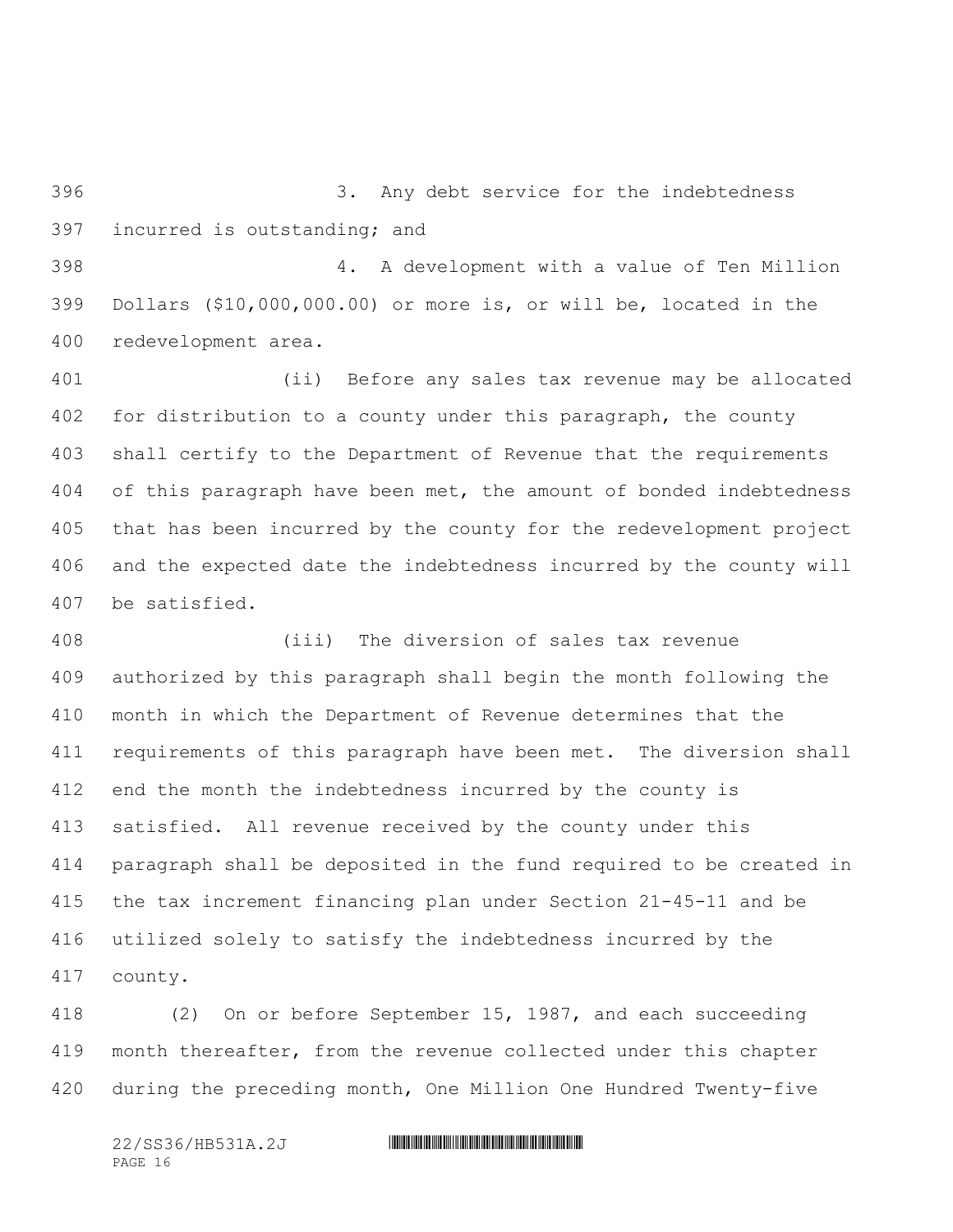3. Any debt service for the indebtedness incurred is outstanding; and

4. A development with a value of Ten Million Dollars ($10,000,000.00) or more is, or will be, located in the redevelopment area.

(ii) Before any sales tax revenue may be allocated for distribution to a county under this paragraph, the county shall certify to the Department of Revenue that the requirements of this paragraph have been met, the amount of bonded indebtedness that has been incurred by the county for the redevelopment project and the expected date the indebtedness incurred by the county will be satisfied.

(iii) The diversion of sales tax revenue authorized by this paragraph shall begin the month following the month in which the Department of Revenue determines that the requirements of this paragraph have been met. The diversion shall end the month the indebtedness incurred by the county is satisfied. All revenue received by the county under this paragraph shall be deposited in the fund required to be created in the tax increment financing plan under Section 21-45-11 and be utilized solely to satisfy the indebtedness incurred by the county.

(2) On or before September 15, 1987, and each succeeding month thereafter, from the revenue collected under this chapter during the preceding month, One Million One Hundred Twenty-five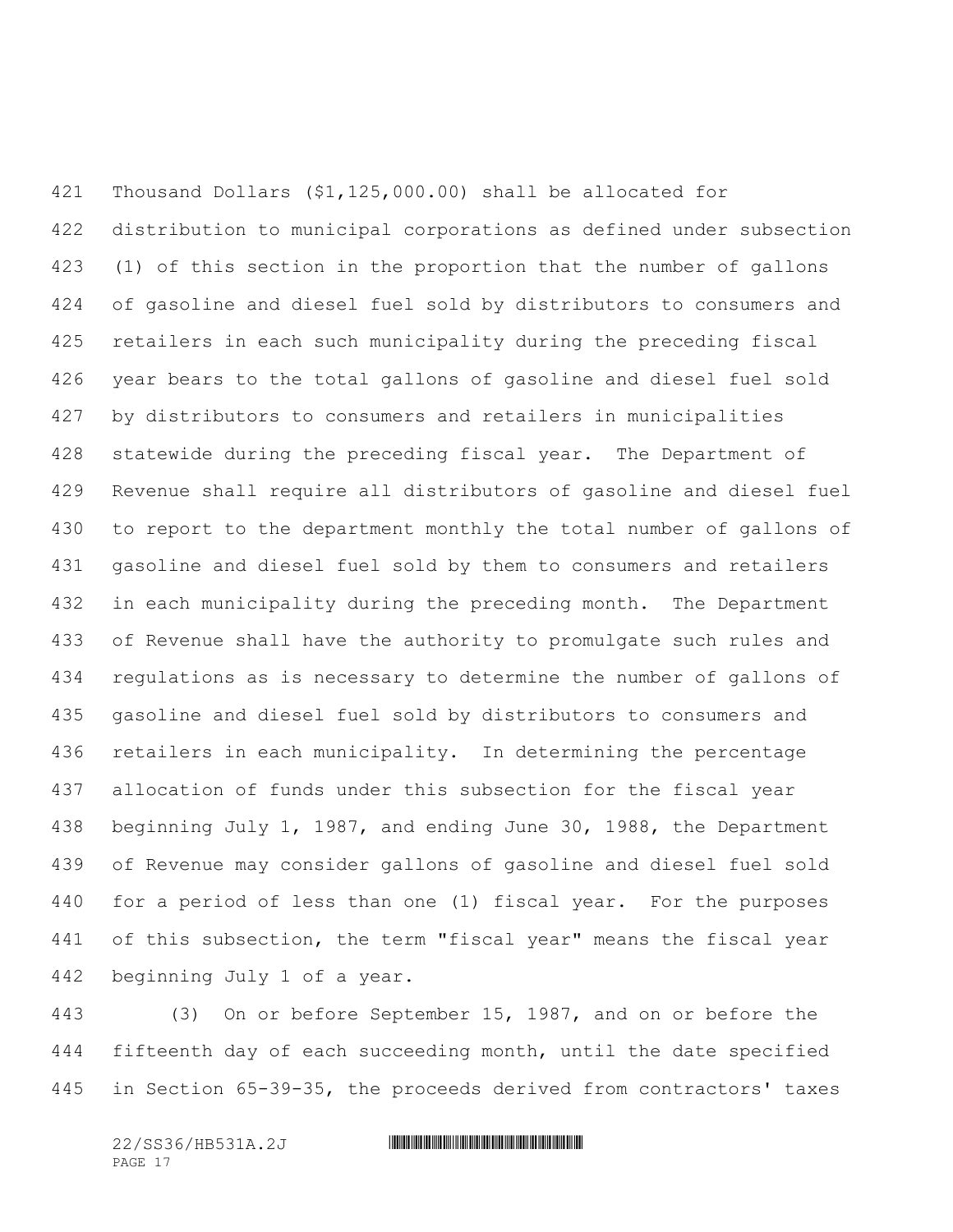Thousand Dollars ($1,125,000.00) shall be allocated for distribution to municipal corporations as defined under subsection (1) of this section in the proportion that the number of gallons of gasoline and diesel fuel sold by distributors to consumers and retailers in each such municipality during the preceding fiscal year bears to the total gallons of gasoline and diesel fuel sold by distributors to consumers and retailers in municipalities statewide during the preceding fiscal year. The Department of Revenue shall require all distributors of gasoline and diesel fuel to report to the department monthly the total number of gallons of gasoline and diesel fuel sold by them to consumers and retailers in each municipality during the preceding month. The Department of Revenue shall have the authority to promulgate such rules and regulations as is necessary to determine the number of gallons of gasoline and diesel fuel sold by distributors to consumers and retailers in each municipality. In determining the percentage allocation of funds under this subsection for the fiscal year beginning July 1, 1987, and ending June 30, 1988, the Department of Revenue may consider gallons of gasoline and diesel fuel sold for a period of less than one (1) fiscal year. For the purposes of this subsection, the term "fiscal year" means the fiscal year beginning July 1 of a year.

(3) On or before September 15, 1987, and on or before the fifteenth day of each succeeding month, until the date specified in Section 65-39-35, the proceeds derived from contractors' taxes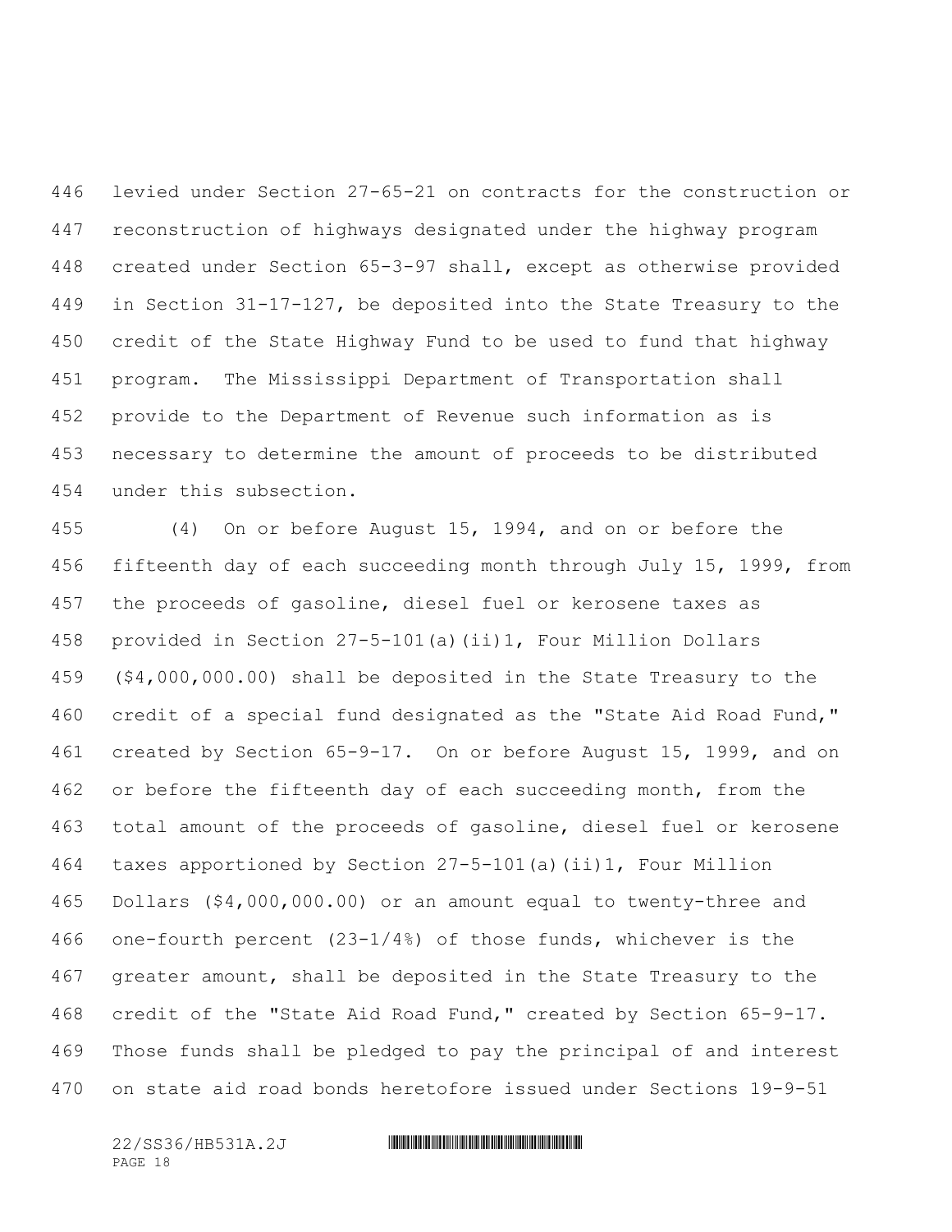levied under Section 27-65-21 on contracts for the construction or reconstruction of highways designated under the highway program created under Section 65-3-97 shall, except as otherwise provided in Section 31-17-127, be deposited into the State Treasury to the credit of the State Highway Fund to be used to fund that highway program. The Mississippi Department of Transportation shall provide to the Department of Revenue such information as is necessary to determine the amount of proceeds to be distributed under this subsection.

(4) On or before August 15, 1994, and on or before the fifteenth day of each succeeding month through July 15, 1999, from the proceeds of gasoline, diesel fuel or kerosene taxes as provided in Section 27-5-101(a)(ii)1, Four Million Dollars ($4,000,000.00) shall be deposited in the State Treasury to the credit of a special fund designated as the "State Aid Road Fund," created by Section 65-9-17. On or before August 15, 1999, and on or before the fifteenth day of each succeeding month, from the total amount of the proceeds of gasoline, diesel fuel or kerosene taxes apportioned by Section 27-5-101(a)(ii)1, Four Million Dollars ($4,000,000.00) or an amount equal to twenty-three and one-fourth percent (23-1/4%) of those funds, whichever is the greater amount, shall be deposited in the State Treasury to the credit of the "State Aid Road Fund," created by Section 65-9-17. Those funds shall be pledged to pay the principal of and interest on state aid road bonds heretofore issued under Sections 19-9-51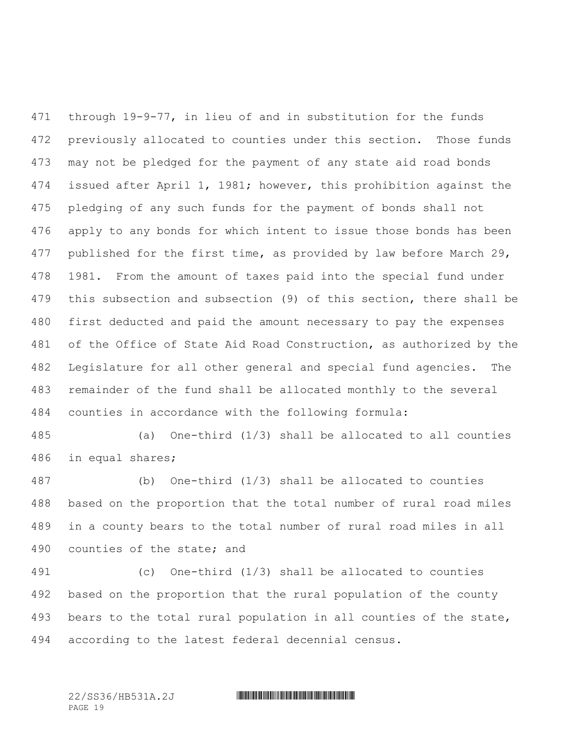through 19-9-77, in lieu of and in substitution for the funds previously allocated to counties under this section. Those funds may not be pledged for the payment of any state aid road bonds issued after April 1, 1981; however, this prohibition against the pledging of any such funds for the payment of bonds shall not apply to any bonds for which intent to issue those bonds has been published for the first time, as provided by law before March 29, 1981. From the amount of taxes paid into the special fund under this subsection and subsection (9) of this section, there shall be first deducted and paid the amount necessary to pay the expenses of the Office of State Aid Road Construction, as authorized by the Legislature for all other general and special fund agencies. The remainder of the fund shall be allocated monthly to the several counties in accordance with the following formula:

(a) One-third (1/3) shall be allocated to all counties in equal shares;

(b) One-third (1/3) shall be allocated to counties based on the proportion that the total number of rural road miles in a county bears to the total number of rural road miles in all counties of the state; and

(c) One-third (1/3) shall be allocated to counties based on the proportion that the rural population of the county bears to the total rural population in all counties of the state, according to the latest federal decennial census.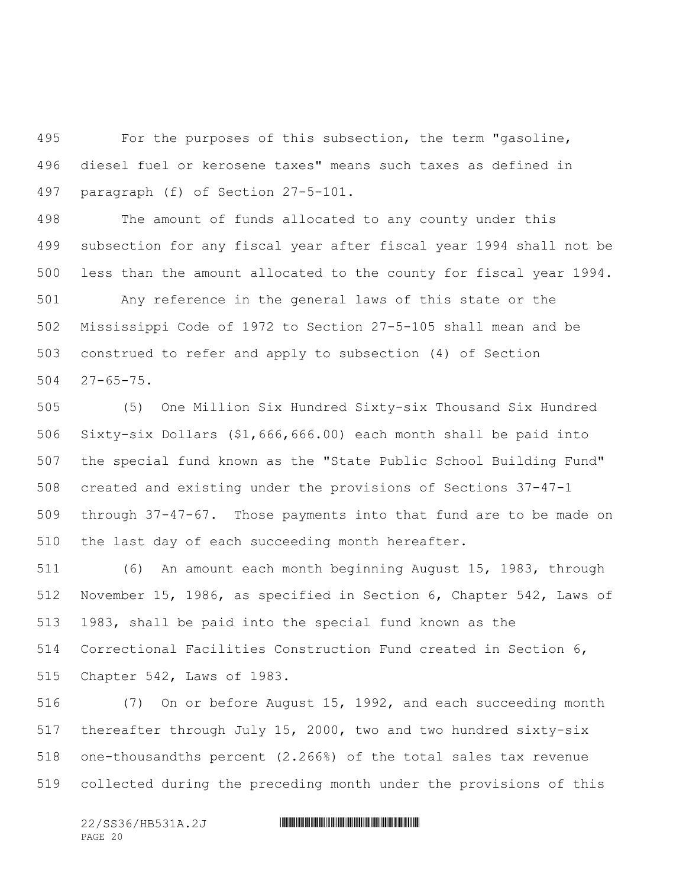For the purposes of this subsection, the term "gasoline, diesel fuel or kerosene taxes" means such taxes as defined in paragraph (f) of Section 27-5-101.

The amount of funds allocated to any county under this subsection for any fiscal year after fiscal year 1994 shall not be less than the amount allocated to the county for fiscal year 1994.

Any reference in the general laws of this state or the Mississippi Code of 1972 to Section 27-5-105 shall mean and be construed to refer and apply to subsection (4) of Section 27-65-75.

(5) One Million Six Hundred Sixty-six Thousand Six Hundred Sixty-six Dollars ($1,666,666.00) each month shall be paid into the special fund known as the "State Public School Building Fund" created and existing under the provisions of Sections 37-47-1 through 37-47-67. Those payments into that fund are to be made on the last day of each succeeding month hereafter.

(6) An amount each month beginning August 15, 1983, through November 15, 1986, as specified in Section 6, Chapter 542, Laws of 1983, shall be paid into the special fund known as the Correctional Facilities Construction Fund created in Section 6, Chapter 542, Laws of 1983.

(7) On or before August 15, 1992, and each succeeding month thereafter through July 15, 2000, two and two hundred sixty-six one-thousandths percent (2.266%) of the total sales tax revenue collected during the preceding month under the provisions of this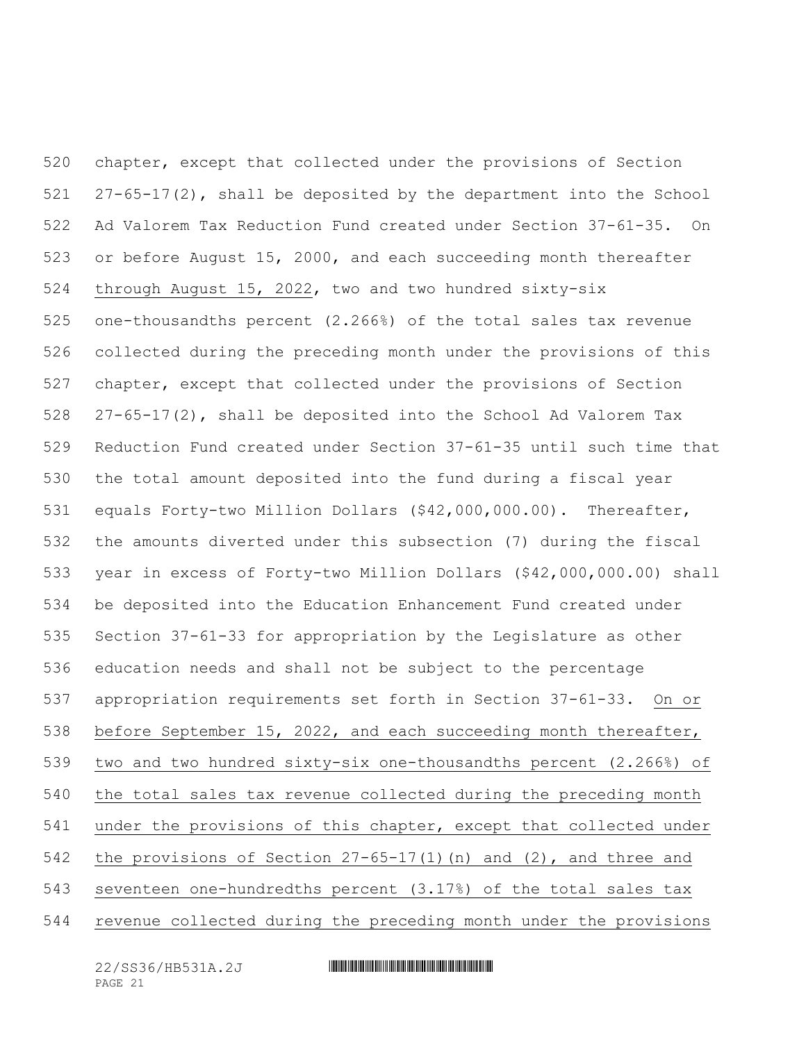chapter, except that collected under the provisions of Section 27-65-17(2), shall be deposited by the department into the School Ad Valorem Tax Reduction Fund created under Section 37-61-35. On or before August 15, 2000, and each succeeding month thereafter through August 15, 2022, two and two hundred sixty-six one-thousandths percent (2.266%) of the total sales tax revenue collected during the preceding month under the provisions of this chapter, except that collected under the provisions of Section 27-65-17(2), shall be deposited into the School Ad Valorem Tax Reduction Fund created under Section 37-61-35 until such time that the total amount deposited into the fund during a fiscal year equals Forty-two Million Dollars ($42,000,000.00). Thereafter, the amounts diverted under this subsection (7) during the fiscal year in excess of Forty-two Million Dollars ($42,000,000.00) shall be deposited into the Education Enhancement Fund created under Section 37-61-33 for appropriation by the Legislature as other education needs and shall not be subject to the percentage appropriation requirements set forth in Section 37-61-33. On or before September 15, 2022, and each succeeding month thereafter, two and two hundred sixty-six one-thousandths percent (2.266%) of the total sales tax revenue collected during the preceding month under the provisions of this chapter, except that collected under the provisions of Section 27-65-17(1)(n) and (2), and three and seventeen one-hundredths percent (3.17%) of the total sales tax revenue collected during the preceding month under the provisions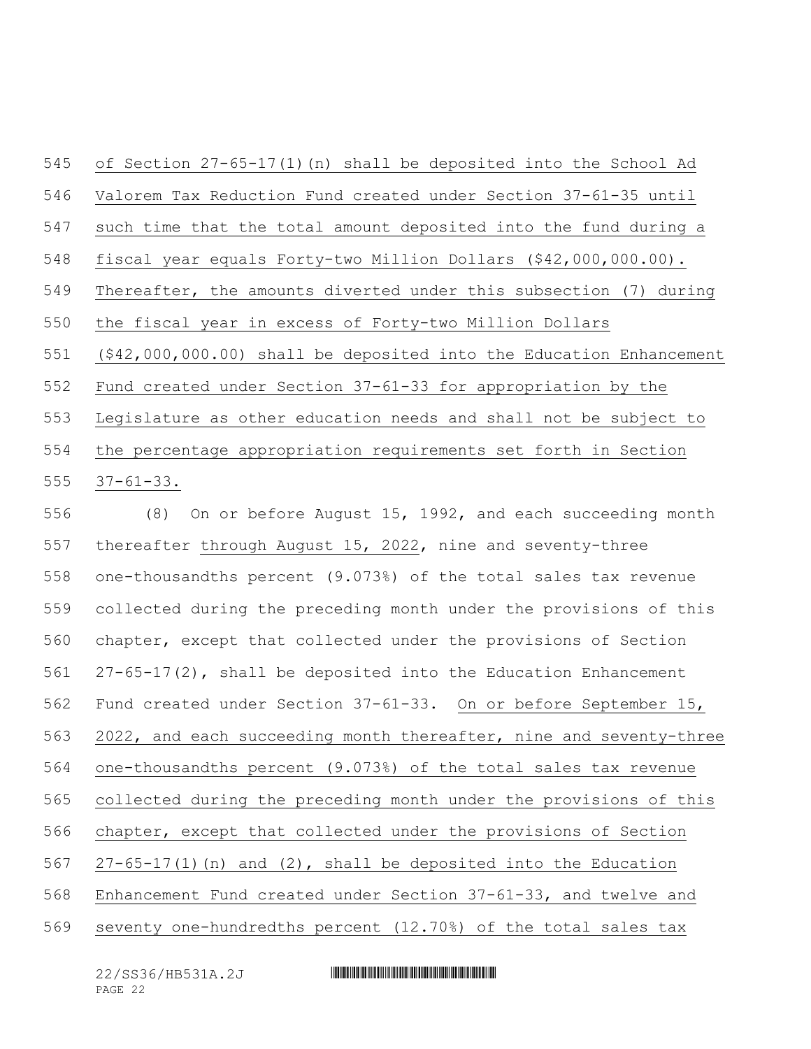of Section 27-65-17(1)(n) shall be deposited into the School Ad Valorem Tax Reduction Fund created under Section 37-61-35 until such time that the total amount deposited into the fund during a fiscal year equals Forty-two Million Dollars ($42,000,000.00). Thereafter, the amounts diverted under this subsection (7) during the fiscal year in excess of Forty-two Million Dollars ($42,000,000.00) shall be deposited into the Education Enhancement Fund created under Section 37-61-33 for appropriation by the Legislature as other education needs and shall not be subject to the percentage appropriation requirements set forth in Section 37-61-33.

(8) On or before August 15, 1992, and each succeeding month thereafter through August 15, 2022, nine and seventy-three one-thousandths percent (9.073%) of the total sales tax revenue collected during the preceding month under the provisions of this chapter, except that collected under the provisions of Section 27-65-17(2), shall be deposited into the Education Enhancement Fund created under Section 37-61-33. On or before September 15, 2022, and each succeeding month thereafter, nine and seventy-three one-thousandths percent (9.073%) of the total sales tax revenue collected during the preceding month under the provisions of this chapter, except that collected under the provisions of Section 27-65-17(1)(n) and (2), shall be deposited into the Education Enhancement Fund created under Section 37-61-33, and twelve and seventy one-hundredths percent (12.70%) of the total sales tax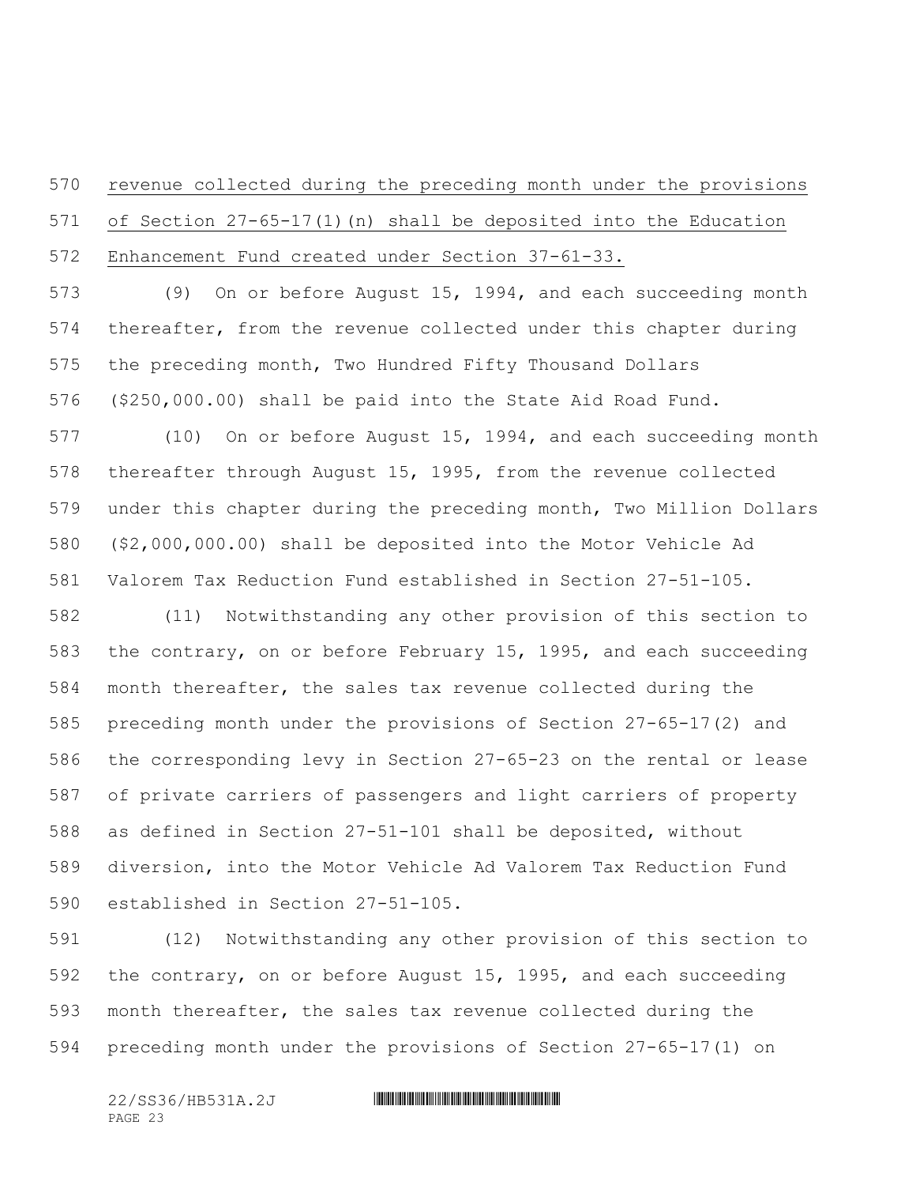revenue collected during the preceding month under the provisions of Section 27-65-17(1)(n) shall be deposited into the Education Enhancement Fund created under Section 37-61-33.

(9) On or before August 15, 1994, and each succeeding month thereafter, from the revenue collected under this chapter during the preceding month, Two Hundred Fifty Thousand Dollars ($250,000.00) shall be paid into the State Aid Road Fund.

(10) On or before August 15, 1994, and each succeeding month thereafter through August 15, 1995, from the revenue collected under this chapter during the preceding month, Two Million Dollars ($2,000,000.00) shall be deposited into the Motor Vehicle Ad Valorem Tax Reduction Fund established in Section 27-51-105.

(11) Notwithstanding any other provision of this section to the contrary, on or before February 15, 1995, and each succeeding month thereafter, the sales tax revenue collected during the preceding month under the provisions of Section 27-65-17(2) and the corresponding levy in Section 27-65-23 on the rental or lease of private carriers of passengers and light carriers of property as defined in Section 27-51-101 shall be deposited, without diversion, into the Motor Vehicle Ad Valorem Tax Reduction Fund established in Section 27-51-105.

(12) Notwithstanding any other provision of this section to the contrary, on or before August 15, 1995, and each succeeding month thereafter, the sales tax revenue collected during the preceding month under the provisions of Section 27-65-17(1) on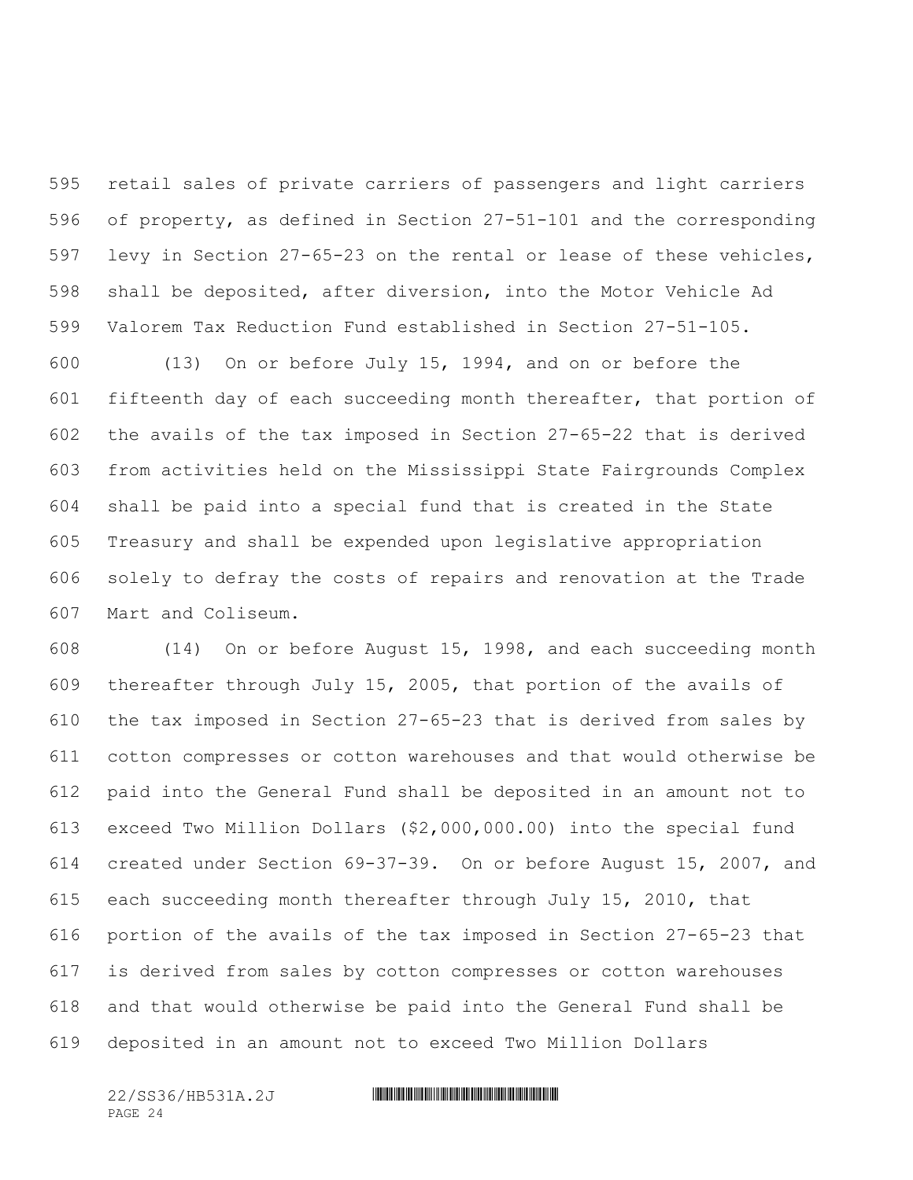retail sales of private carriers of passengers and light carriers of property, as defined in Section 27-51-101 and the corresponding levy in Section 27-65-23 on the rental or lease of these vehicles, shall be deposited, after diversion, into the Motor Vehicle Ad Valorem Tax Reduction Fund established in Section 27-51-105.

(13) On or before July 15, 1994, and on or before the fifteenth day of each succeeding month thereafter, that portion of the avails of the tax imposed in Section 27-65-22 that is derived from activities held on the Mississippi State Fairgrounds Complex shall be paid into a special fund that is created in the State Treasury and shall be expended upon legislative appropriation solely to defray the costs of repairs and renovation at the Trade Mart and Coliseum.

(14) On or before August 15, 1998, and each succeeding month thereafter through July 15, 2005, that portion of the avails of the tax imposed in Section 27-65-23 that is derived from sales by cotton compresses or cotton warehouses and that would otherwise be paid into the General Fund shall be deposited in an amount not to exceed Two Million Dollars ($2,000,000.00) into the special fund created under Section 69-37-39. On or before August 15, 2007, and each succeeding month thereafter through July 15, 2010, that portion of the avails of the tax imposed in Section 27-65-23 that is derived from sales by cotton compresses or cotton warehouses and that would otherwise be paid into the General Fund shall be deposited in an amount not to exceed Two Million Dollars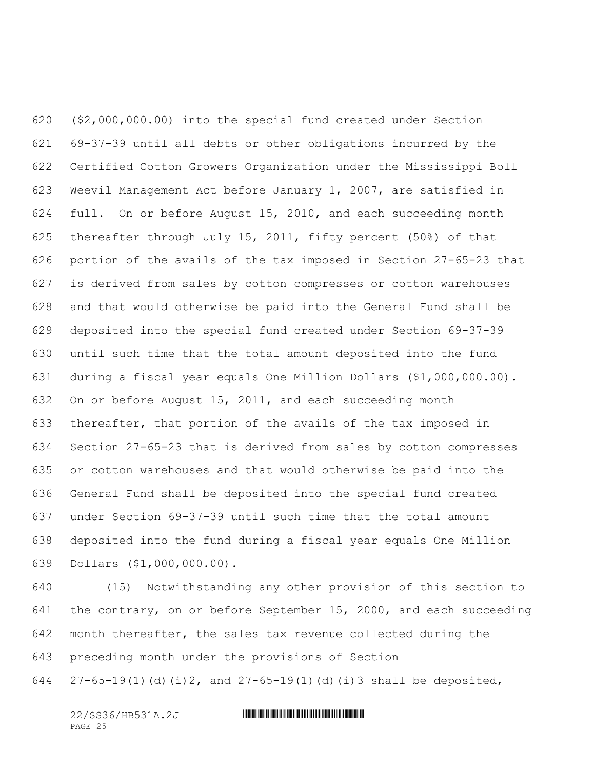($2,000,000.00) into the special fund created under Section 69-37-39 until all debts or other obligations incurred by the Certified Cotton Growers Organization under the Mississippi Boll Weevil Management Act before January 1, 2007, are satisfied in full. On or before August 15, 2010, and each succeeding month thereafter through July 15, 2011, fifty percent (50%) of that portion of the avails of the tax imposed in Section 27-65-23 that is derived from sales by cotton compresses or cotton warehouses and that would otherwise be paid into the General Fund shall be deposited into the special fund created under Section 69-37-39 until such time that the total amount deposited into the fund during a fiscal year equals One Million Dollars ($1,000,000.00). On or before August 15, 2011, and each succeeding month thereafter, that portion of the avails of the tax imposed in Section 27-65-23 that is derived from sales by cotton compresses or cotton warehouses and that would otherwise be paid into the General Fund shall be deposited into the special fund created under Section 69-37-39 until such time that the total amount deposited into the fund during a fiscal year equals One Million Dollars ($1,000,000.00).

(15) Notwithstanding any other provision of this section to the contrary, on or before September 15, 2000, and each succeeding month thereafter, the sales tax revenue collected during the preceding month under the provisions of Section 27-65-19(1)(d)(i)2, and 27-65-19(1)(d)(i)3 shall be deposited,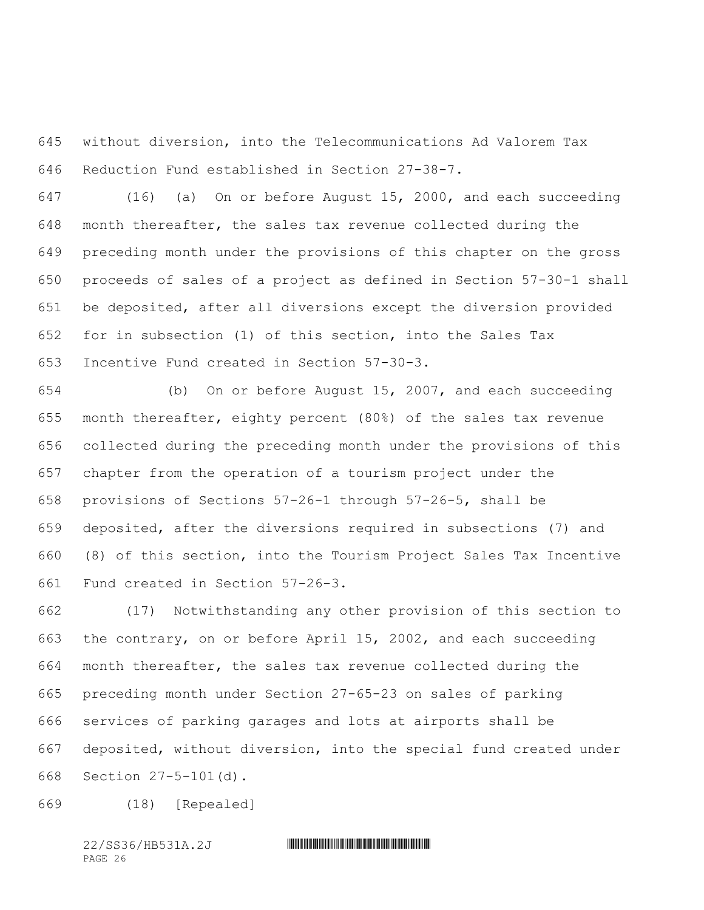without diversion, into the Telecommunications Ad Valorem Tax Reduction Fund established in Section 27-38-7.

(16) (a) On or before August 15, 2000, and each succeeding month thereafter, the sales tax revenue collected during the preceding month under the provisions of this chapter on the gross proceeds of sales of a project as defined in Section 57-30-1 shall be deposited, after all diversions except the diversion provided for in subsection (1) of this section, into the Sales Tax Incentive Fund created in Section 57-30-3.

(b) On or before August 15, 2007, and each succeeding month thereafter, eighty percent (80%) of the sales tax revenue collected during the preceding month under the provisions of this chapter from the operation of a tourism project under the provisions of Sections 57-26-1 through 57-26-5, shall be deposited, after the diversions required in subsections (7) and (8) of this section, into the Tourism Project Sales Tax Incentive Fund created in Section 57-26-3.

(17) Notwithstanding any other provision of this section to the contrary, on or before April 15, 2002, and each succeeding month thereafter, the sales tax revenue collected during the preceding month under Section 27-65-23 on sales of parking services of parking garages and lots at airports shall be deposited, without diversion, into the special fund created under Section 27-5-101(d).

(18) [Repealed]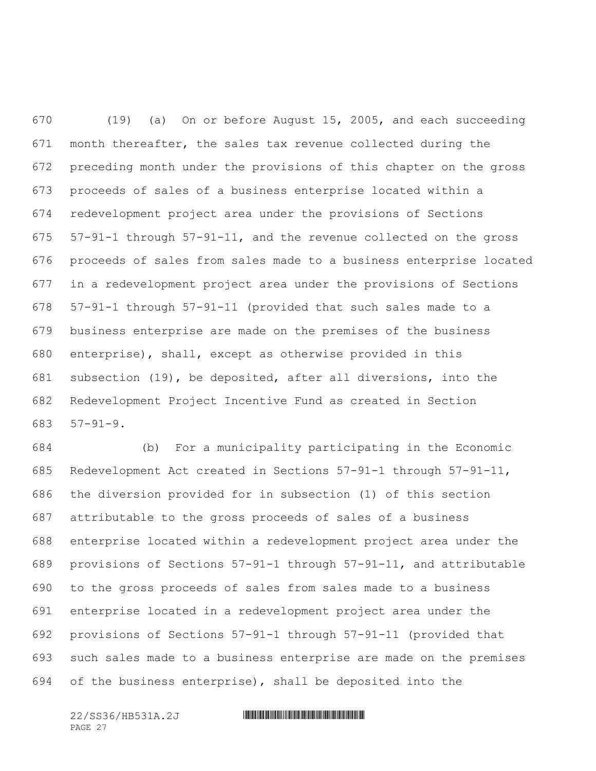(19) (a) On or before August 15, 2005, and each succeeding month thereafter, the sales tax revenue collected during the preceding month under the provisions of this chapter on the gross proceeds of sales of a business enterprise located within a redevelopment project area under the provisions of Sections 57-91-1 through 57-91-11, and the revenue collected on the gross proceeds of sales from sales made to a business enterprise located in a redevelopment project area under the provisions of Sections 57-91-1 through 57-91-11 (provided that such sales made to a business enterprise are made on the premises of the business enterprise), shall, except as otherwise provided in this subsection (19), be deposited, after all diversions, into the Redevelopment Project Incentive Fund as created in Section 57-91-9.

(b) For a municipality participating in the Economic Redevelopment Act created in Sections 57-91-1 through 57-91-11, the diversion provided for in subsection (1) of this section attributable to the gross proceeds of sales of a business enterprise located within a redevelopment project area under the provisions of Sections 57-91-1 through 57-91-11, and attributable to the gross proceeds of sales from sales made to a business enterprise located in a redevelopment project area under the provisions of Sections 57-91-1 through 57-91-11 (provided that such sales made to a business enterprise are made on the premises of the business enterprise), shall be deposited into the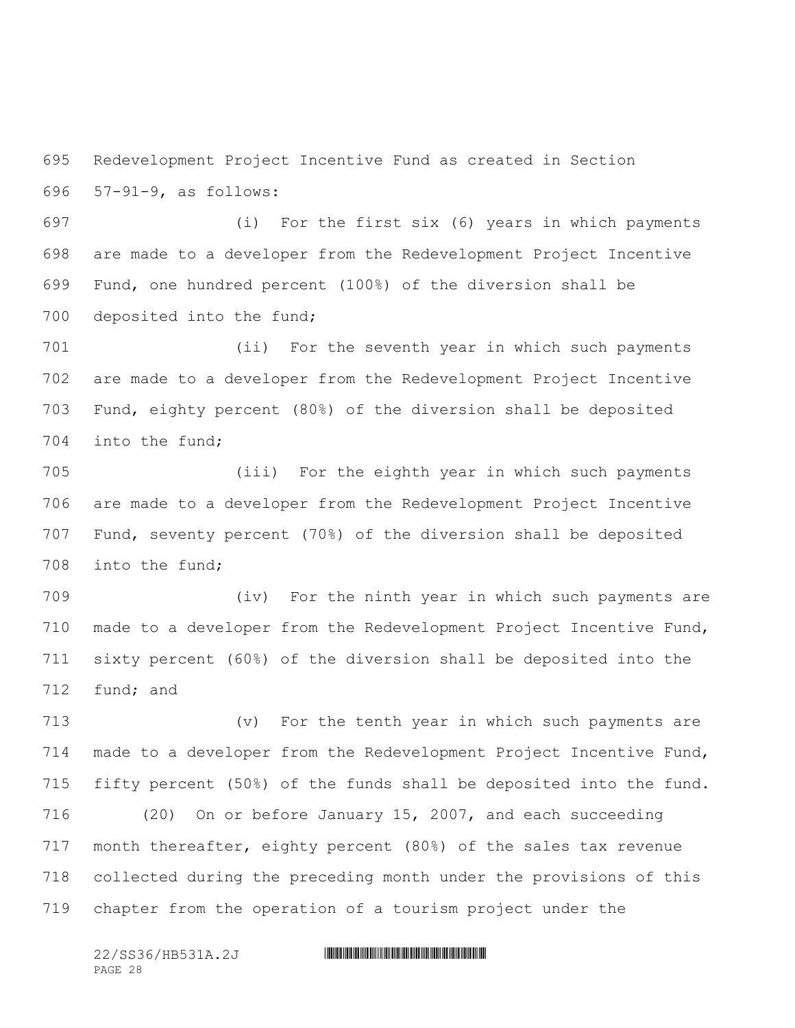Redevelopment Project Incentive Fund as created in Section 57-91-9, as follows:

(i) For the first six (6) years in which payments are made to a developer from the Redevelopment Project Incentive Fund, one hundred percent (100%) of the diversion shall be deposited into the fund;

(ii) For the seventh year in which such payments are made to a developer from the Redevelopment Project Incentive Fund, eighty percent (80%) of the diversion shall be deposited into the fund;

(iii) For the eighth year in which such payments are made to a developer from the Redevelopment Project Incentive Fund, seventy percent (70%) of the diversion shall be deposited into the fund;

(iv) For the ninth year in which such payments are made to a developer from the Redevelopment Project Incentive Fund, sixty percent (60%) of the diversion shall be deposited into the fund; and

(v) For the tenth year in which such payments are made to a developer from the Redevelopment Project Incentive Fund, fifty percent (50%) of the funds shall be deposited into the fund.

(20) On or before January 15, 2007, and each succeeding month thereafter, eighty percent (80%) of the sales tax revenue collected during the preceding month under the provisions of this chapter from the operation of a tourism project under the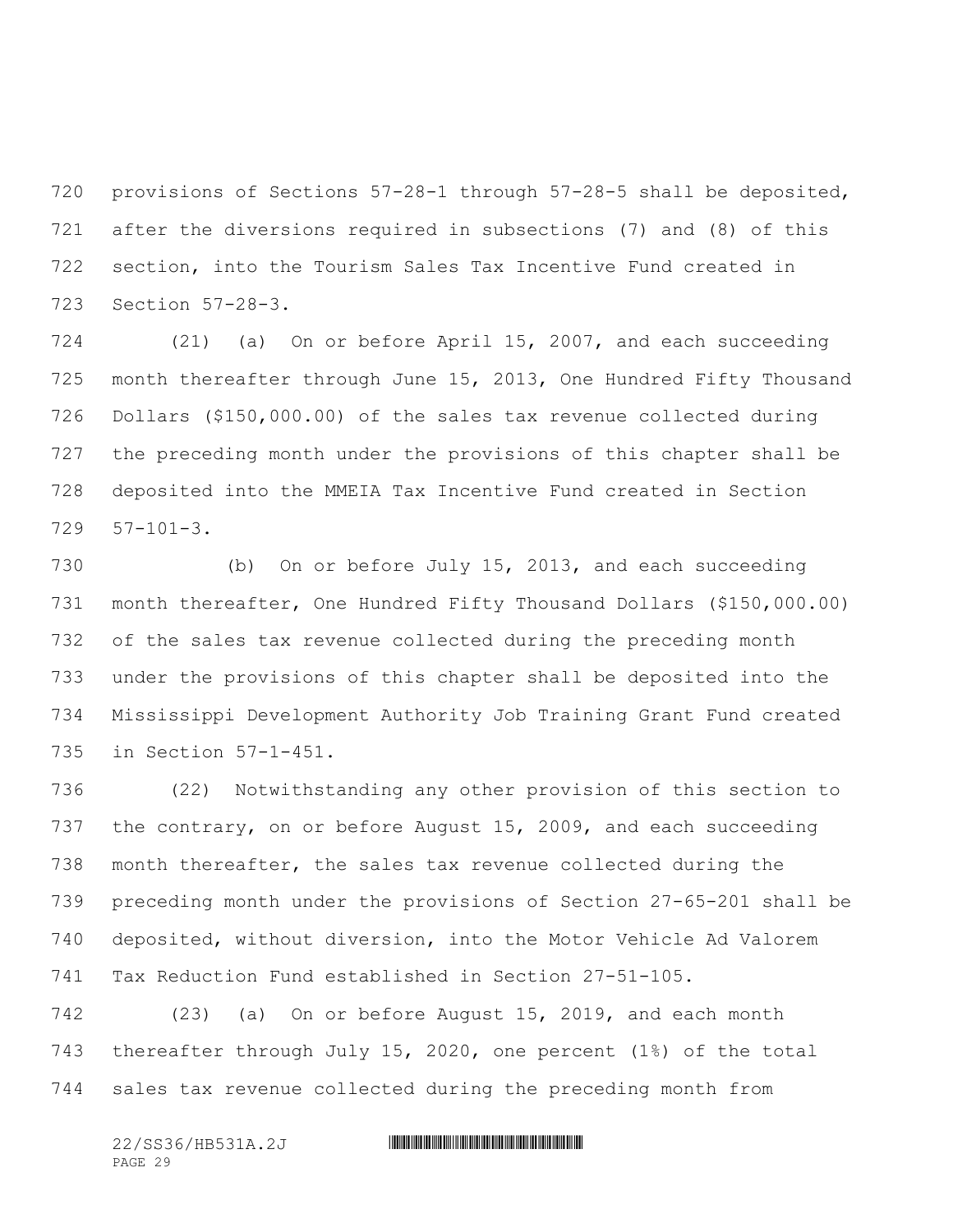provisions of Sections 57-28-1 through 57-28-5 shall be deposited, after the diversions required in subsections (7) and (8) of this section, into the Tourism Sales Tax Incentive Fund created in Section 57-28-3.

(21) (a) On or before April 15, 2007, and each succeeding month thereafter through June 15, 2013, One Hundred Fifty Thousand Dollars ($150,000.00) of the sales tax revenue collected during the preceding month under the provisions of this chapter shall be deposited into the MMEIA Tax Incentive Fund created in Section 57-101-3.

(b) On or before July 15, 2013, and each succeeding month thereafter, One Hundred Fifty Thousand Dollars ($150,000.00) of the sales tax revenue collected during the preceding month under the provisions of this chapter shall be deposited into the Mississippi Development Authority Job Training Grant Fund created in Section 57-1-451.

(22) Notwithstanding any other provision of this section to the contrary, on or before August 15, 2009, and each succeeding month thereafter, the sales tax revenue collected during the preceding month under the provisions of Section 27-65-201 shall be deposited, without diversion, into the Motor Vehicle Ad Valorem Tax Reduction Fund established in Section 27-51-105.

(23) (a) On or before August 15, 2019, and each month thereafter through July 15, 2020, one percent (1%) of the total sales tax revenue collected during the preceding month from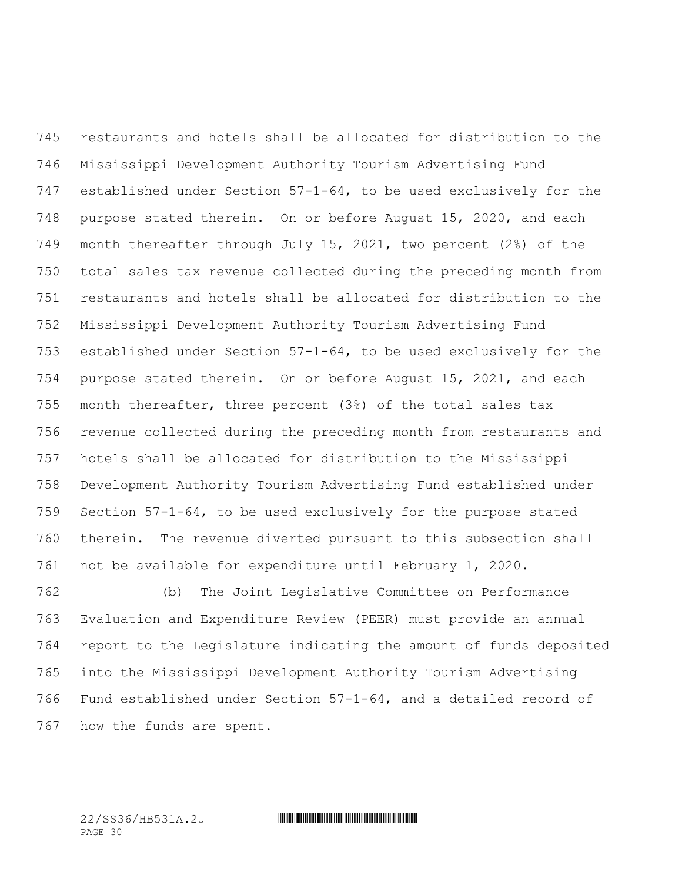restaurants and hotels shall be allocated for distribution to the Mississippi Development Authority Tourism Advertising Fund established under Section 57-1-64, to be used exclusively for the purpose stated therein. On or before August 15, 2020, and each month thereafter through July 15, 2021, two percent (2%) of the total sales tax revenue collected during the preceding month from restaurants and hotels shall be allocated for distribution to the Mississippi Development Authority Tourism Advertising Fund established under Section 57-1-64, to be used exclusively for the purpose stated therein. On or before August 15, 2021, and each month thereafter, three percent (3%) of the total sales tax revenue collected during the preceding month from restaurants and hotels shall be allocated for distribution to the Mississippi Development Authority Tourism Advertising Fund established under Section 57-1-64, to be used exclusively for the purpose stated therein. The revenue diverted pursuant to this subsection shall not be available for expenditure until February 1, 2020.

(b) The Joint Legislative Committee on Performance Evaluation and Expenditure Review (PEER) must provide an annual report to the Legislature indicating the amount of funds deposited into the Mississippi Development Authority Tourism Advertising Fund established under Section 57-1-64, and a detailed record of how the funds are spent.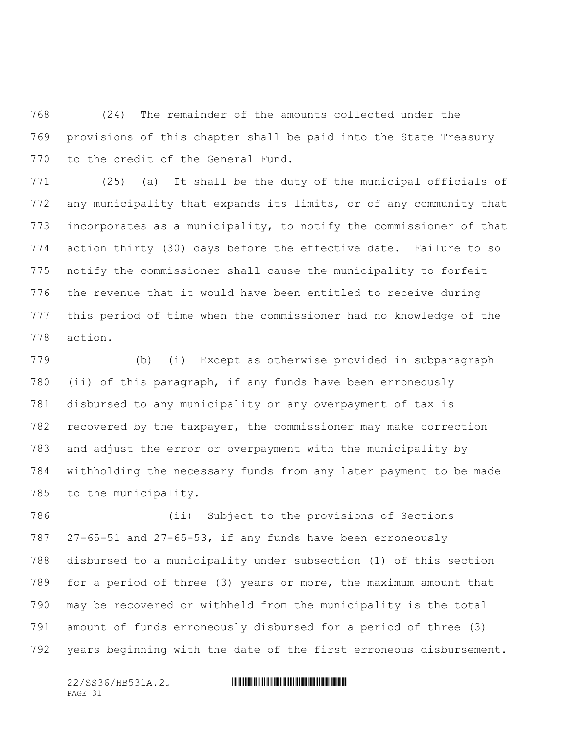(24) The remainder of the amounts collected under the provisions of this chapter shall be paid into the State Treasury to the credit of the General Fund.

(25) (a) It shall be the duty of the municipal officials of any municipality that expands its limits, or of any community that incorporates as a municipality, to notify the commissioner of that action thirty (30) days before the effective date. Failure to so notify the commissioner shall cause the municipality to forfeit the revenue that it would have been entitled to receive during this period of time when the commissioner had no knowledge of the action.

(b) (i) Except as otherwise provided in subparagraph (ii) of this paragraph, if any funds have been erroneously disbursed to any municipality or any overpayment of tax is recovered by the taxpayer, the commissioner may make correction and adjust the error or overpayment with the municipality by withholding the necessary funds from any later payment to be made to the municipality.

(ii) Subject to the provisions of Sections 27-65-51 and 27-65-53, if any funds have been erroneously disbursed to a municipality under subsection (1) of this section for a period of three (3) years or more, the maximum amount that may be recovered or withheld from the municipality is the total amount of funds erroneously disbursed for a period of three (3) years beginning with the date of the first erroneous disbursement.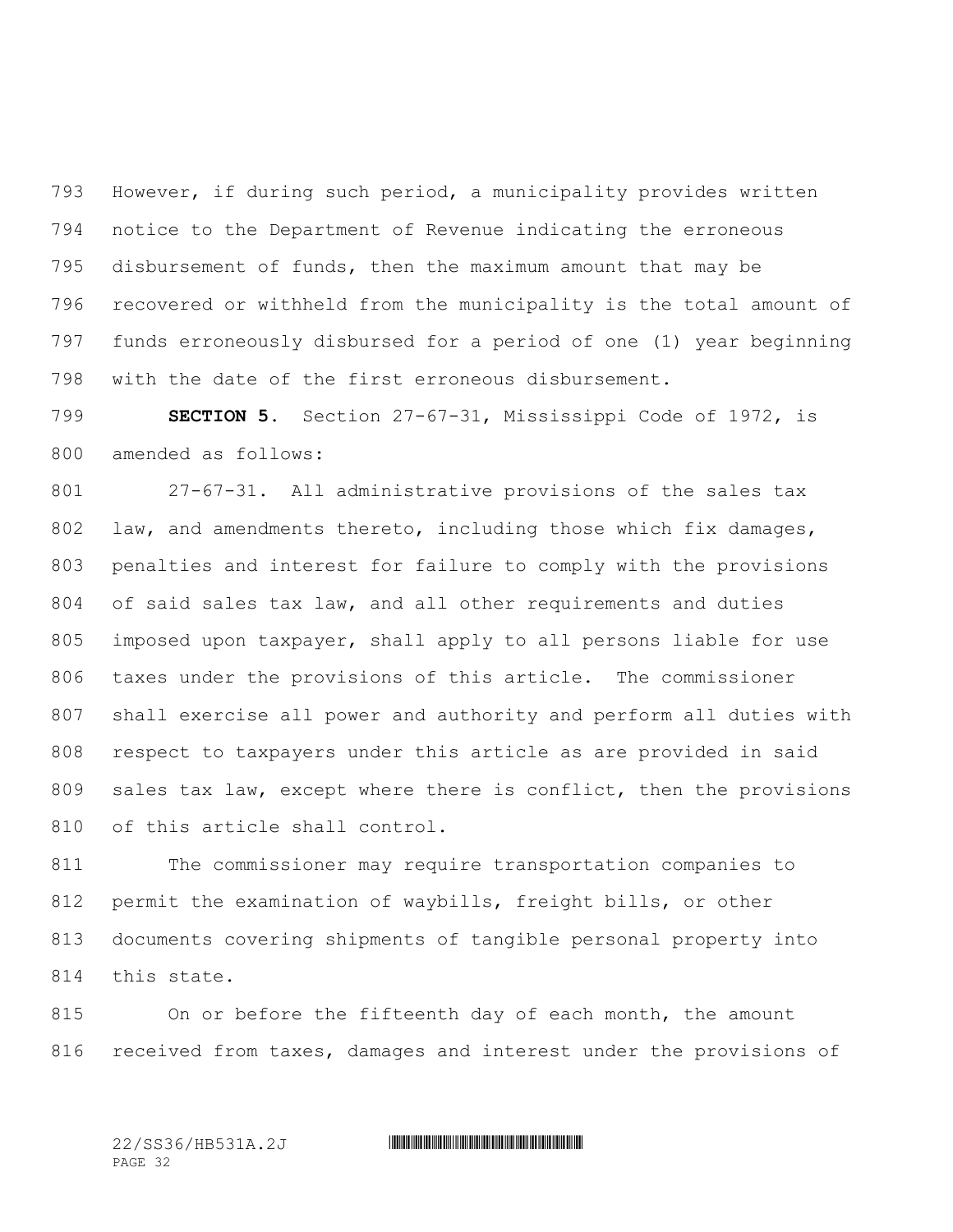However, if during such period, a municipality provides written notice to the Department of Revenue indicating the erroneous disbursement of funds, then the maximum amount that may be recovered or withheld from the municipality is the total amount of funds erroneously disbursed for a period of one (1) year beginning with the date of the first erroneous disbursement.

**SECTION 5.** Section 27-67-31, Mississippi Code of 1972, is amended as follows:

27-67-31. All administrative provisions of the sales tax law, and amendments thereto, including those which fix damages, penalties and interest for failure to comply with the provisions of said sales tax law, and all other requirements and duties imposed upon taxpayer, shall apply to all persons liable for use taxes under the provisions of this article. The commissioner shall exercise all power and authority and perform all duties with respect to taxpayers under this article as are provided in said sales tax law, except where there is conflict, then the provisions of this article shall control.

The commissioner may require transportation companies to permit the examination of waybills, freight bills, or other documents covering shipments of tangible personal property into this state.

On or before the fifteenth day of each month, the amount received from taxes, damages and interest under the provisions of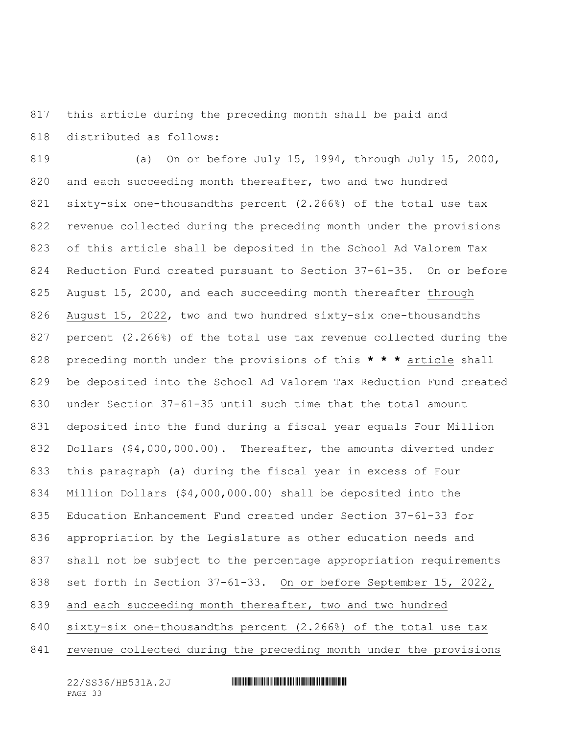this article during the preceding month shall be paid and distributed as follows:

(a) On or before July 15, 1994, through July 15, 2000, and each succeeding month thereafter, two and two hundred sixty-six one-thousandths percent (2.266%) of the total use tax revenue collected during the preceding month under the provisions of this article shall be deposited in the School Ad Valorem Tax Reduction Fund created pursuant to Section 37-61-35. On or before August 15, 2000, and each succeeding month thereafter through August 15, 2022, two and two hundred sixty-six one-thousandths percent (2.266%) of the total use tax revenue collected during the preceding month under the provisions of this **\* \* \*** article shall be deposited into the School Ad Valorem Tax Reduction Fund created under Section 37-61-35 until such time that the total amount deposited into the fund during a fiscal year equals Four Million Dollars ($4,000,000.00). Thereafter, the amounts diverted under this paragraph (a) during the fiscal year in excess of Four Million Dollars ($4,000,000.00) shall be deposited into the Education Enhancement Fund created under Section 37-61-33 for appropriation by the Legislature as other education needs and shall not be subject to the percentage appropriation requirements set forth in Section 37-61-33. On or before September 15, 2022, and each succeeding month thereafter, two and two hundred sixty-six one-thousandths percent (2.266%) of the total use tax revenue collected during the preceding month under the provisions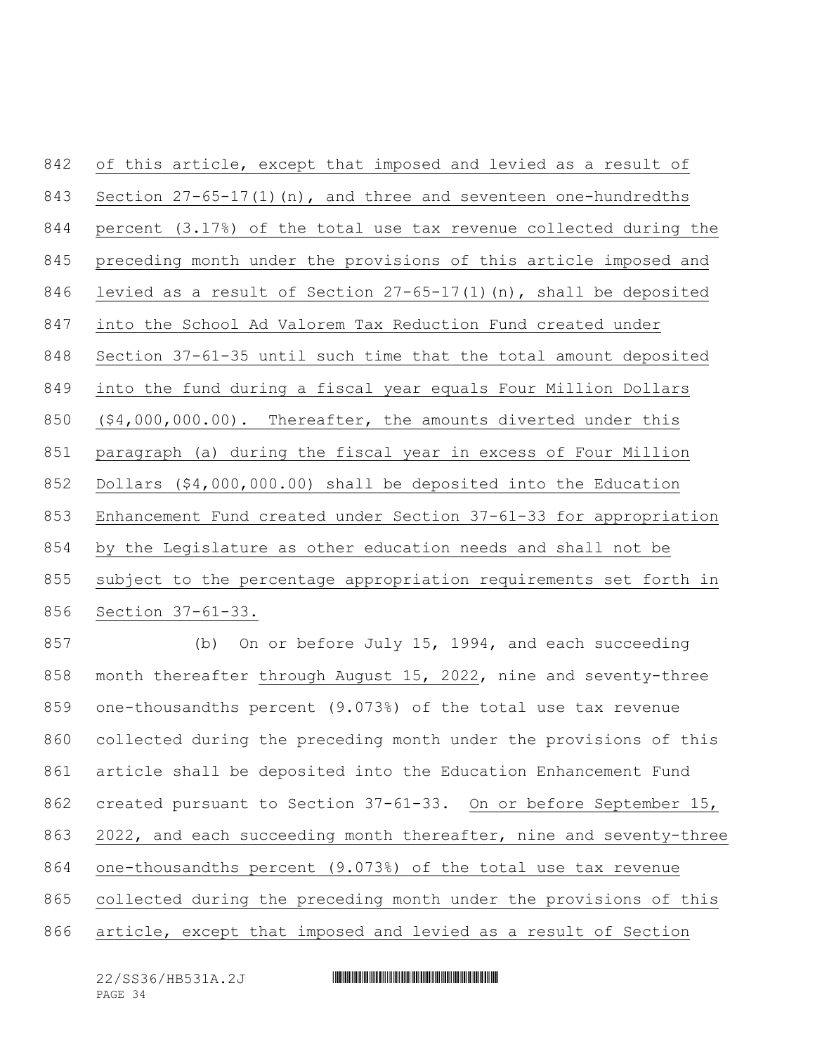of this article, except that imposed and levied as a result of Section 27-65-17(1)(n), and three and seventeen one-hundredths percent (3.17%) of the total use tax revenue collected during the preceding month under the provisions of this article imposed and levied as a result of Section 27-65-17(1)(n), shall be deposited into the School Ad Valorem Tax Reduction Fund created under Section 37-61-35 until such time that the total amount deposited into the fund during a fiscal year equals Four Million Dollars ($4,000,000.00). Thereafter, the amounts diverted under this paragraph (a) during the fiscal year in excess of Four Million Dollars ($4,000,000.00) shall be deposited into the Education Enhancement Fund created under Section 37-61-33 for appropriation by the Legislature as other education needs and shall not be subject to the percentage appropriation requirements set forth in Section 37-61-33.

(b) On or before July 15, 1994, and each succeeding month thereafter through August 15, 2022, nine and seventy-three one-thousandths percent (9.073%) of the total use tax revenue collected during the preceding month under the provisions of this article shall be deposited into the Education Enhancement Fund created pursuant to Section 37-61-33. On or before September 15, 2022, and each succeeding month thereafter, nine and seventy-three one-thousandths percent (9.073%) of the total use tax revenue collected during the preceding month under the provisions of this article, except that imposed and levied as a result of Section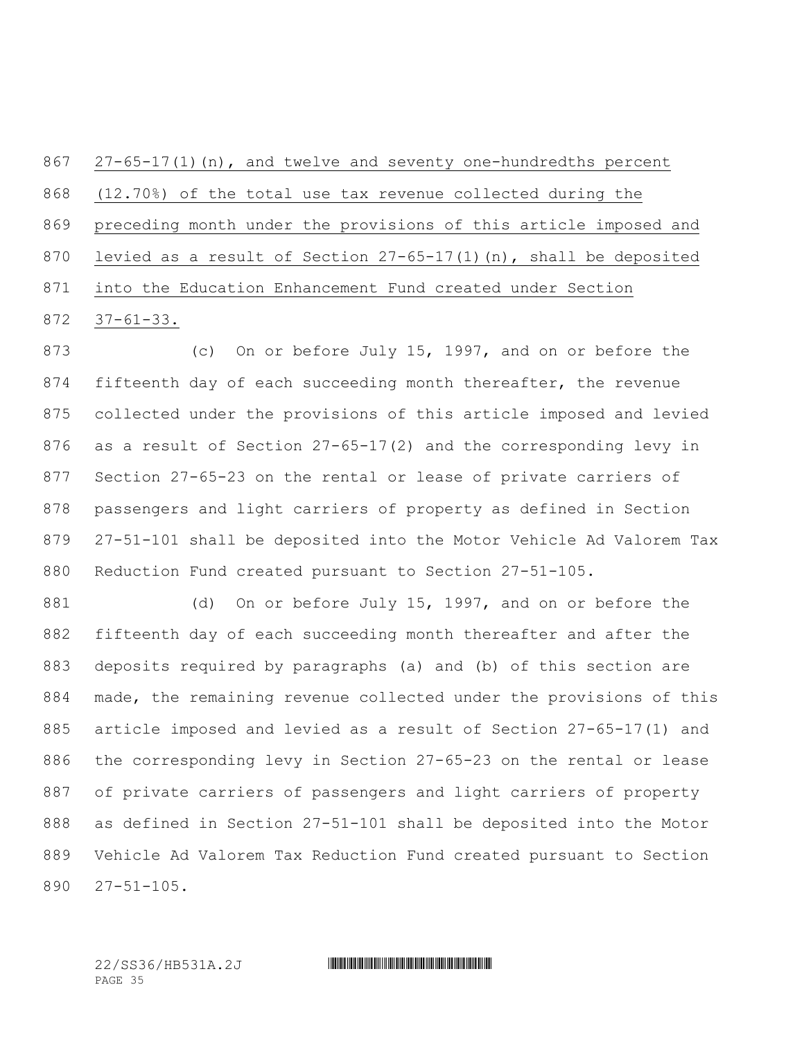27-65-17(1)(n), and twelve and seventy one-hundredths percent (12.70%) of the total use tax revenue collected during the preceding month under the provisions of this article imposed and levied as a result of Section 27-65-17(1)(n), shall be deposited into the Education Enhancement Fund created under Section 37-61-33.

(c) On or before July 15, 1997, and on or before the fifteenth day of each succeeding month thereafter, the revenue collected under the provisions of this article imposed and levied as a result of Section 27-65-17(2) and the corresponding levy in Section 27-65-23 on the rental or lease of private carriers of passengers and light carriers of property as defined in Section 27-51-101 shall be deposited into the Motor Vehicle Ad Valorem Tax Reduction Fund created pursuant to Section 27-51-105.

(d) On or before July 15, 1997, and on or before the fifteenth day of each succeeding month thereafter and after the deposits required by paragraphs (a) and (b) of this section are made, the remaining revenue collected under the provisions of this article imposed and levied as a result of Section 27-65-17(1) and the corresponding levy in Section 27-65-23 on the rental or lease of private carriers of passengers and light carriers of property as defined in Section 27-51-101 shall be deposited into the Motor Vehicle Ad Valorem Tax Reduction Fund created pursuant to Section 27-51-105.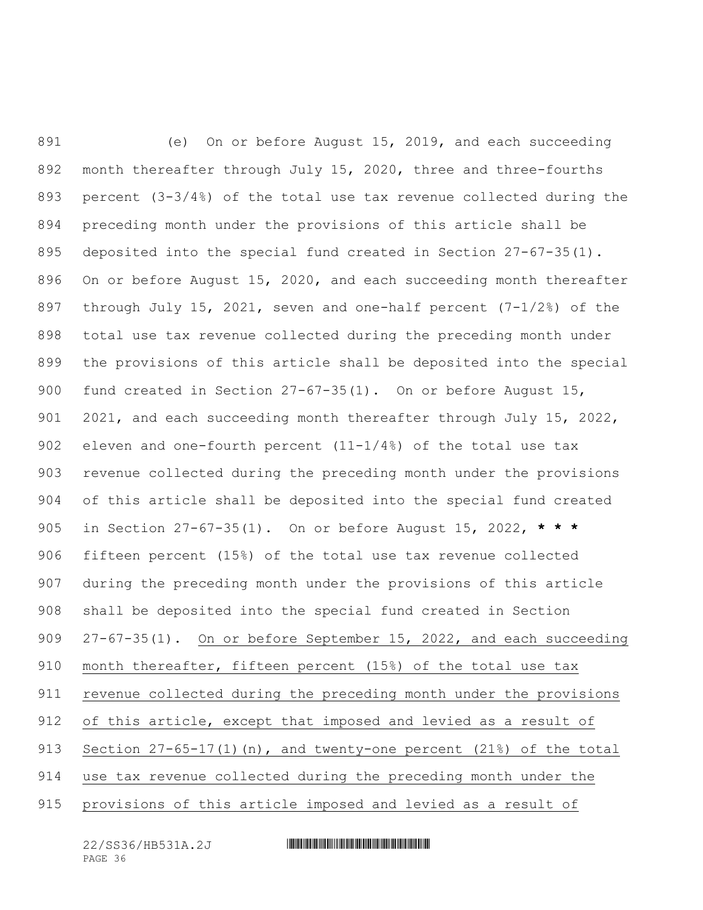(e) On or before August 15, 2019, and each succeeding month thereafter through July 15, 2020, three and three-fourths percent (3-3/4%) of the total use tax revenue collected during the preceding month under the provisions of this article shall be deposited into the special fund created in Section 27-67-35(1). On or before August 15, 2020, and each succeeding month thereafter through July 15, 2021, seven and one-half percent (7-1/2%) of the total use tax revenue collected during the preceding month under the provisions of this article shall be deposited into the special fund created in Section 27-67-35(1). On or before August 15, 2021, and each succeeding month thereafter through July 15, 2022, eleven and one-fourth percent (11-1/4%) of the total use tax revenue collected during the preceding month under the provisions of this article shall be deposited into the special fund created in Section 27-67-35(1). On or before August 15, 2022, **\* \* \*** fifteen percent (15%) of the total use tax revenue collected during the preceding month under the provisions of this article shall be deposited into the special fund created in Section 27-67-35(1). <u>On or before September 15, 2022, and each succeeding month thereafter, fifteen percent (15%) of the total use tax revenue collected during the preceding month under the provisions of this article, except that imposed and levied as a result of Section 27-65-17(1)(n), and twenty-one percent (21%) of the total use tax revenue collected during the preceding month under the provisions of this article imposed and levied as a result of</u>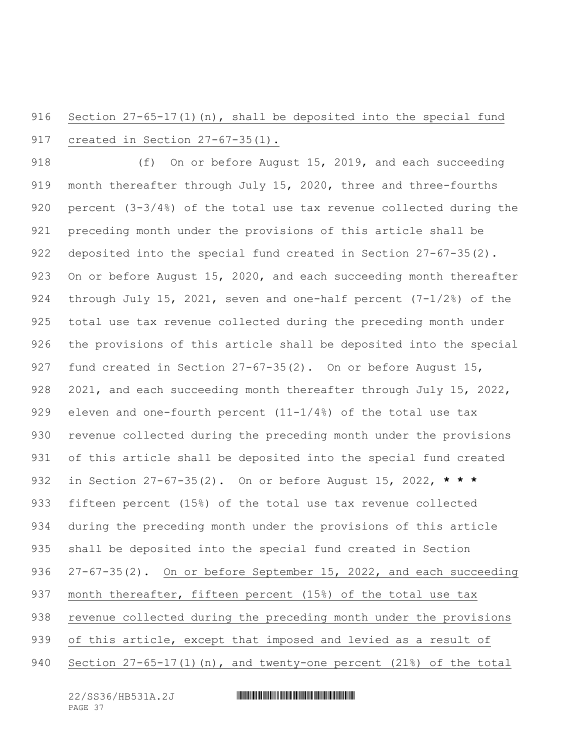Section 27-65-17(1)(n), shall be deposited into the special fund created in Section 27-67-35(1).

(f) On or before August 15, 2019, and each succeeding month thereafter through July 15, 2020, three and three-fourths percent (3-3/4%) of the total use tax revenue collected during the preceding month under the provisions of this article shall be deposited into the special fund created in Section 27-67-35(2). On or before August 15, 2020, and each succeeding month thereafter through July 15, 2021, seven and one-half percent (7-1/2%) of the total use tax revenue collected during the preceding month under the provisions of this article shall be deposited into the special fund created in Section 27-67-35(2). On or before August 15, 2021, and each succeeding month thereafter through July 15, 2022, eleven and one-fourth percent (11-1/4%) of the total use tax revenue collected during the preceding month under the provisions of this article shall be deposited into the special fund created in Section 27-67-35(2). On or before August 15, 2022, **\* \* \*** fifteen percent (15%) of the total use tax revenue collected during the preceding month under the provisions of this article shall be deposited into the special fund created in Section 27-67-35(2). On or before September 15, 2022, and each succeeding month thereafter, fifteen percent (15%) of the total use tax revenue collected during the preceding month under the provisions of this article, except that imposed and levied as a result of Section 27-65-17(1)(n), and twenty-one percent (21%) of the total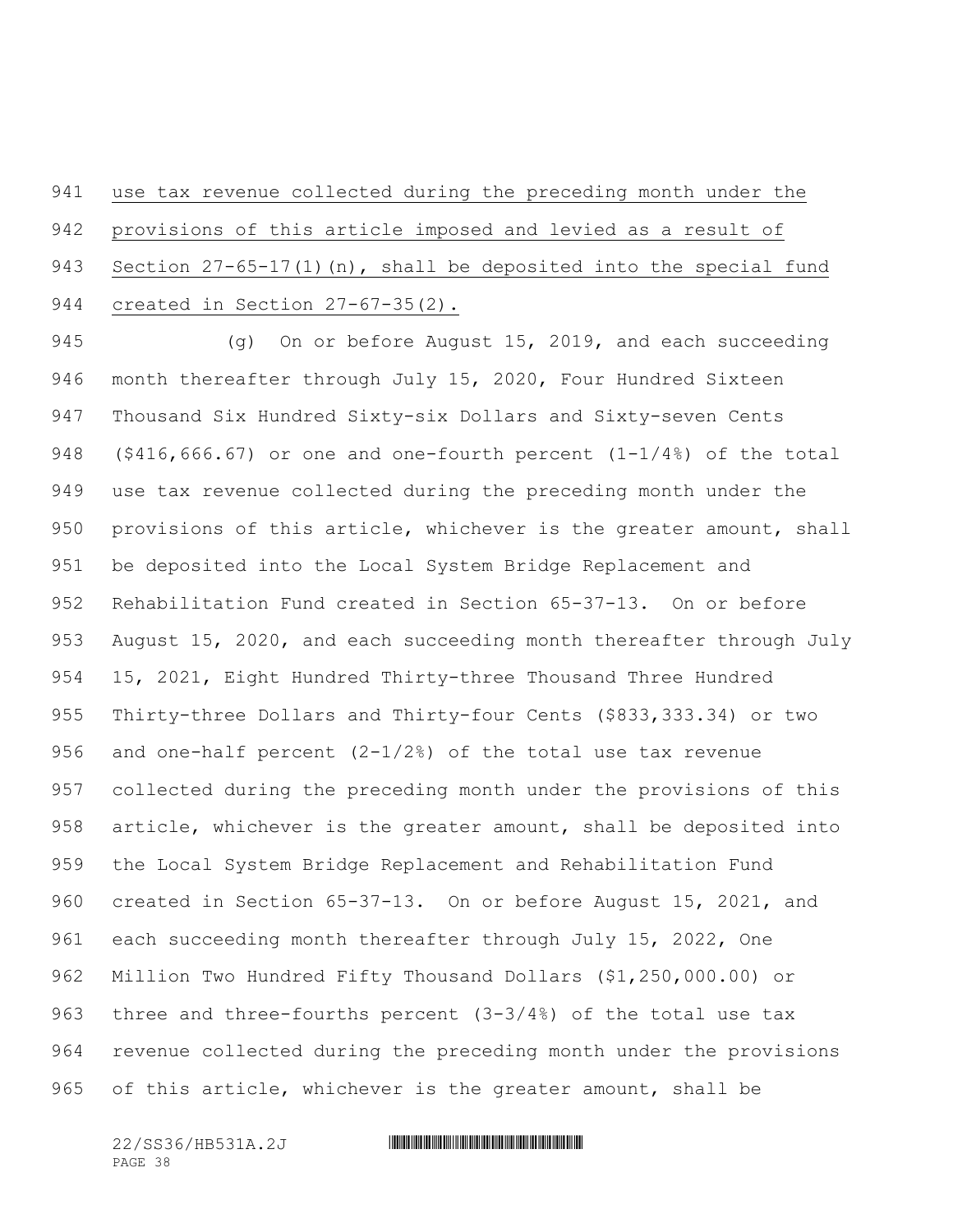use tax revenue collected during the preceding month under the provisions of this article imposed and levied as a result of Section 27-65-17(1)(n), shall be deposited into the special fund created in Section 27-67-35(2).

(g) On or before August 15, 2019, and each succeeding month thereafter through July 15, 2020, Four Hundred Sixteen Thousand Six Hundred Sixty-six Dollars and Sixty-seven Cents ($416,666.67) or one and one-fourth percent (1-1/4%) of the total use tax revenue collected during the preceding month under the provisions of this article, whichever is the greater amount, shall be deposited into the Local System Bridge Replacement and Rehabilitation Fund created in Section 65-37-13. On or before August 15, 2020, and each succeeding month thereafter through July 15, 2021, Eight Hundred Thirty-three Thousand Three Hundred Thirty-three Dollars and Thirty-four Cents ($833,333.34) or two and one-half percent (2-1/2%) of the total use tax revenue collected during the preceding month under the provisions of this article, whichever is the greater amount, shall be deposited into the Local System Bridge Replacement and Rehabilitation Fund created in Section 65-37-13. On or before August 15, 2021, and each succeeding month thereafter through July 15, 2022, One Million Two Hundred Fifty Thousand Dollars ($1,250,000.00) or three and three-fourths percent (3-3/4%) of the total use tax revenue collected during the preceding month under the provisions of this article, whichever is the greater amount, shall be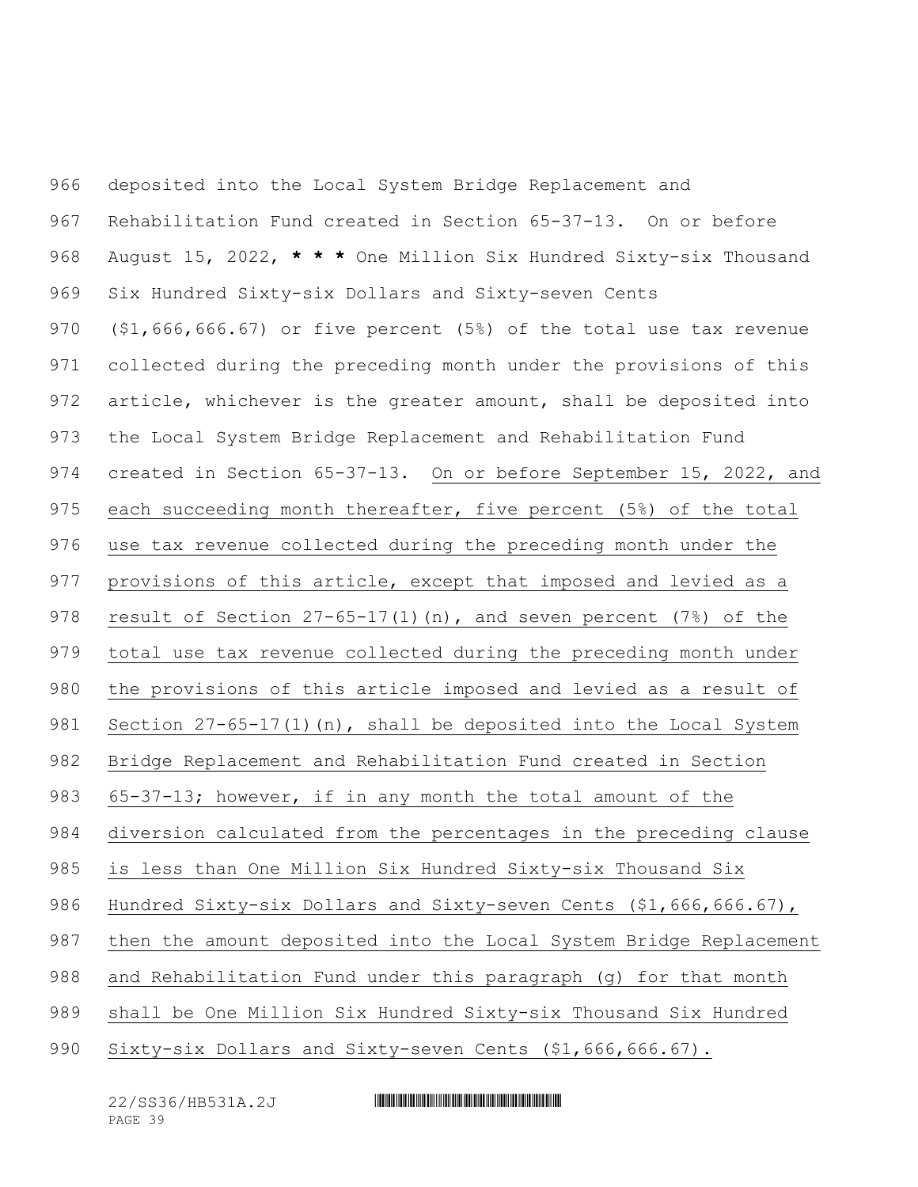deposited into the Local System Bridge Replacement and Rehabilitation Fund created in Section 65-37-13. On or before August 15, 2022, *** One Million Six Hundred Sixty-six Thousand Six Hundred Sixty-six Dollars and Sixty-seven Cents ($1,666,666.67) or five percent (5%) of the total use tax revenue collected during the preceding month under the provisions of this article, whichever is the greater amount, shall be deposited into the Local System Bridge Replacement and Rehabilitation Fund created in Section 65-37-13. On or before September 15, 2022, and each succeeding month thereafter, five percent (5%) of the total use tax revenue collected during the preceding month under the provisions of this article, except that imposed and levied as a result of Section 27-65-17(1)(n), and seven percent (7%) of the total use tax revenue collected during the preceding month under the provisions of this article imposed and levied as a result of Section 27-65-17(1)(n), shall be deposited into the Local System Bridge Replacement and Rehabilitation Fund created in Section 65-37-13; however, if in any month the total amount of the diversion calculated from the percentages in the preceding clause is less than One Million Six Hundred Sixty-six Thousand Six Hundred Sixty-six Dollars and Sixty-seven Cents ($1,666,666.67), then the amount deposited into the Local System Bridge Replacement and Rehabilitation Fund under this paragraph (g) for that month shall be One Million Six Hundred Sixty-six Thousand Six Hundred Sixty-six Dollars and Sixty-seven Cents ($1,666,666.67).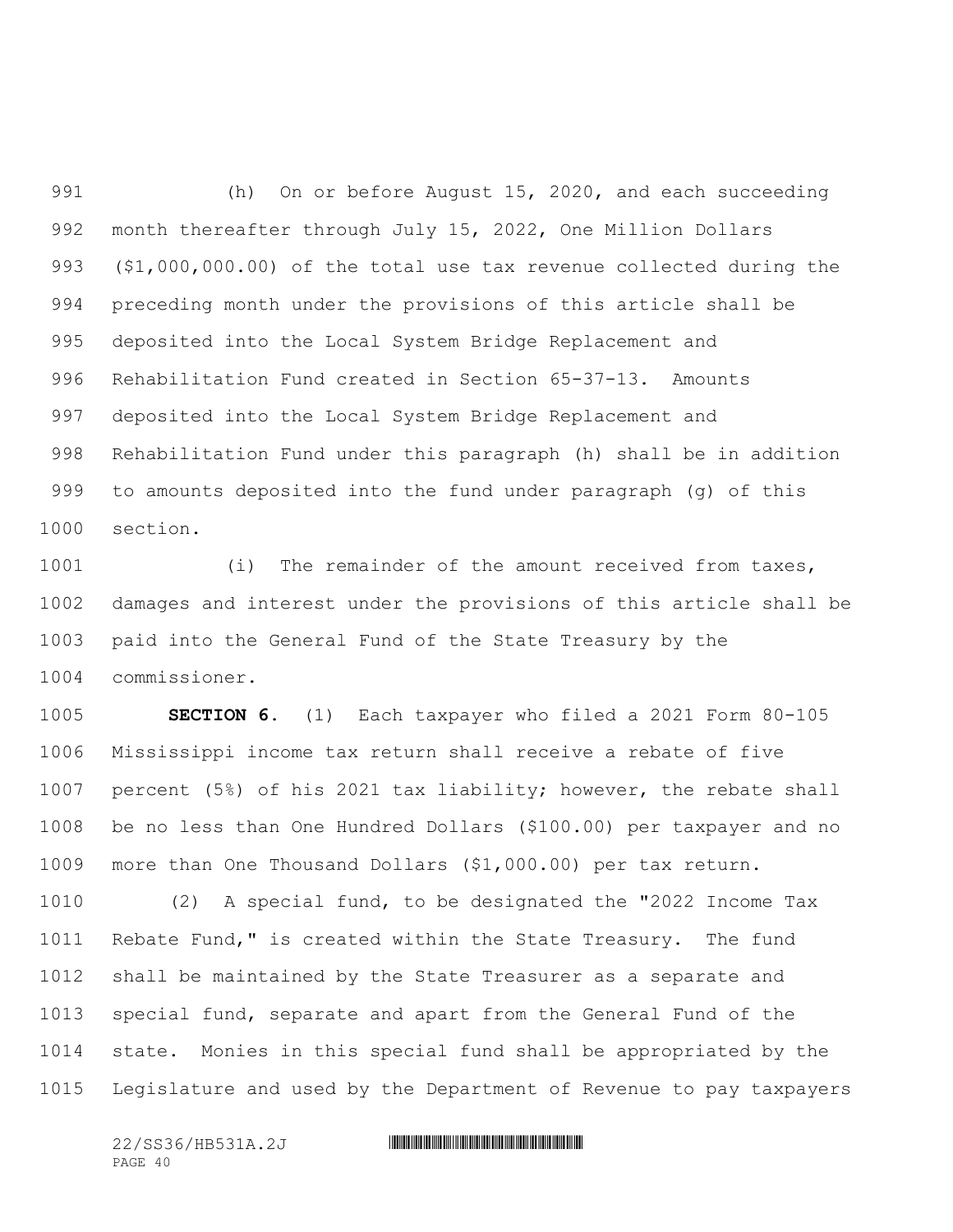(h) On or before August 15, 2020, and each succeeding month thereafter through July 15, 2022, One Million Dollars ($1,000,000.00) of the total use tax revenue collected during the preceding month under the provisions of this article shall be deposited into the Local System Bridge Replacement and Rehabilitation Fund created in Section 65-37-13. Amounts deposited into the Local System Bridge Replacement and Rehabilitation Fund under this paragraph (h) shall be in addition to amounts deposited into the fund under paragraph (g) of this section.

(i) The remainder of the amount received from taxes, damages and interest under the provisions of this article shall be paid into the General Fund of the State Treasury by the commissioner.

**SECTION 6.** (1) Each taxpayer who filed a 2021 Form 80-105 Mississippi income tax return shall receive a rebate of five percent (5%) of his 2021 tax liability; however, the rebate shall be no less than One Hundred Dollars ($100.00) per taxpayer and no more than One Thousand Dollars ($1,000.00) per tax return.

(2) A special fund, to be designated the "2022 Income Tax Rebate Fund," is created within the State Treasury. The fund shall be maintained by the State Treasurer as a separate and special fund, separate and apart from the General Fund of the state. Monies in this special fund shall be appropriated by the Legislature and used by the Department of Revenue to pay taxpayers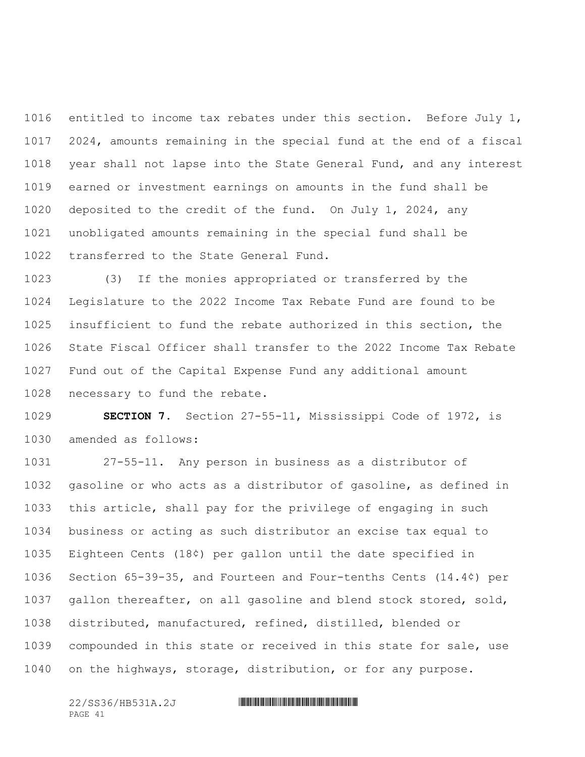entitled to income tax rebates under this section. Before July 1, 2024, amounts remaining in the special fund at the end of a fiscal year shall not lapse into the State General Fund, and any interest earned or investment earnings on amounts in the fund shall be deposited to the credit of the fund. On July 1, 2024, any unobligated amounts remaining in the special fund shall be transferred to the State General Fund.

(3) If the monies appropriated or transferred by the Legislature to the 2022 Income Tax Rebate Fund are found to be insufficient to fund the rebate authorized in this section, the State Fiscal Officer shall transfer to the 2022 Income Tax Rebate Fund out of the Capital Expense Fund any additional amount necessary to fund the rebate.

**SECTION 7.** Section 27-55-11, Mississippi Code of 1972, is amended as follows:

27-55-11. Any person in business as a distributor of gasoline or who acts as a distributor of gasoline, as defined in this article, shall pay for the privilege of engaging in such business or acting as such distributor an excise tax equal to Eighteen Cents (18¢) per gallon until the date specified in Section 65-39-35, and Fourteen and Four-tenths Cents (14.4¢) per gallon thereafter, on all gasoline and blend stock stored, sold, distributed, manufactured, refined, distilled, blended or compounded in this state or received in this state for sale, use on the highways, storage, distribution, or for any purpose.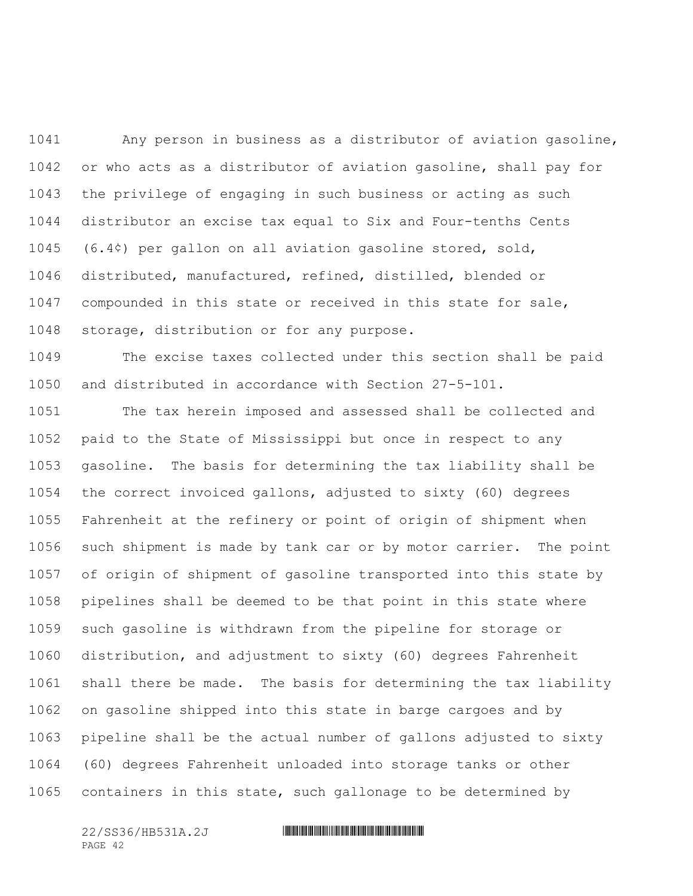Any person in business as a distributor of aviation gasoline, or who acts as a distributor of aviation gasoline, shall pay for the privilege of engaging in such business or acting as such distributor an excise tax equal to Six and Four-tenths Cents (6.4¢) per gallon on all aviation gasoline stored, sold, distributed, manufactured, refined, distilled, blended or compounded in this state or received in this state for sale, storage, distribution or for any purpose.

The excise taxes collected under this section shall be paid and distributed in accordance with Section 27-5-101.

The tax herein imposed and assessed shall be collected and paid to the State of Mississippi but once in respect to any gasoline. The basis for determining the tax liability shall be the correct invoiced gallons, adjusted to sixty (60) degrees Fahrenheit at the refinery or point of origin of shipment when such shipment is made by tank car or by motor carrier. The point of origin of shipment of gasoline transported into this state by pipelines shall be deemed to be that point in this state where such gasoline is withdrawn from the pipeline for storage or distribution, and adjustment to sixty (60) degrees Fahrenheit shall there be made. The basis for determining the tax liability on gasoline shipped into this state in barge cargoes and by pipeline shall be the actual number of gallons adjusted to sixty (60) degrees Fahrenheit unloaded into storage tanks or other containers in this state, such gallonage to be determined by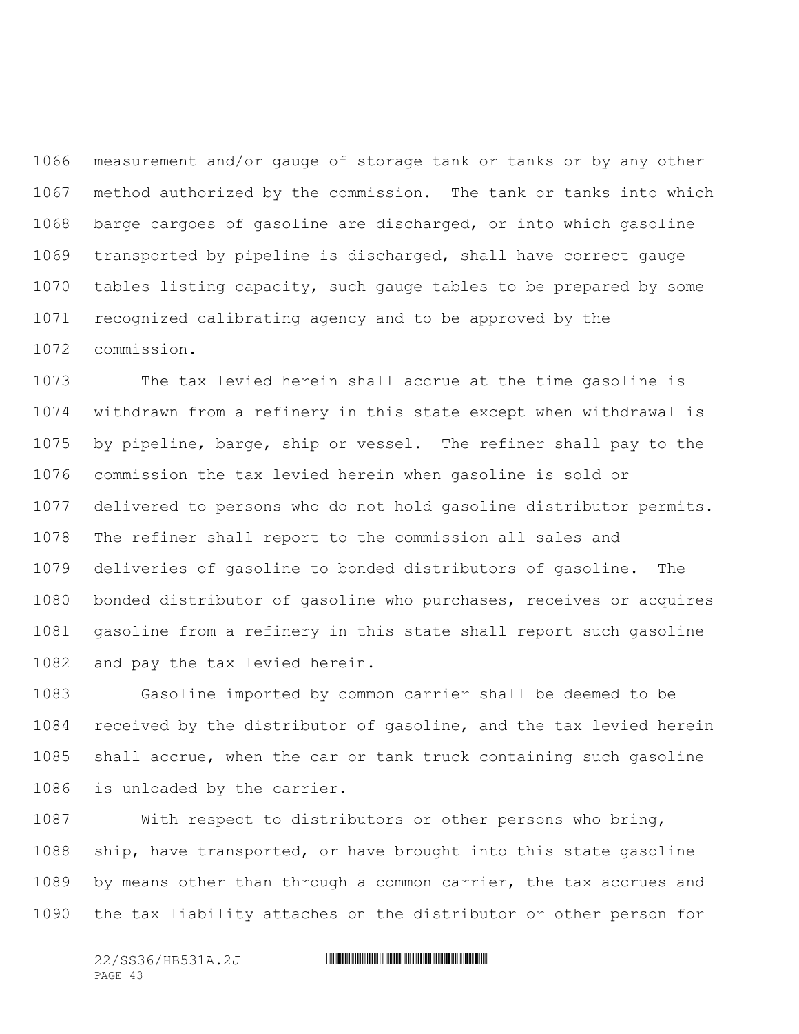measurement and/or gauge of storage tank or tanks or by any other method authorized by the commission. The tank or tanks into which barge cargoes of gasoline are discharged, or into which gasoline transported by pipeline is discharged, shall have correct gauge tables listing capacity, such gauge tables to be prepared by some recognized calibrating agency and to be approved by the commission.

The tax levied herein shall accrue at the time gasoline is withdrawn from a refinery in this state except when withdrawal is by pipeline, barge, ship or vessel. The refiner shall pay to the commission the tax levied herein when gasoline is sold or delivered to persons who do not hold gasoline distributor permits. The refiner shall report to the commission all sales and deliveries of gasoline to bonded distributors of gasoline. The bonded distributor of gasoline who purchases, receives or acquires gasoline from a refinery in this state shall report such gasoline and pay the tax levied herein.

Gasoline imported by common carrier shall be deemed to be received by the distributor of gasoline, and the tax levied herein shall accrue, when the car or tank truck containing such gasoline is unloaded by the carrier.

With respect to distributors or other persons who bring, ship, have transported, or have brought into this state gasoline by means other than through a common carrier, the tax accrues and the tax liability attaches on the distributor or other person for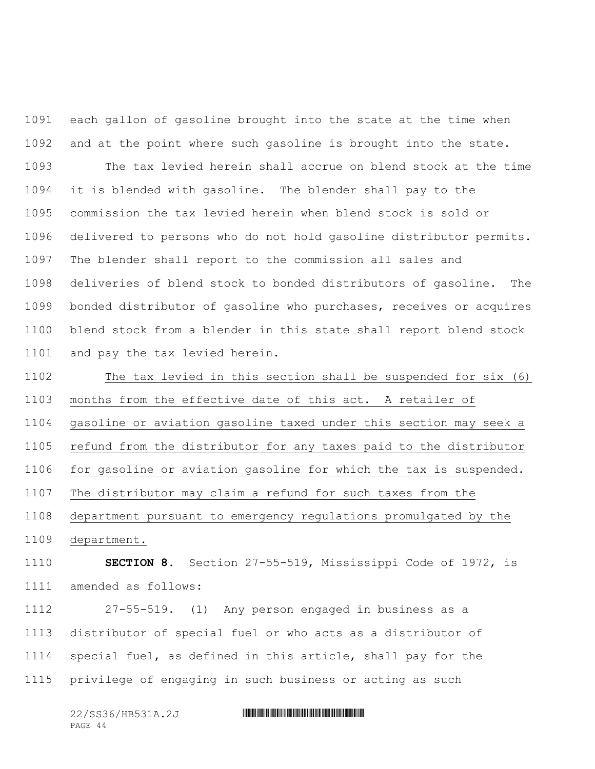each gallon of gasoline brought into the state at the time when and at the point where such gasoline is brought into the state.

The tax levied herein shall accrue on blend stock at the time it is blended with gasoline. The blender shall pay to the commission the tax levied herein when blend stock is sold or delivered to persons who do not hold gasoline distributor permits. The blender shall report to the commission all sales and deliveries of blend stock to bonded distributors of gasoline. The bonded distributor of gasoline who purchases, receives or acquires blend stock from a blender in this state shall report blend stock and pay the tax levied herein.

The tax levied in this section shall be suspended for six (6) months from the effective date of this act. A retailer of gasoline or aviation gasoline taxed under this section may seek a refund from the distributor for any taxes paid to the distributor for gasoline or aviation gasoline for which the tax is suspended. The distributor may claim a refund for such taxes from the department pursuant to emergency regulations promulgated by the department.

**SECTION 8.** Section 27-55-519, Mississippi Code of 1972, is amended as follows:

27-55-519. (1) Any person engaged in business as a distributor of special fuel or who acts as a distributor of special fuel, as defined in this article, shall pay for the privilege of engaging in such business or acting as such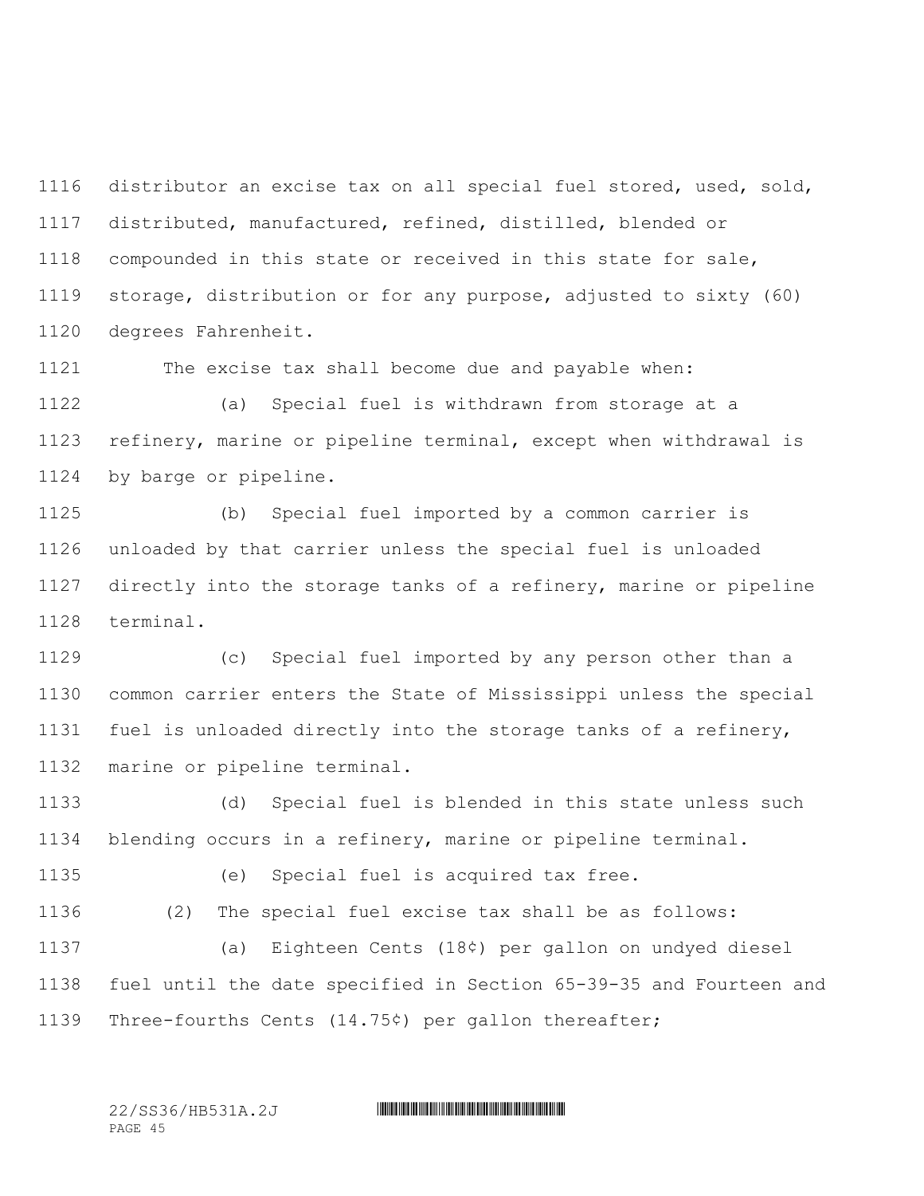distributor an excise tax on all special fuel stored, used, sold, distributed, manufactured, refined, distilled, blended or compounded in this state or received in this state for sale, storage, distribution or for any purpose, adjusted to sixty (60) degrees Fahrenheit.

The excise tax shall become due and payable when:

(a) Special fuel is withdrawn from storage at a refinery, marine or pipeline terminal, except when withdrawal is by barge or pipeline.

(b) Special fuel imported by a common carrier is unloaded by that carrier unless the special fuel is unloaded directly into the storage tanks of a refinery, marine or pipeline terminal.

(c) Special fuel imported by any person other than a common carrier enters the State of Mississippi unless the special fuel is unloaded directly into the storage tanks of a refinery, marine or pipeline terminal.

(d) Special fuel is blended in this state unless such blending occurs in a refinery, marine or pipeline terminal.

(e) Special fuel is acquired tax free.

(2) The special fuel excise tax shall be as follows:

(a) Eighteen Cents (18¢) per gallon on undyed diesel fuel until the date specified in Section 65-39-35 and Fourteen and Three-fourths Cents (14.75¢) per gallon thereafter;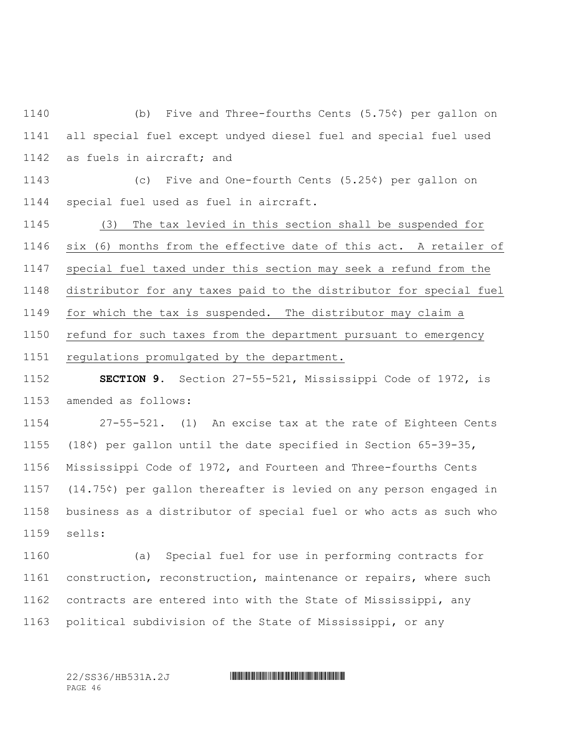(b) Five and Three-fourths Cents (5.75¢) per gallon on all special fuel except undyed diesel fuel and special fuel used as fuels in aircraft; and

(c) Five and One-fourth Cents (5.25¢) per gallon on special fuel used as fuel in aircraft.

<u>(3) The tax levied in this section shall be suspended for six (6) months from the effective date of this act. A retailer of special fuel taxed under this section may seek a refund from the distributor for any taxes paid to the distributor for special fuel for which the tax is suspended. The distributor may claim a refund for such taxes from the department pursuant to emergency regulations promulgated by the department.</u>

**SECTION 9.** Section 27-55-521, Mississippi Code of 1972, is amended as follows:

27-55-521. (1) An excise tax at the rate of Eighteen Cents (18¢) per gallon until the date specified in Section 65-39-35, Mississippi Code of 1972, and Fourteen and Three-fourths Cents (14.75¢) per gallon thereafter is levied on any person engaged in business as a distributor of special fuel or who acts as such who sells:

(a) Special fuel for use in performing contracts for construction, reconstruction, maintenance or repairs, where such contracts are entered into with the State of Mississippi, any political subdivision of the State of Mississippi, or any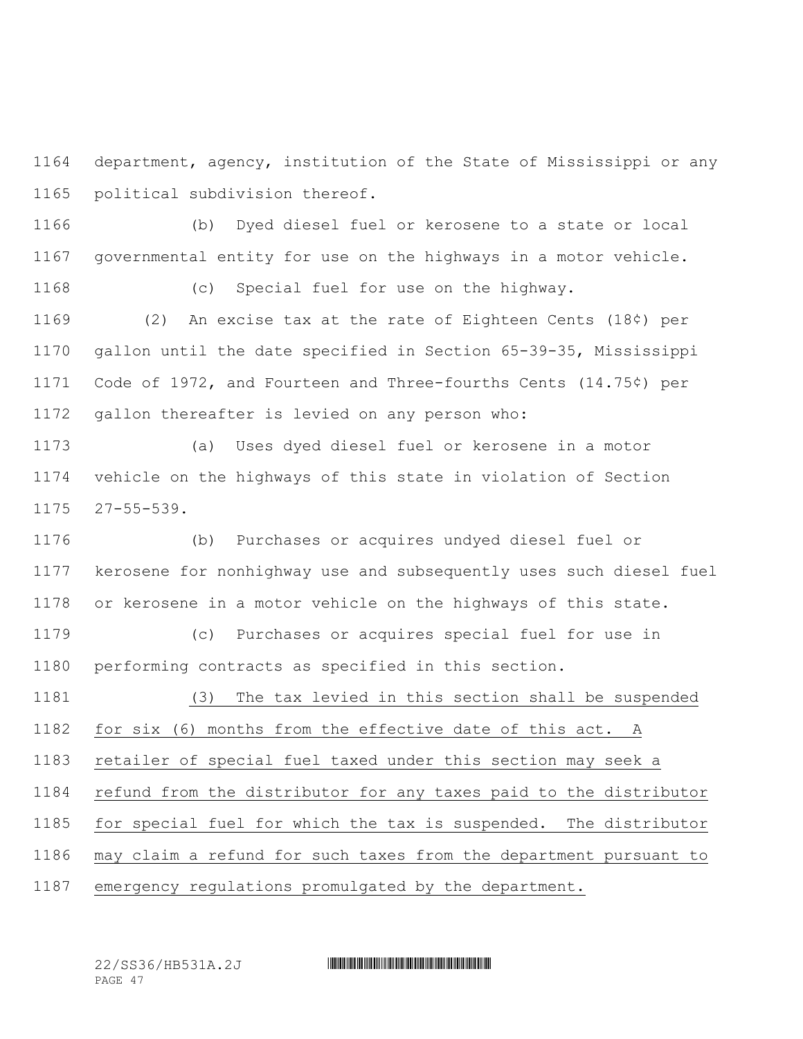department, agency, institution of the State of Mississippi or any political subdivision thereof.

(b) Dyed diesel fuel or kerosene to a state or local governmental entity for use on the highways in a motor vehicle.

(c) Special fuel for use on the highway.

(2) An excise tax at the rate of Eighteen Cents (18¢) per gallon until the date specified in Section 65-39-35, Mississippi Code of 1972, and Fourteen and Three-fourths Cents (14.75¢) per gallon thereafter is levied on any person who:

(a) Uses dyed diesel fuel or kerosene in a motor vehicle on the highways of this state in violation of Section 27-55-539.

(b) Purchases or acquires undyed diesel fuel or kerosene for nonhighway use and subsequently uses such diesel fuel or kerosene in a motor vehicle on the highways of this state.

(c) Purchases or acquires special fuel for use in performing contracts as specified in this section.

<u>(3) The tax levied in this section shall be suspended for six (6) months from the effective date of this act. A retailer of special fuel taxed under this section may seek a refund from the distributor for any taxes paid to the distributor for special fuel for which the tax is suspended. The distributor may claim a refund for such taxes from the department pursuant to emergency regulations promulgated by the department.</u>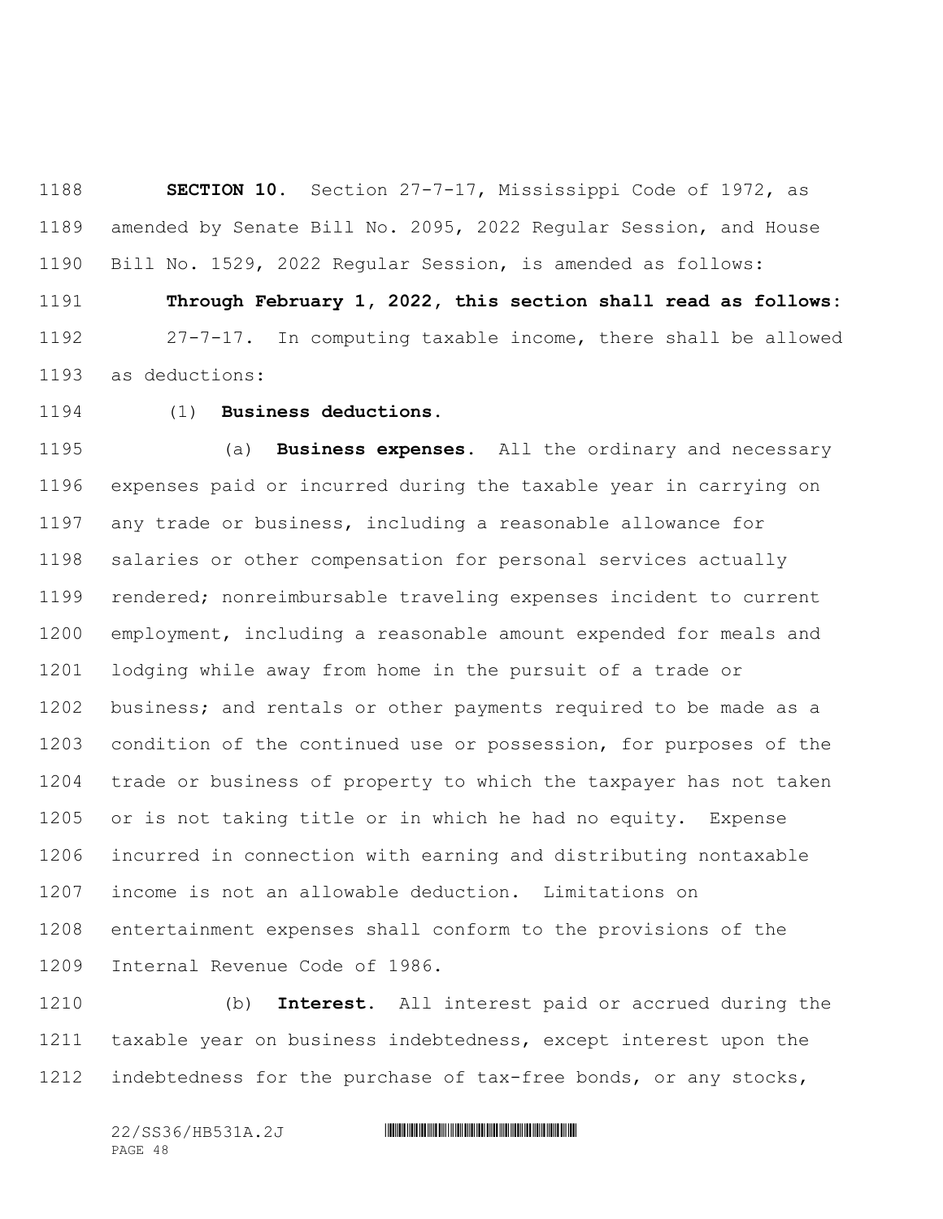**SECTION 10.** Section 27-7-17, Mississippi Code of 1972, as amended by Senate Bill No. 2095, 2022 Regular Session, and House Bill No. 1529, 2022 Regular Session, is amended as follows:

**Through February 1, 2022, this section shall read as follows:**

27-7-17. In computing taxable income, there shall be allowed as deductions:

(1) **Business deductions.**

(a) **Business expenses.** All the ordinary and necessary expenses paid or incurred during the taxable year in carrying on any trade or business, including a reasonable allowance for salaries or other compensation for personal services actually rendered; nonreimbursable traveling expenses incident to current employment, including a reasonable amount expended for meals and lodging while away from home in the pursuit of a trade or business; and rentals or other payments required to be made as a condition of the continued use or possession, for purposes of the trade or business of property to which the taxpayer has not taken or is not taking title or in which he had no equity. Expense incurred in connection with earning and distributing nontaxable income is not an allowable deduction. Limitations on entertainment expenses shall conform to the provisions of the Internal Revenue Code of 1986.

(b) **Interest.** All interest paid or accrued during the taxable year on business indebtedness, except interest upon the indebtedness for the purchase of tax-free bonds, or any stocks,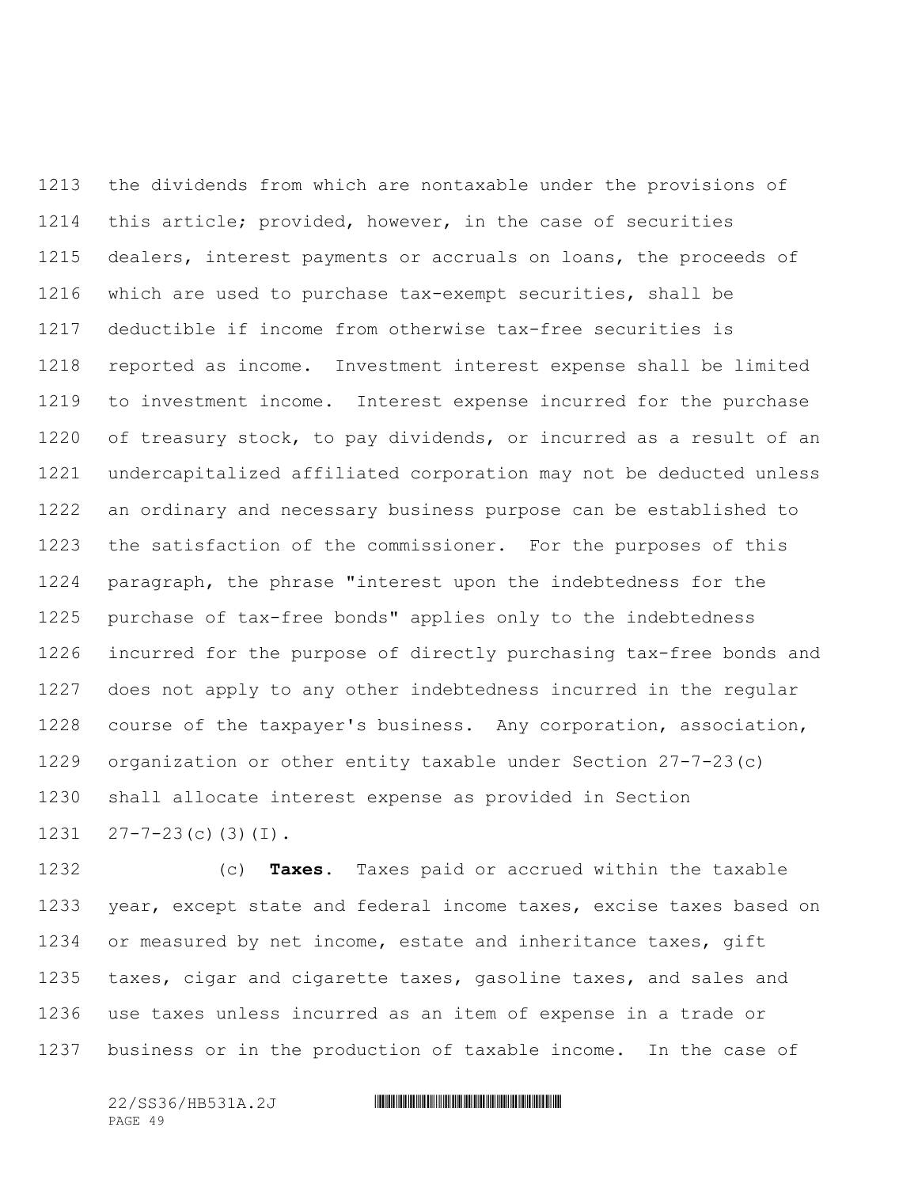the dividends from which are nontaxable under the provisions of this article; provided, however, in the case of securities dealers, interest payments or accruals on loans, the proceeds of which are used to purchase tax-exempt securities, shall be deductible if income from otherwise tax-free securities is reported as income. Investment interest expense shall be limited to investment income. Interest expense incurred for the purchase of treasury stock, to pay dividends, or incurred as a result of an undercapitalized affiliated corporation may not be deducted unless an ordinary and necessary business purpose can be established to the satisfaction of the commissioner. For the purposes of this paragraph, the phrase "interest upon the indebtedness for the purchase of tax-free bonds" applies only to the indebtedness incurred for the purpose of directly purchasing tax-free bonds and does not apply to any other indebtedness incurred in the regular course of the taxpayer's business. Any corporation, association, organization or other entity taxable under Section 27-7-23(c) shall allocate interest expense as provided in Section 27-7-23(c)(3)(I).

(c) **Taxes**. Taxes paid or accrued within the taxable year, except state and federal income taxes, excise taxes based on or measured by net income, estate and inheritance taxes, gift taxes, cigar and cigarette taxes, gasoline taxes, and sales and use taxes unless incurred as an item of expense in a trade or business or in the production of taxable income. In the case of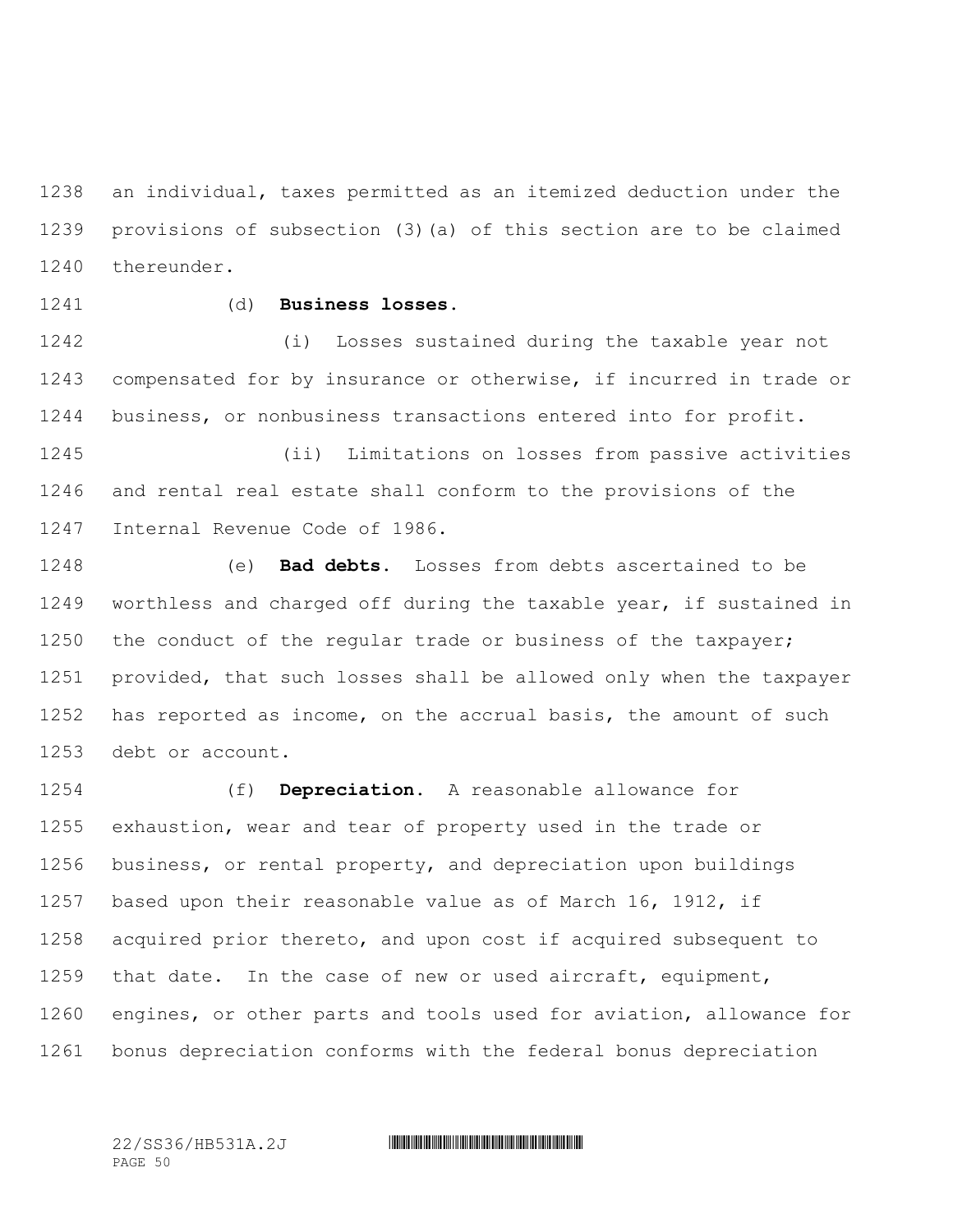an individual, taxes permitted as an itemized deduction under the provisions of subsection (3)(a) of this section are to be claimed thereunder.

(d) **Business losses.**

(i) Losses sustained during the taxable year not compensated for by insurance or otherwise, if incurred in trade or business, or nonbusiness transactions entered into for profit.

(ii) Limitations on losses from passive activities and rental real estate shall conform to the provisions of the Internal Revenue Code of 1986.

(e) **Bad debts.** Losses from debts ascertained to be worthless and charged off during the taxable year, if sustained in the conduct of the regular trade or business of the taxpayer; provided, that such losses shall be allowed only when the taxpayer has reported as income, on the accrual basis, the amount of such debt or account.

(f) **Depreciation.** A reasonable allowance for exhaustion, wear and tear of property used in the trade or business, or rental property, and depreciation upon buildings based upon their reasonable value as of March 16, 1912, if acquired prior thereto, and upon cost if acquired subsequent to that date. In the case of new or used aircraft, equipment, engines, or other parts and tools used for aviation, allowance for bonus depreciation conforms with the federal bonus depreciation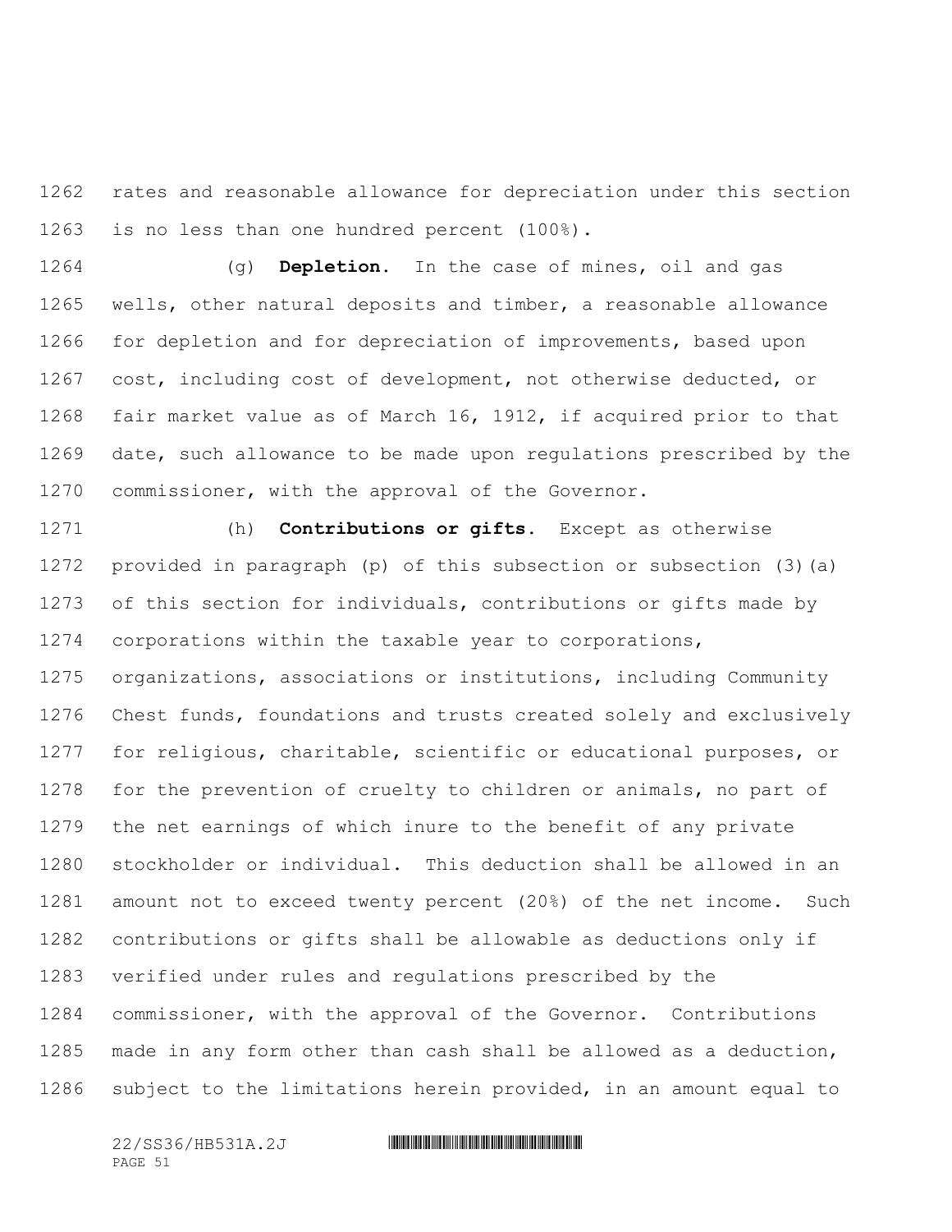rates and reasonable allowance for depreciation under this section is no less than one hundred percent (100%).

(g) **Depletion.** In the case of mines, oil and gas wells, other natural deposits and timber, a reasonable allowance for depletion and for depreciation of improvements, based upon cost, including cost of development, not otherwise deducted, or fair market value as of March 16, 1912, if acquired prior to that date, such allowance to be made upon regulations prescribed by the commissioner, with the approval of the Governor.

(h) **Contributions or gifts.** Except as otherwise provided in paragraph (p) of this subsection or subsection (3)(a) of this section for individuals, contributions or gifts made by corporations within the taxable year to corporations, organizations, associations or institutions, including Community Chest funds, foundations and trusts created solely and exclusively for religious, charitable, scientific or educational purposes, or for the prevention of cruelty to children or animals, no part of the net earnings of which inure to the benefit of any private stockholder or individual. This deduction shall be allowed in an amount not to exceed twenty percent (20%) of the net income. Such contributions or gifts shall be allowable as deductions only if verified under rules and regulations prescribed by the commissioner, with the approval of the Governor. Contributions made in any form other than cash shall be allowed as a deduction, subject to the limitations herein provided, in an amount equal to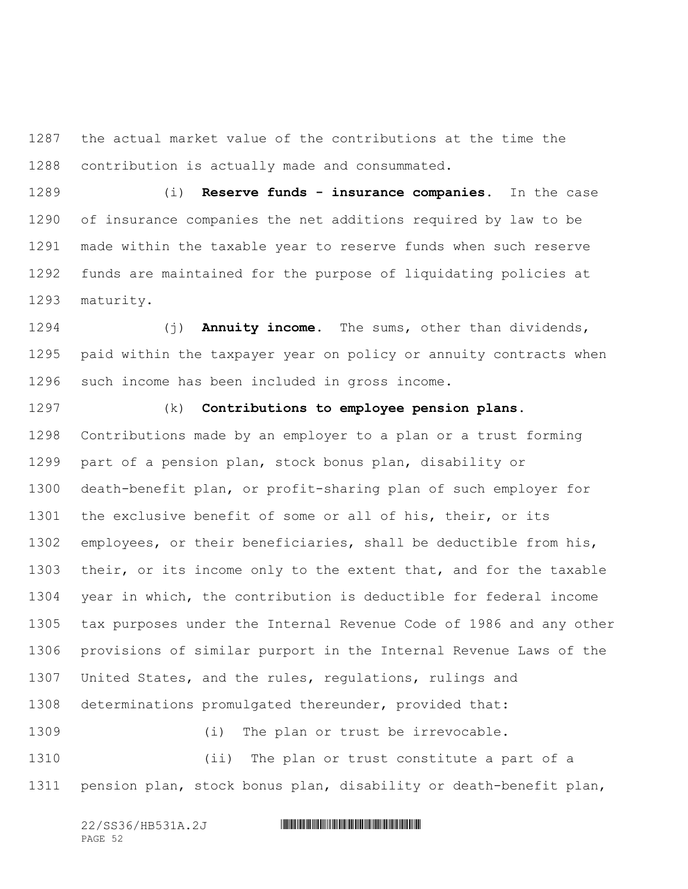the actual market value of the contributions at the time the contribution is actually made and consummated.

(i) **Reserve funds - insurance companies.** In the case of insurance companies the net additions required by law to be made within the taxable year to reserve funds when such reserve funds are maintained for the purpose of liquidating policies at maturity.

(j) **Annuity income.** The sums, other than dividends, paid within the taxpayer year on policy or annuity contracts when such income has been included in gross income.

(k) **Contributions to employee pension plans.** Contributions made by an employer to a plan or a trust forming part of a pension plan, stock bonus plan, disability or death-benefit plan, or profit-sharing plan of such employer for the exclusive benefit of some or all of his, their, or its employees, or their beneficiaries, shall be deductible from his, their, or its income only to the extent that, and for the taxable year in which, the contribution is deductible for federal income tax purposes under the Internal Revenue Code of 1986 and any other provisions of similar purport in the Internal Revenue Laws of the United States, and the rules, regulations, rulings and determinations promulgated thereunder, provided that:

(i) The plan or trust be irrevocable.

(ii) The plan or trust constitute a part of a pension plan, stock bonus plan, disability or death-benefit plan,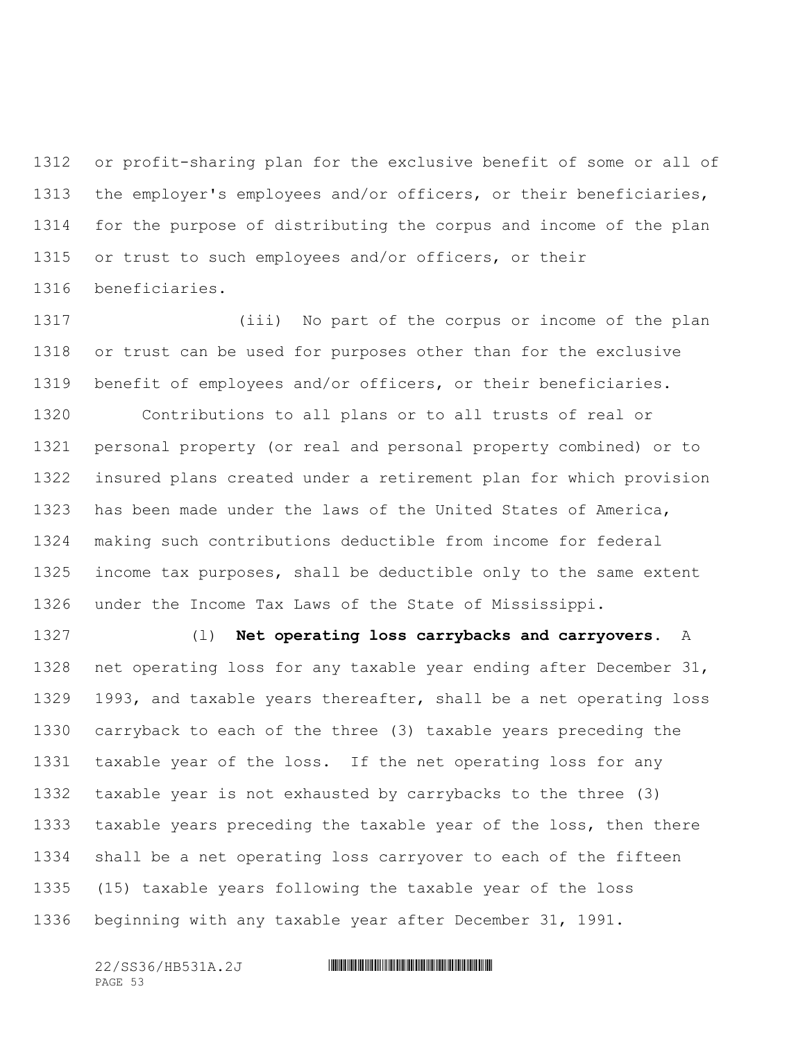or profit-sharing plan for the exclusive benefit of some or all of the employer's employees and/or officers, or their beneficiaries, for the purpose of distributing the corpus and income of the plan or trust to such employees and/or officers, or their beneficiaries.

(iii) No part of the corpus or income of the plan or trust can be used for purposes other than for the exclusive benefit of employees and/or officers, or their beneficiaries.

Contributions to all plans or to all trusts of real or personal property (or real and personal property combined) or to insured plans created under a retirement plan for which provision has been made under the laws of the United States of America, making such contributions deductible from income for federal income tax purposes, shall be deductible only to the same extent under the Income Tax Laws of the State of Mississippi.

(l) **Net operating loss carrybacks and carryovers.** A net operating loss for any taxable year ending after December 31, 1993, and taxable years thereafter, shall be a net operating loss carryback to each of the three (3) taxable years preceding the taxable year of the loss. If the net operating loss for any taxable year is not exhausted by carrybacks to the three (3) taxable years preceding the taxable year of the loss, then there shall be a net operating loss carryover to each of the fifteen (15) taxable years following the taxable year of the loss beginning with any taxable year after December 31, 1991.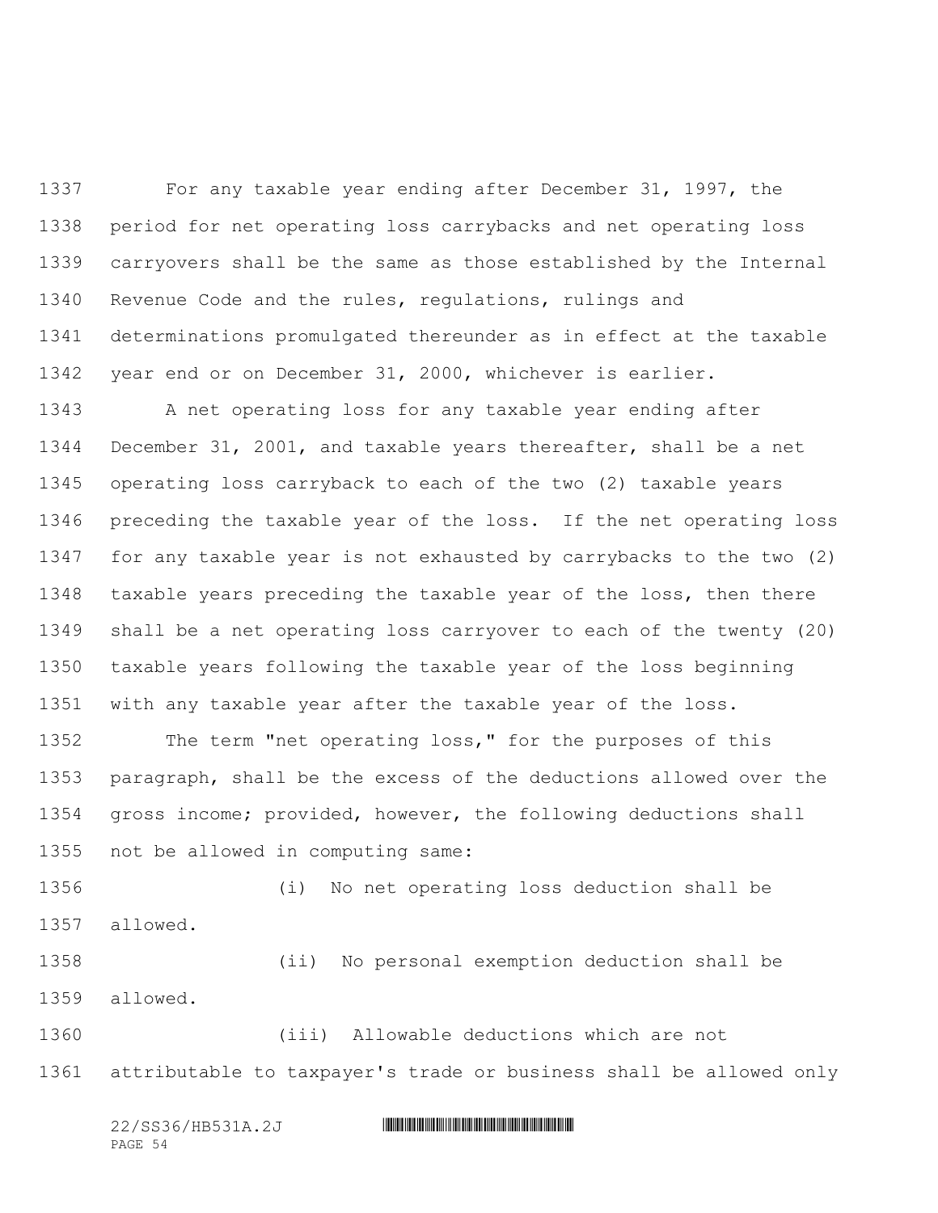For any taxable year ending after December 31, 1997, the period for net operating loss carrybacks and net operating loss carryovers shall be the same as those established by the Internal Revenue Code and the rules, regulations, rulings and determinations promulgated thereunder as in effect at the taxable year end or on December 31, 2000, whichever is earlier.

A net operating loss for any taxable year ending after December 31, 2001, and taxable years thereafter, shall be a net operating loss carryback to each of the two (2) taxable years preceding the taxable year of the loss. If the net operating loss for any taxable year is not exhausted by carrybacks to the two (2) taxable years preceding the taxable year of the loss, then there shall be a net operating loss carryover to each of the twenty (20) taxable years following the taxable year of the loss beginning with any taxable year after the taxable year of the loss.

The term "net operating loss," for the purposes of this paragraph, shall be the excess of the deductions allowed over the gross income; provided, however, the following deductions shall not be allowed in computing same:

(i) No net operating loss deduction shall be allowed.

(ii) No personal exemption deduction shall be allowed.

(iii) Allowable deductions which are not attributable to taxpayer's trade or business shall be allowed only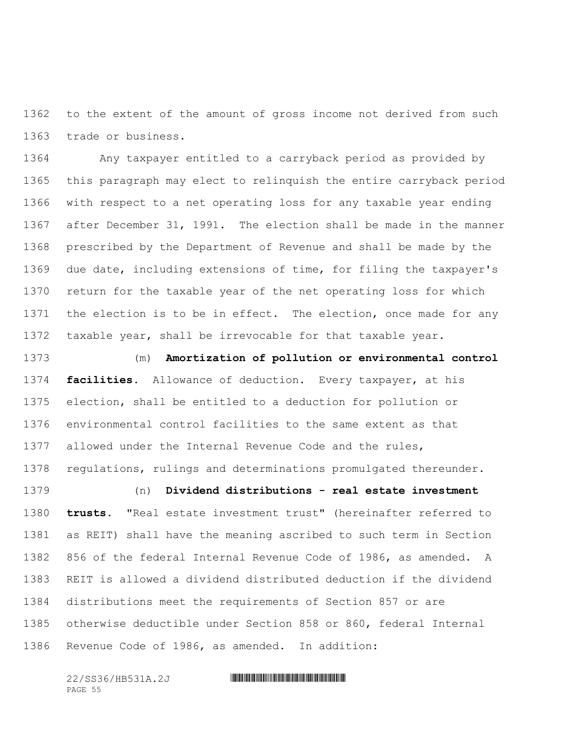to the extent of the amount of gross income not derived from such trade or business.

Any taxpayer entitled to a carryback period as provided by this paragraph may elect to relinquish the entire carryback period with respect to a net operating loss for any taxable year ending after December 31, 1991. The election shall be made in the manner prescribed by the Department of Revenue and shall be made by the due date, including extensions of time, for filing the taxpayer's return for the taxable year of the net operating loss for which the election is to be in effect. The election, once made for any taxable year, shall be irrevocable for that taxable year.

(m) **Amortization of pollution or environmental control facilities.** Allowance of deduction. Every taxpayer, at his election, shall be entitled to a deduction for pollution or environmental control facilities to the same extent as that allowed under the Internal Revenue Code and the rules, regulations, rulings and determinations promulgated thereunder.

(n) **Dividend distributions - real estate investment trusts.** "Real estate investment trust" (hereinafter referred to as REIT) shall have the meaning ascribed to such term in Section 856 of the federal Internal Revenue Code of 1986, as amended. A REIT is allowed a dividend distributed deduction if the dividend distributions meet the requirements of Section 857 or are otherwise deductible under Section 858 or 860, federal Internal Revenue Code of 1986, as amended. In addition: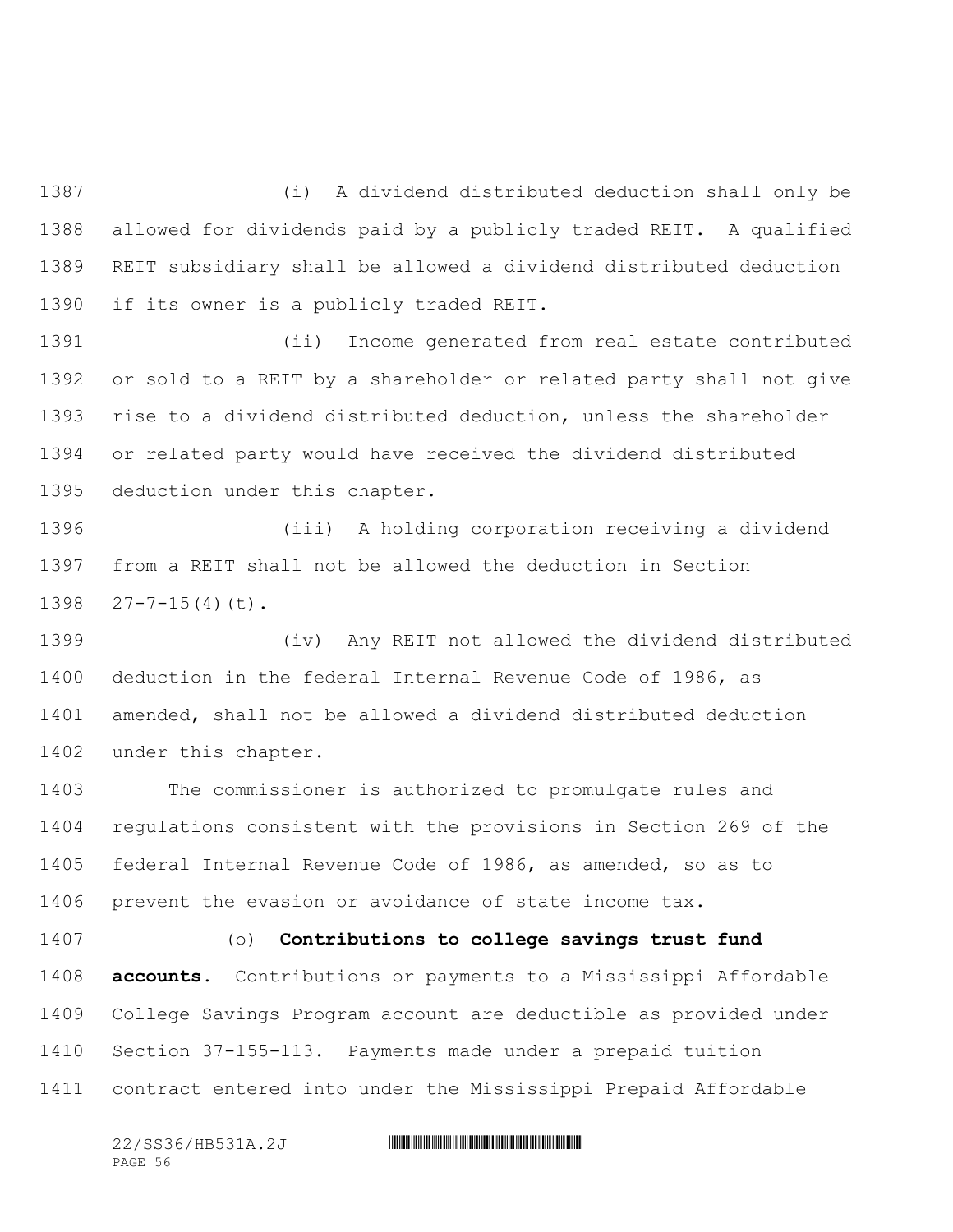(i) A dividend distributed deduction shall only be allowed for dividends paid by a publicly traded REIT. A qualified REIT subsidiary shall be allowed a dividend distributed deduction if its owner is a publicly traded REIT.

(ii) Income generated from real estate contributed or sold to a REIT by a shareholder or related party shall not give rise to a dividend distributed deduction, unless the shareholder or related party would have received the dividend distributed deduction under this chapter.

(iii) A holding corporation receiving a dividend from a REIT shall not be allowed the deduction in Section 27-7-15(4)(t).

(iv) Any REIT not allowed the dividend distributed deduction in the federal Internal Revenue Code of 1986, as amended, shall not be allowed a dividend distributed deduction under this chapter.

The commissioner is authorized to promulgate rules and regulations consistent with the provisions in Section 269 of the federal Internal Revenue Code of 1986, as amended, so as to prevent the evasion or avoidance of state income tax.

(o) **Contributions to college savings trust fund accounts.** Contributions or payments to a Mississippi Affordable College Savings Program account are deductible as provided under Section 37-155-113. Payments made under a prepaid tuition contract entered into under the Mississippi Prepaid Affordable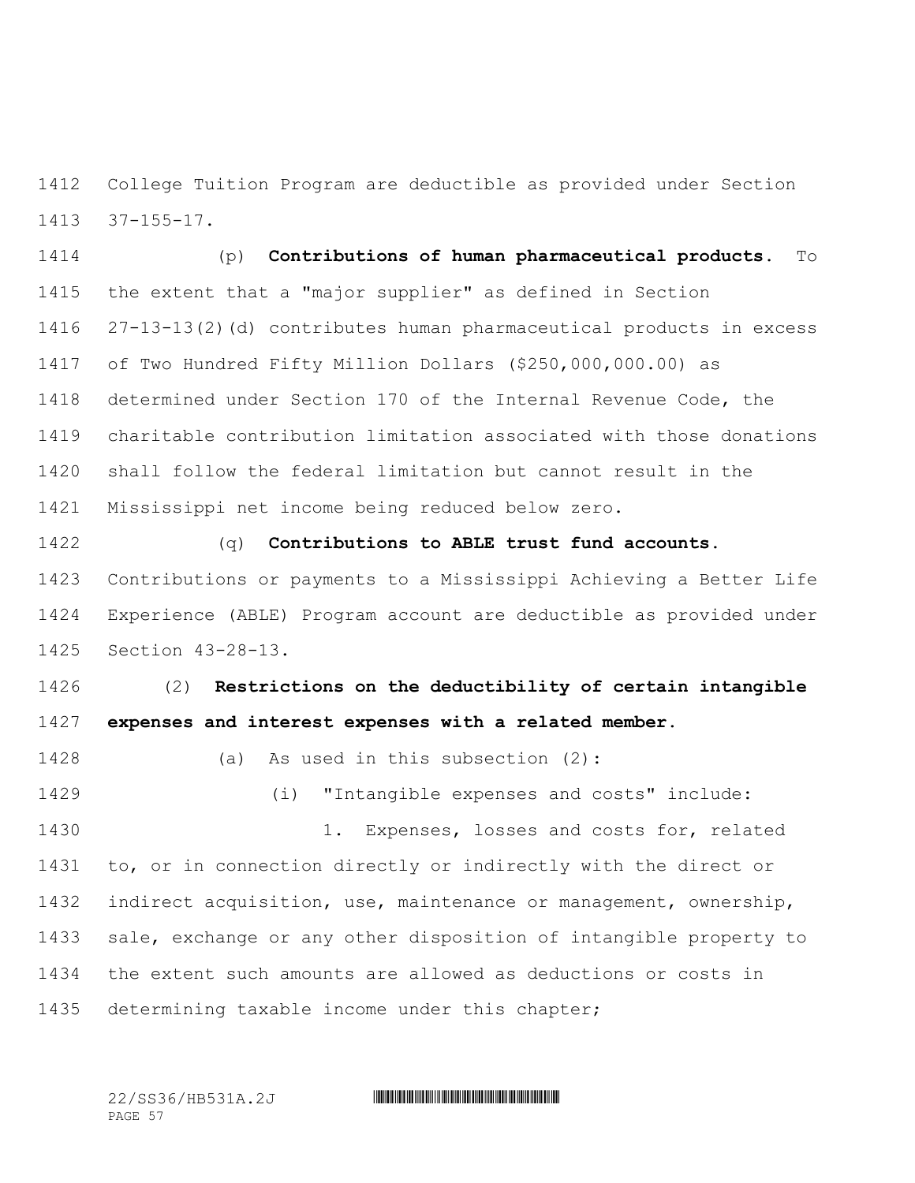College Tuition Program are deductible as provided under Section 37-155-17.

(p) **Contributions of human pharmaceutical products.** To the extent that a "major supplier" as defined in Section 27-13-13(2)(d) contributes human pharmaceutical products in excess of Two Hundred Fifty Million Dollars ($250,000,000.00) as determined under Section 170 of the Internal Revenue Code, the charitable contribution limitation associated with those donations shall follow the federal limitation but cannot result in the Mississippi net income being reduced below zero.

(q) **Contributions to ABLE trust fund accounts.** Contributions or payments to a Mississippi Achieving a Better Life Experience (ABLE) Program account are deductible as provided under Section 43-28-13.

(2) **Restrictions on the deductibility of certain intangible expenses and interest expenses with a related member.**

(a) As used in this subsection (2):

(i) "Intangible expenses and costs" include:

1. Expenses, losses and costs for, related to, or in connection directly or indirectly with the direct or indirect acquisition, use, maintenance or management, ownership, sale, exchange or any other disposition of intangible property to the extent such amounts are allowed as deductions or costs in determining taxable income under this chapter;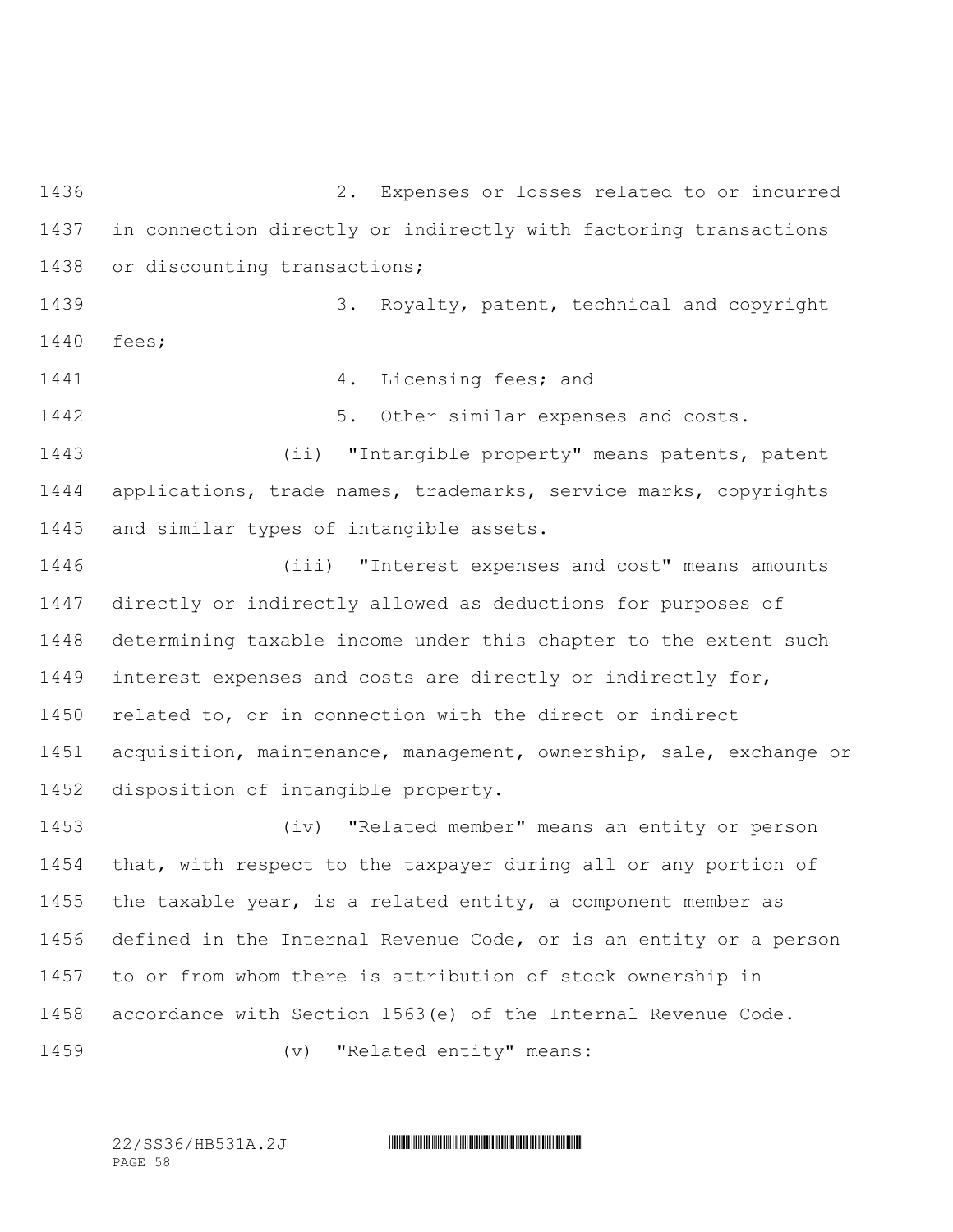2. Expenses or losses related to or incurred in connection directly or indirectly with factoring transactions or discounting transactions;

3. Royalty, patent, technical and copyright fees;

4. Licensing fees; and

5. Other similar expenses and costs.

(ii) "Intangible property" means patents, patent applications, trade names, trademarks, service marks, copyrights and similar types of intangible assets.

(iii) "Interest expenses and cost" means amounts directly or indirectly allowed as deductions for purposes of determining taxable income under this chapter to the extent such interest expenses and costs are directly or indirectly for, related to, or in connection with the direct or indirect acquisition, maintenance, management, ownership, sale, exchange or disposition of intangible property.

(iv) "Related member" means an entity or person that, with respect to the taxpayer during all or any portion of the taxable year, is a related entity, a component member as defined in the Internal Revenue Code, or is an entity or a person to or from whom there is attribution of stock ownership in accordance with Section 1563(e) of the Internal Revenue Code.

(v) "Related entity" means: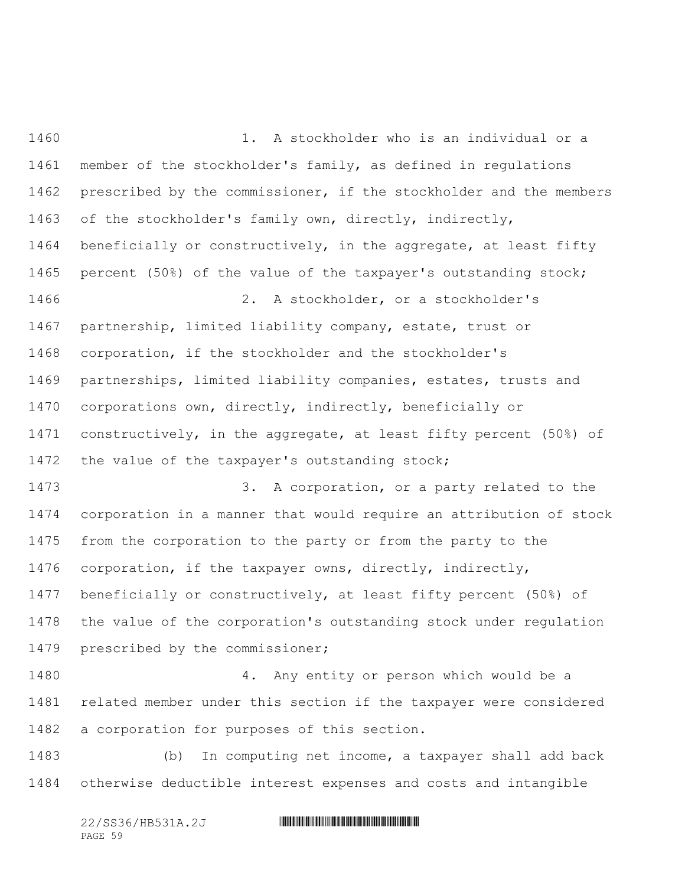1. A stockholder who is an individual or a member of the stockholder's family, as defined in regulations prescribed by the commissioner, if the stockholder and the members of the stockholder's family own, directly, indirectly, beneficially or constructively, in the aggregate, at least fifty percent (50%) of the value of the taxpayer's outstanding stock;

2. A stockholder, or a stockholder's partnership, limited liability company, estate, trust or corporation, if the stockholder and the stockholder's partnerships, limited liability companies, estates, trusts and corporations own, directly, indirectly, beneficially or constructively, in the aggregate, at least fifty percent (50%) of the value of the taxpayer's outstanding stock;

3. A corporation, or a party related to the corporation in a manner that would require an attribution of stock from the corporation to the party or from the party to the corporation, if the taxpayer owns, directly, indirectly, beneficially or constructively, at least fifty percent (50%) of the value of the corporation's outstanding stock under regulation prescribed by the commissioner;

4. Any entity or person which would be a related member under this section if the taxpayer were considered a corporation for purposes of this section.

(b) In computing net income, a taxpayer shall add back otherwise deductible interest expenses and costs and intangible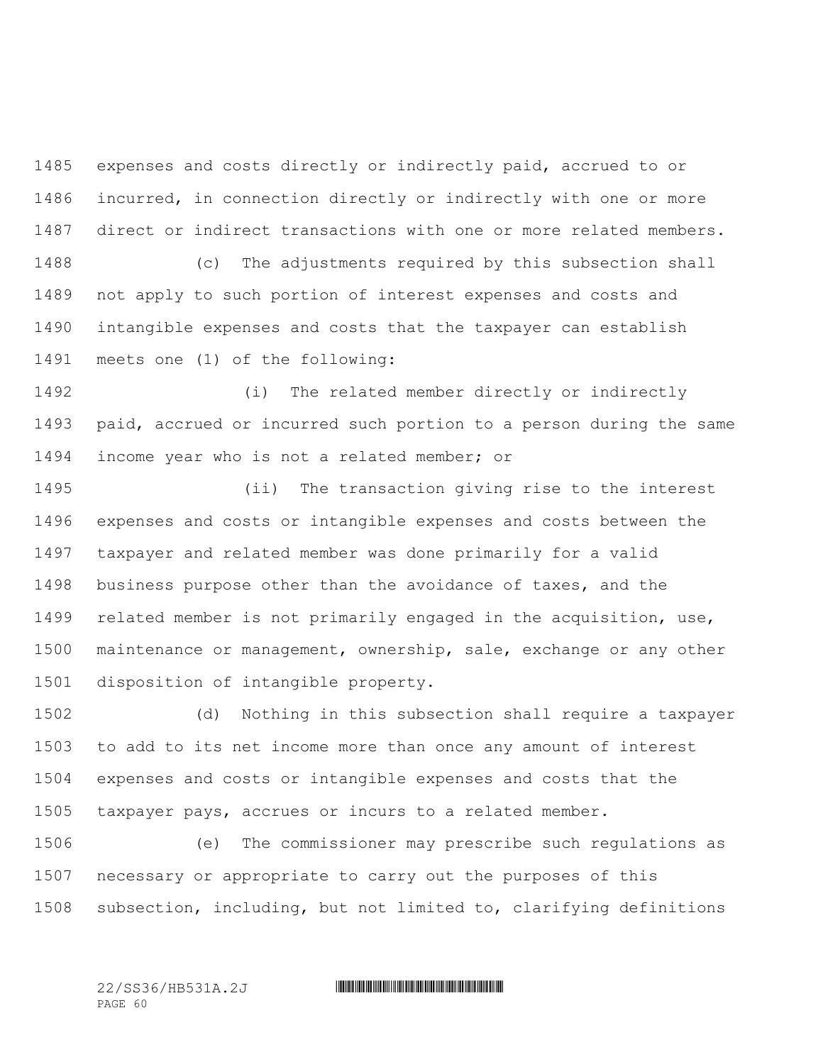expenses and costs directly or indirectly paid, accrued to or incurred, in connection directly or indirectly with one or more direct or indirect transactions with one or more related members.

(c) The adjustments required by this subsection shall not apply to such portion of interest expenses and costs and intangible expenses and costs that the taxpayer can establish meets one (1) of the following:

(i) The related member directly or indirectly paid, accrued or incurred such portion to a person during the same income year who is not a related member; or

(ii) The transaction giving rise to the interest expenses and costs or intangible expenses and costs between the taxpayer and related member was done primarily for a valid business purpose other than the avoidance of taxes, and the related member is not primarily engaged in the acquisition, use, maintenance or management, ownership, sale, exchange or any other disposition of intangible property.

(d) Nothing in this subsection shall require a taxpayer to add to its net income more than once any amount of interest expenses and costs or intangible expenses and costs that the taxpayer pays, accrues or incurs to a related member.

(e) The commissioner may prescribe such regulations as necessary or appropriate to carry out the purposes of this subsection, including, but not limited to, clarifying definitions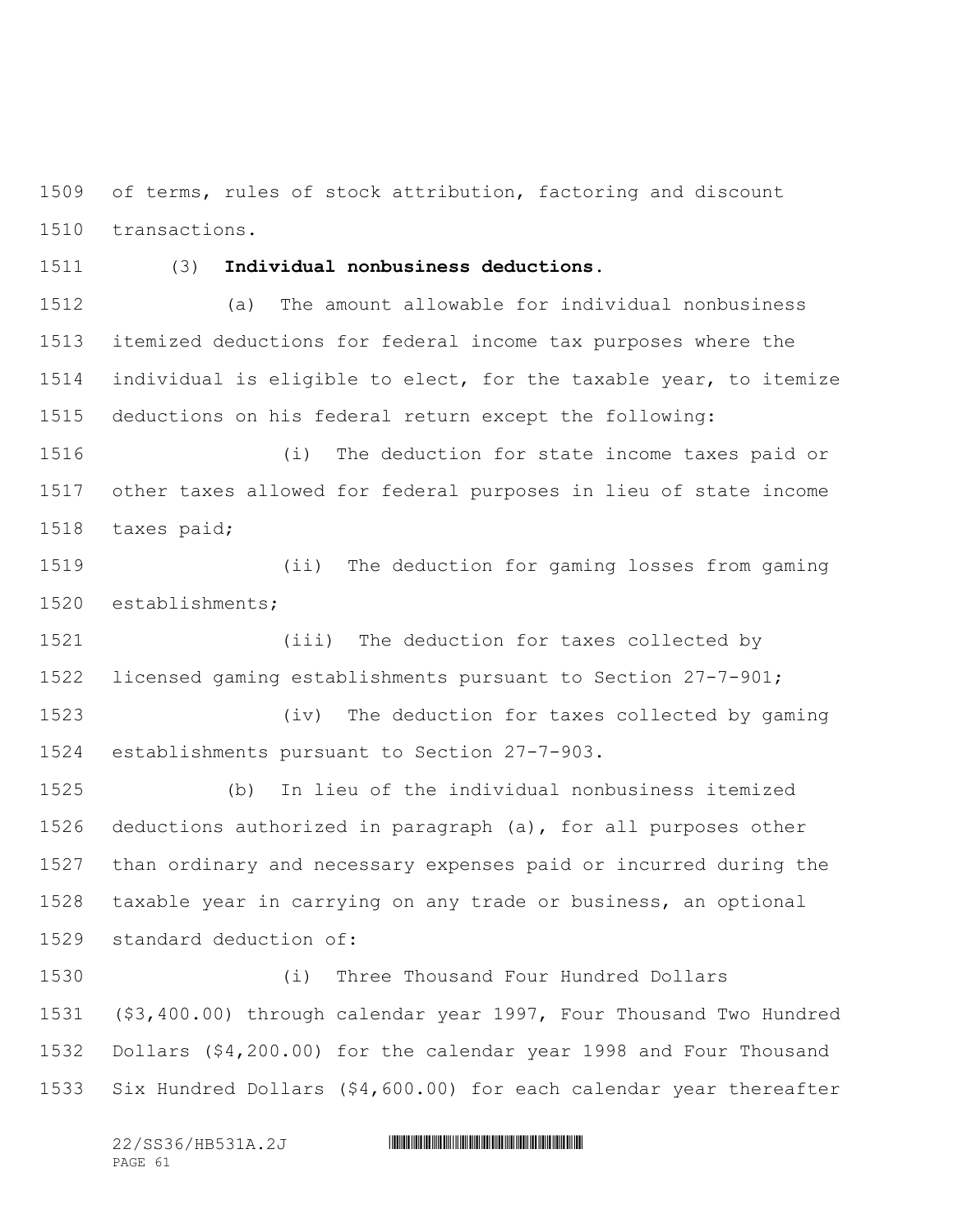of terms, rules of stock attribution, factoring and discount transactions.

(3) **Individual nonbusiness deductions.**

(a) The amount allowable for individual nonbusiness itemized deductions for federal income tax purposes where the individual is eligible to elect, for the taxable year, to itemize deductions on his federal return except the following:

(i) The deduction for state income taxes paid or other taxes allowed for federal purposes in lieu of state income taxes paid;

(ii) The deduction for gaming losses from gaming establishments;

(iii) The deduction for taxes collected by licensed gaming establishments pursuant to Section 27-7-901;

(iv) The deduction for taxes collected by gaming establishments pursuant to Section 27-7-903.

(b) In lieu of the individual nonbusiness itemized deductions authorized in paragraph (a), for all purposes other than ordinary and necessary expenses paid or incurred during the taxable year in carrying on any trade or business, an optional standard deduction of:

(i) Three Thousand Four Hundred Dollars ($3,400.00) through calendar year 1997, Four Thousand Two Hundred Dollars ($4,200.00) for the calendar year 1998 and Four Thousand Six Hundred Dollars ($4,600.00) for each calendar year thereafter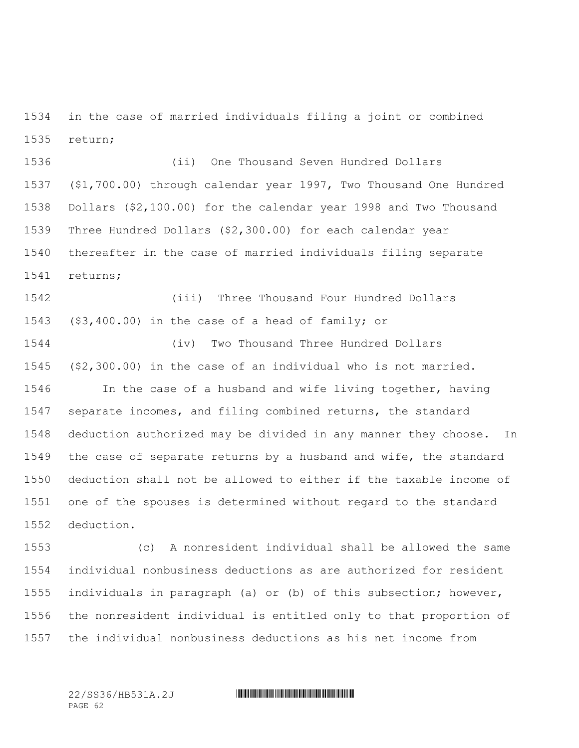in the case of married individuals filing a joint or combined return;

(ii) One Thousand Seven Hundred Dollars ($1,700.00) through calendar year 1997, Two Thousand One Hundred Dollars ($2,100.00) for the calendar year 1998 and Two Thousand Three Hundred Dollars ($2,300.00) for each calendar year thereafter in the case of married individuals filing separate returns;

(iii) Three Thousand Four Hundred Dollars ($3,400.00) in the case of a head of family; or

(iv) Two Thousand Three Hundred Dollars ($2,300.00) in the case of an individual who is not married.

In the case of a husband and wife living together, having separate incomes, and filing combined returns, the standard deduction authorized may be divided in any manner they choose. In the case of separate returns by a husband and wife, the standard deduction shall not be allowed to either if the taxable income of one of the spouses is determined without regard to the standard deduction.

(c) A nonresident individual shall be allowed the same individual nonbusiness deductions as are authorized for resident individuals in paragraph (a) or (b) of this subsection; however, the nonresident individual is entitled only to that proportion of the individual nonbusiness deductions as his net income from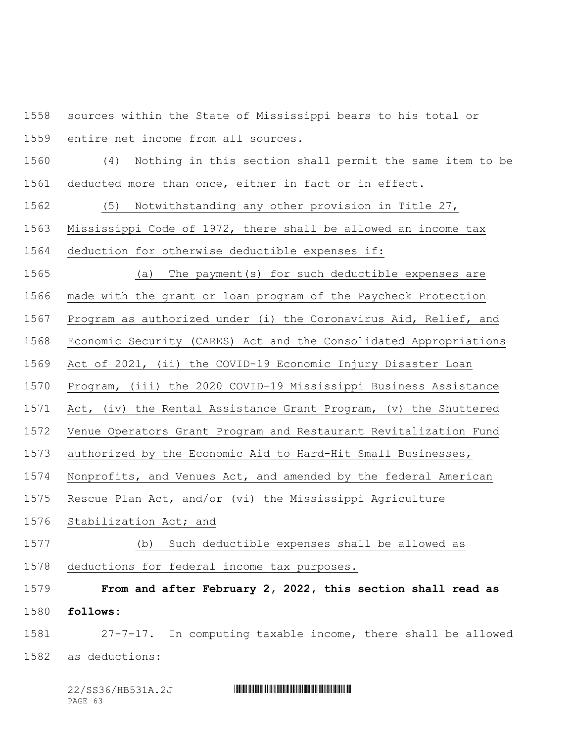sources within the State of Mississippi bears to his total or entire net income from all sources.

(4) Nothing in this section shall permit the same item to be deducted more than once, either in fact or in effect.

(5) Notwithstanding any other provision in Title 27, Mississippi Code of 1972, there shall be allowed an income tax deduction for otherwise deductible expenses if:

(a) The payment(s) for such deductible expenses are made with the grant or loan program of the Paycheck Protection Program as authorized under (i) the Coronavirus Aid, Relief, and Economic Security (CARES) Act and the Consolidated Appropriations Act of 2021, (ii) the COVID-19 Economic Injury Disaster Loan Program, (iii) the 2020 COVID-19 Mississippi Business Assistance Act, (iv) the Rental Assistance Grant Program, (v) the Shuttered Venue Operators Grant Program and Restaurant Revitalization Fund authorized by the Economic Aid to Hard-Hit Small Businesses, Nonprofits, and Venues Act, and amended by the federal American Rescue Plan Act, and/or (vi) the Mississippi Agriculture Stabilization Act; and

(b) Such deductible expenses shall be allowed as deductions for federal income tax purposes.

**From and after February 2, 2022, this section shall read as follows:**

27-7-17. In computing taxable income, there shall be allowed as deductions: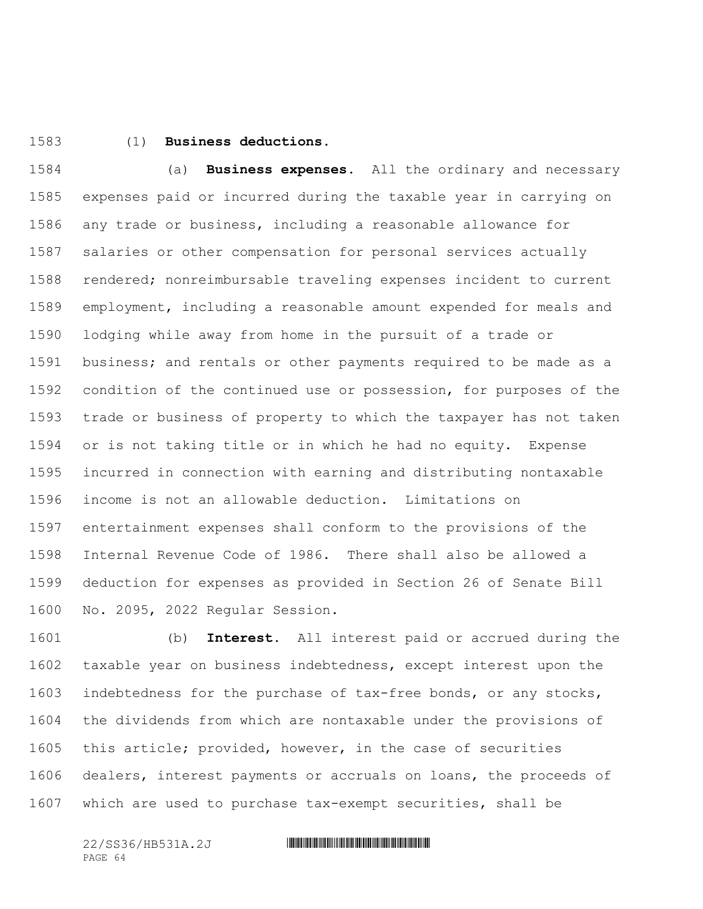(1) **Business deductions.**

(a) **Business expenses.** All the ordinary and necessary expenses paid or incurred during the taxable year in carrying on any trade or business, including a reasonable allowance for salaries or other compensation for personal services actually rendered; nonreimbursable traveling expenses incident to current employment, including a reasonable amount expended for meals and lodging while away from home in the pursuit of a trade or business; and rentals or other payments required to be made as a condition of the continued use or possession, for purposes of the trade or business of property to which the taxpayer has not taken or is not taking title or in which he had no equity. Expense incurred in connection with earning and distributing nontaxable income is not an allowable deduction. Limitations on entertainment expenses shall conform to the provisions of the Internal Revenue Code of 1986. There shall also be allowed a deduction for expenses as provided in Section 26 of Senate Bill No. 2095, 2022 Regular Session.

(b) **Interest.** All interest paid or accrued during the taxable year on business indebtedness, except interest upon the indebtedness for the purchase of tax-free bonds, or any stocks, the dividends from which are nontaxable under the provisions of this article; provided, however, in the case of securities dealers, interest payments or accruals on loans, the proceeds of which are used to purchase tax-exempt securities, shall be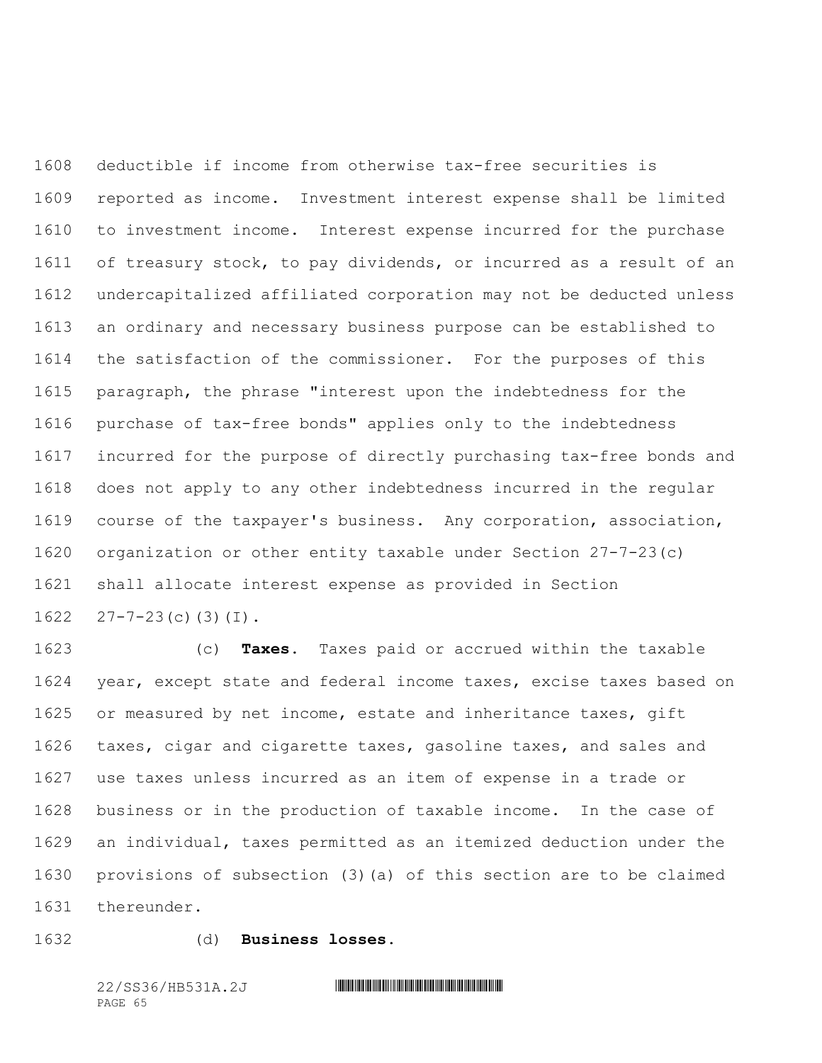deductible if income from otherwise tax-free securities is reported as income. Investment interest expense shall be limited to investment income. Interest expense incurred for the purchase of treasury stock, to pay dividends, or incurred as a result of an undercapitalized affiliated corporation may not be deducted unless an ordinary and necessary business purpose can be established to the satisfaction of the commissioner. For the purposes of this paragraph, the phrase "interest upon the indebtedness for the purchase of tax-free bonds" applies only to the indebtedness incurred for the purpose of directly purchasing tax-free bonds and does not apply to any other indebtedness incurred in the regular course of the taxpayer's business. Any corporation, association, organization or other entity taxable under Section 27-7-23(c) shall allocate interest expense as provided in Section 27-7-23(c)(3)(I).

(c) **Taxes**. Taxes paid or accrued within the taxable year, except state and federal income taxes, excise taxes based on or measured by net income, estate and inheritance taxes, gift taxes, cigar and cigarette taxes, gasoline taxes, and sales and use taxes unless incurred as an item of expense in a trade or business or in the production of taxable income. In the case of an individual, taxes permitted as an itemized deduction under the provisions of subsection (3)(a) of this section are to be claimed thereunder.

(d) **Business losses.**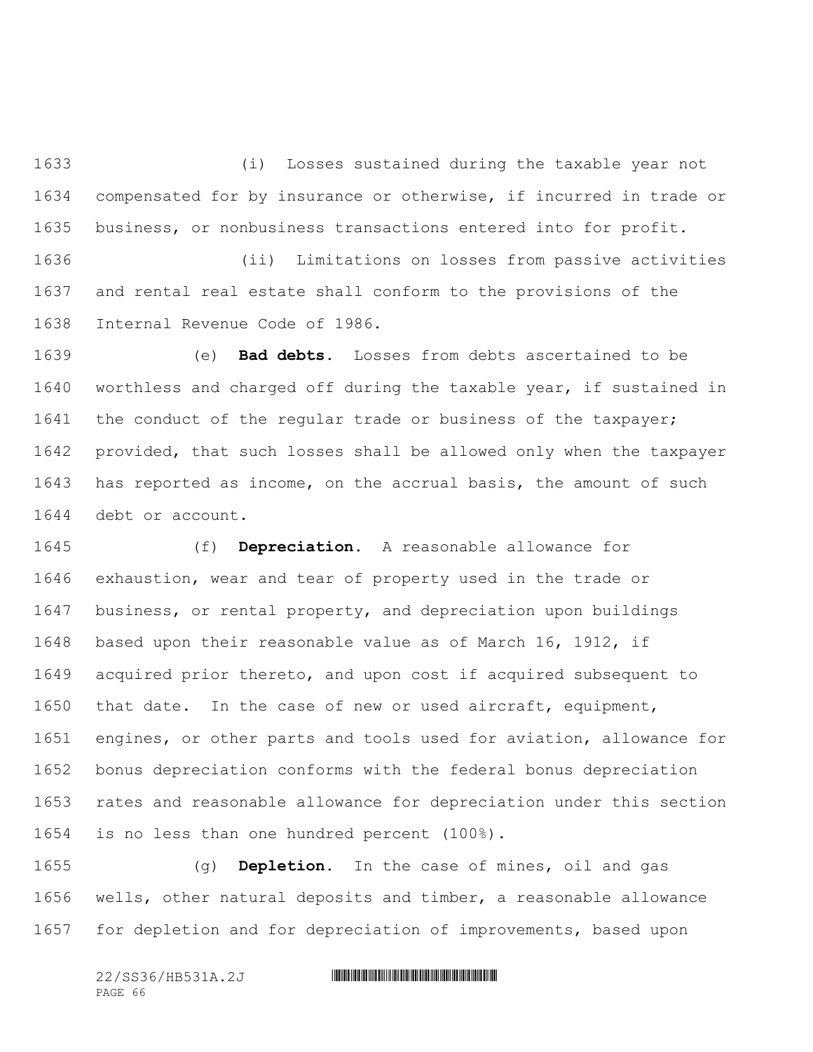(i) Losses sustained during the taxable year not compensated for by insurance or otherwise, if incurred in trade or business, or nonbusiness transactions entered into for profit.

(ii) Limitations on losses from passive activities and rental real estate shall conform to the provisions of the Internal Revenue Code of 1986.

(e) **Bad debts.** Losses from debts ascertained to be worthless and charged off during the taxable year, if sustained in the conduct of the regular trade or business of the taxpayer; provided, that such losses shall be allowed only when the taxpayer has reported as income, on the accrual basis, the amount of such debt or account.

(f) **Depreciation.** A reasonable allowance for exhaustion, wear and tear of property used in the trade or business, or rental property, and depreciation upon buildings based upon their reasonable value as of March 16, 1912, if acquired prior thereto, and upon cost if acquired subsequent to that date. In the case of new or used aircraft, equipment, engines, or other parts and tools used for aviation, allowance for bonus depreciation conforms with the federal bonus depreciation rates and reasonable allowance for depreciation under this section is no less than one hundred percent (100%).

(g) **Depletion.** In the case of mines, oil and gas wells, other natural deposits and timber, a reasonable allowance for depletion and for depreciation of improvements, based upon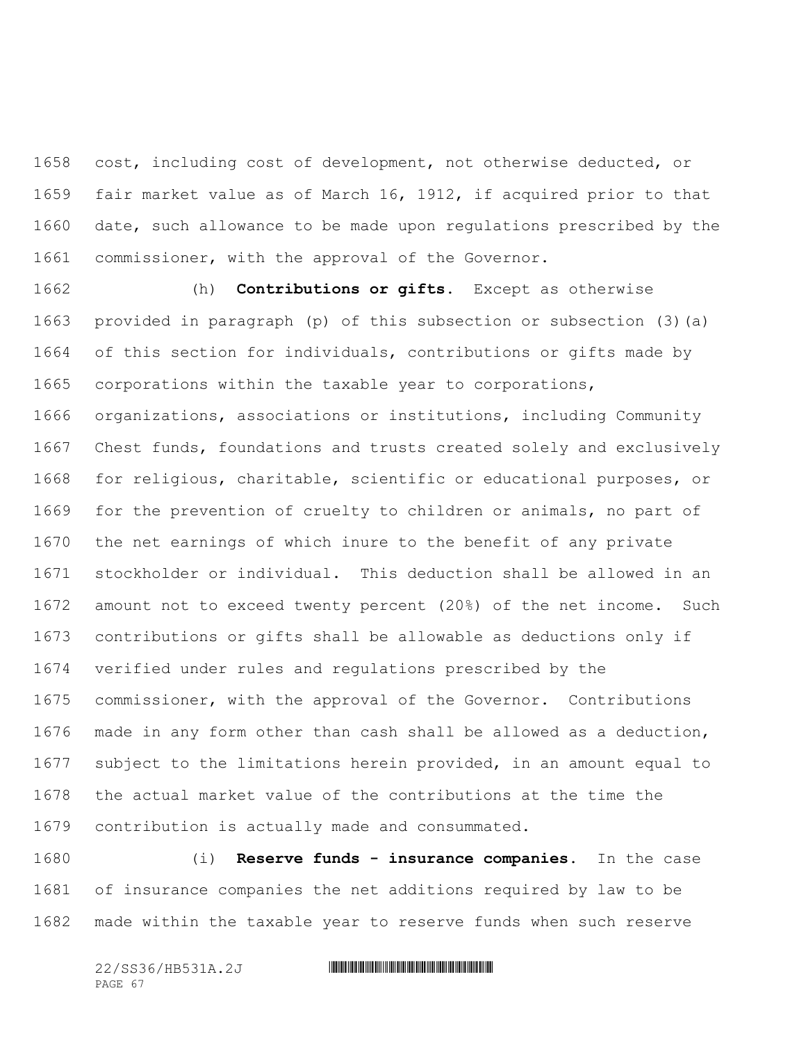cost, including cost of development, not otherwise deducted, or fair market value as of March 16, 1912, if acquired prior to that date, such allowance to be made upon regulations prescribed by the commissioner, with the approval of the Governor.

(h) **Contributions or gifts.** Except as otherwise provided in paragraph (p) of this subsection or subsection (3)(a) of this section for individuals, contributions or gifts made by corporations within the taxable year to corporations, organizations, associations or institutions, including Community Chest funds, foundations and trusts created solely and exclusively for religious, charitable, scientific or educational purposes, or for the prevention of cruelty to children or animals, no part of the net earnings of which inure to the benefit of any private stockholder or individual. This deduction shall be allowed in an amount not to exceed twenty percent (20%) of the net income. Such contributions or gifts shall be allowable as deductions only if verified under rules and regulations prescribed by the commissioner, with the approval of the Governor. Contributions made in any form other than cash shall be allowed as a deduction, subject to the limitations herein provided, in an amount equal to the actual market value of the contributions at the time the contribution is actually made and consummated.

(i) **Reserve funds - insurance companies.** In the case of insurance companies the net additions required by law to be made within the taxable year to reserve funds when such reserve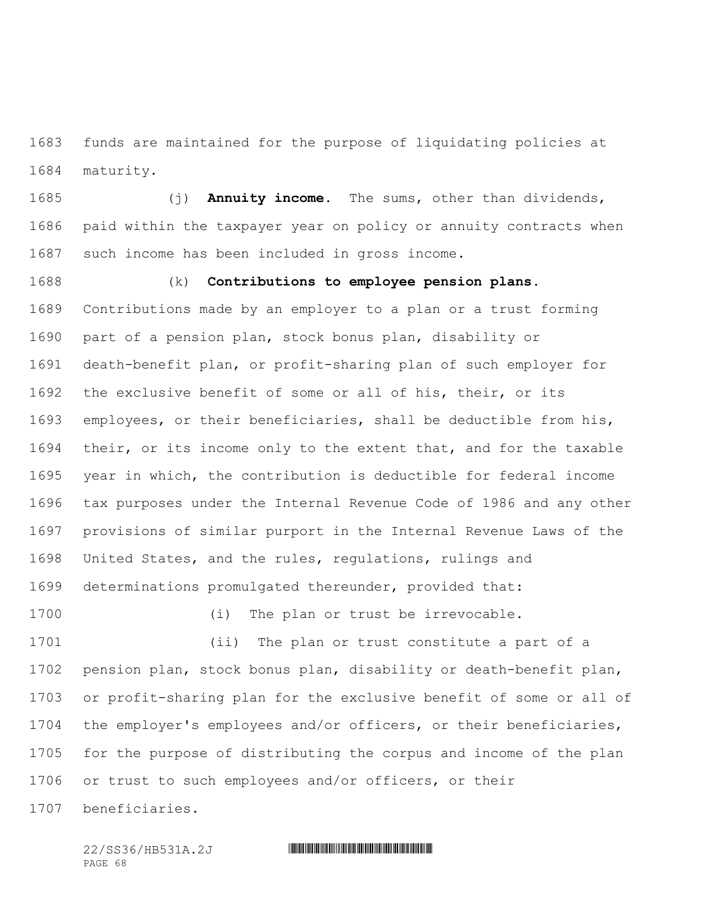funds are maintained for the purpose of liquidating policies at maturity.

(j) **Annuity income.** The sums, other than dividends, paid within the taxpayer year on policy or annuity contracts when such income has been included in gross income.

(k) **Contributions to employee pension plans.** Contributions made by an employer to a plan or a trust forming part of a pension plan, stock bonus plan, disability or death-benefit plan, or profit-sharing plan of such employer for the exclusive benefit of some or all of his, their, or its employees, or their beneficiaries, shall be deductible from his, their, or its income only to the extent that, and for the taxable year in which, the contribution is deductible for federal income tax purposes under the Internal Revenue Code of 1986 and any other provisions of similar purport in the Internal Revenue Laws of the United States, and the rules, regulations, rulings and determinations promulgated thereunder, provided that:

(i) The plan or trust be irrevocable.

(ii) The plan or trust constitute a part of a pension plan, stock bonus plan, disability or death-benefit plan, or profit-sharing plan for the exclusive benefit of some or all of the employer's employees and/or officers, or their beneficiaries, for the purpose of distributing the corpus and income of the plan or trust to such employees and/or officers, or their beneficiaries.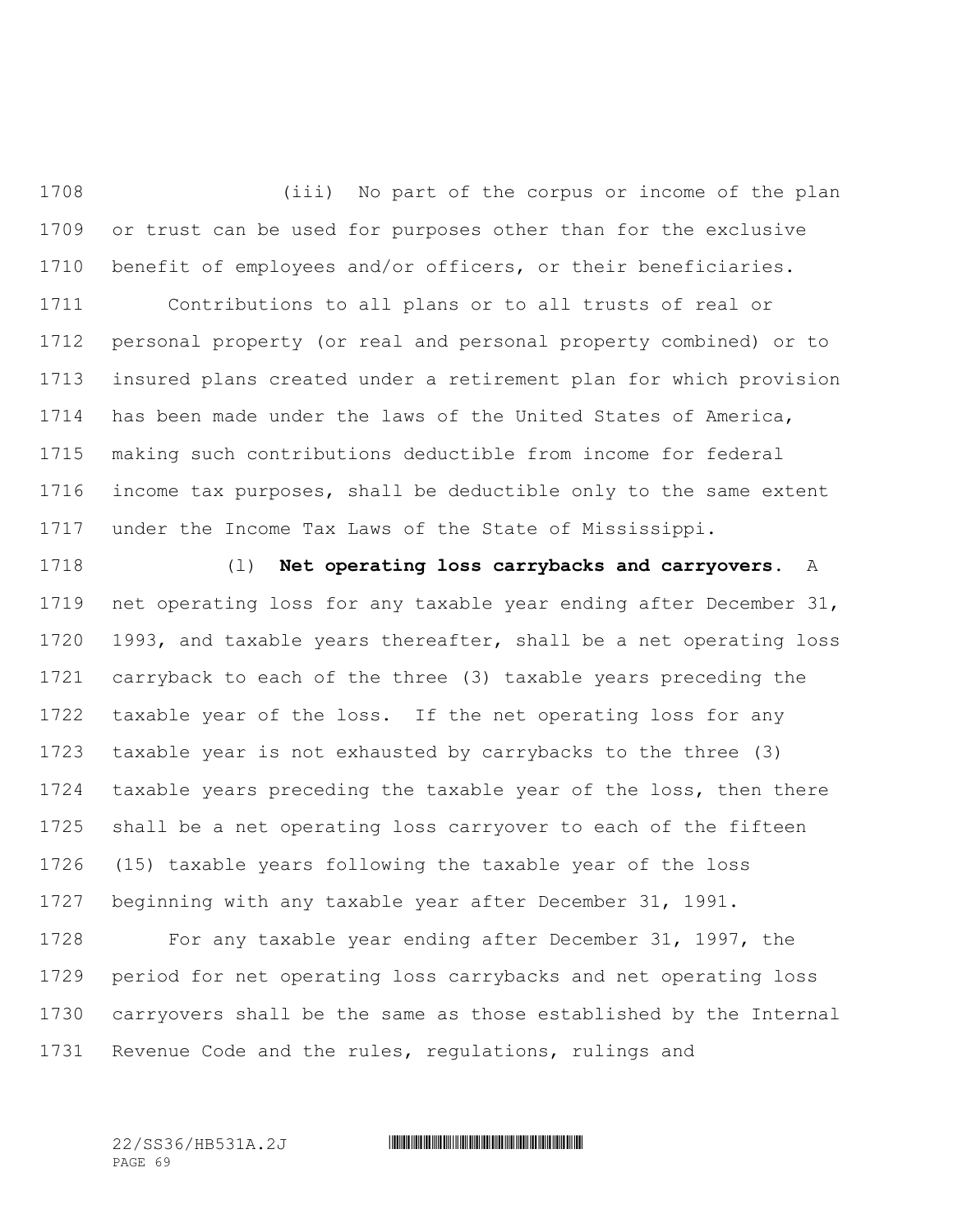(iii) No part of the corpus or income of the plan or trust can be used for purposes other than for the exclusive benefit of employees and/or officers, or their beneficiaries.

Contributions to all plans or to all trusts of real or personal property (or real and personal property combined) or to insured plans created under a retirement plan for which provision has been made under the laws of the United States of America, making such contributions deductible from income for federal income tax purposes, shall be deductible only to the same extent under the Income Tax Laws of the State of Mississippi.

(l) **Net operating loss carrybacks and carryovers.** A net operating loss for any taxable year ending after December 31, 1993, and taxable years thereafter, shall be a net operating loss carryback to each of the three (3) taxable years preceding the taxable year of the loss. If the net operating loss for any taxable year is not exhausted by carrybacks to the three (3) taxable years preceding the taxable year of the loss, then there shall be a net operating loss carryover to each of the fifteen (15) taxable years following the taxable year of the loss beginning with any taxable year after December 31, 1991.

For any taxable year ending after December 31, 1997, the period for net operating loss carrybacks and net operating loss carryovers shall be the same as those established by the Internal Revenue Code and the rules, regulations, rulings and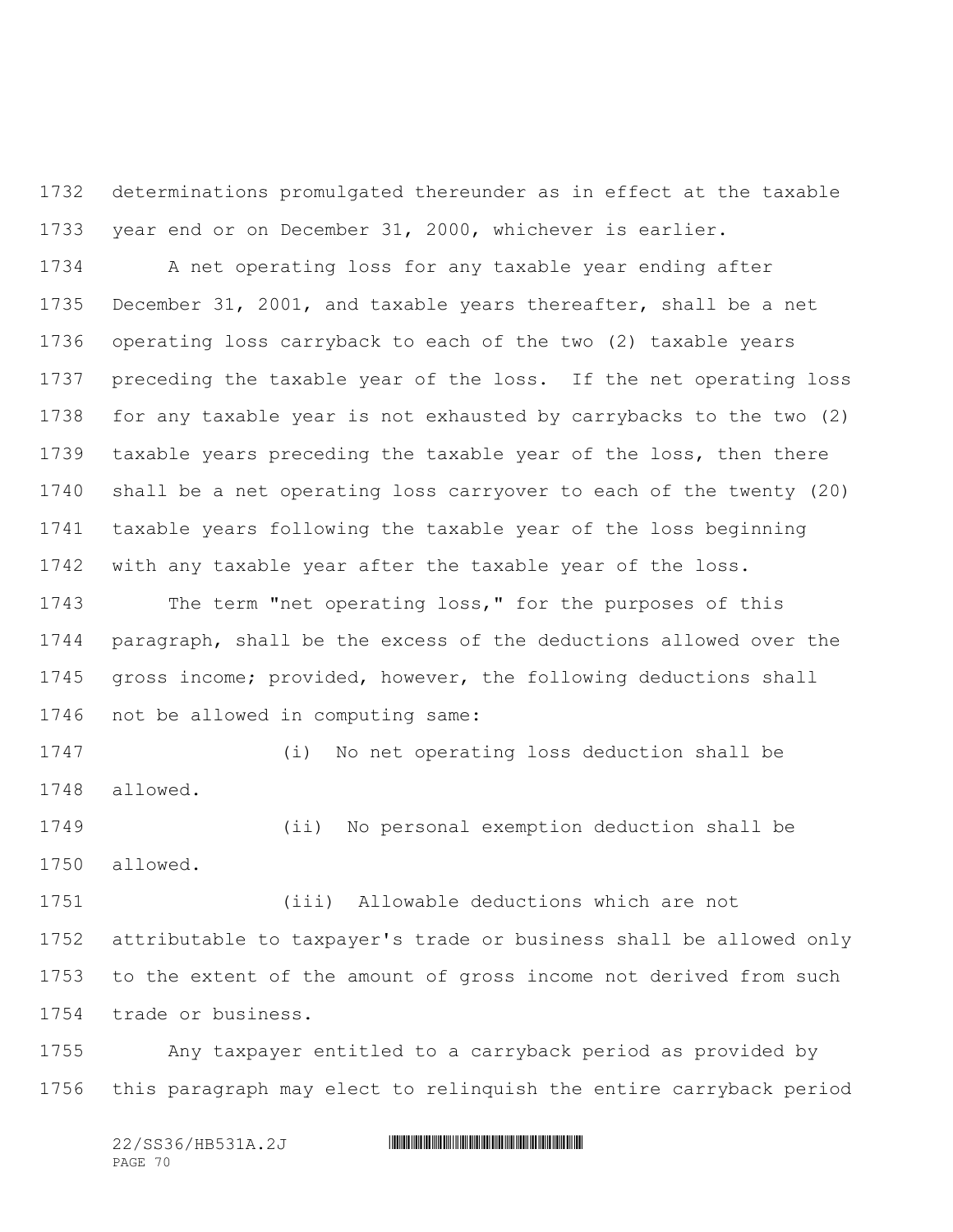determinations promulgated thereunder as in effect at the taxable year end or on December 31, 2000, whichever is earlier.

A net operating loss for any taxable year ending after December 31, 2001, and taxable years thereafter, shall be a net operating loss carryback to each of the two (2) taxable years preceding the taxable year of the loss. If the net operating loss for any taxable year is not exhausted by carrybacks to the two (2) taxable years preceding the taxable year of the loss, then there shall be a net operating loss carryover to each of the twenty (20) taxable years following the taxable year of the loss beginning with any taxable year after the taxable year of the loss.

The term "net operating loss," for the purposes of this paragraph, shall be the excess of the deductions allowed over the gross income; provided, however, the following deductions shall not be allowed in computing same:

(i) No net operating loss deduction shall be allowed.

(ii) No personal exemption deduction shall be allowed.

(iii) Allowable deductions which are not attributable to taxpayer's trade or business shall be allowed only to the extent of the amount of gross income not derived from such trade or business.

Any taxpayer entitled to a carryback period as provided by this paragraph may elect to relinquish the entire carryback period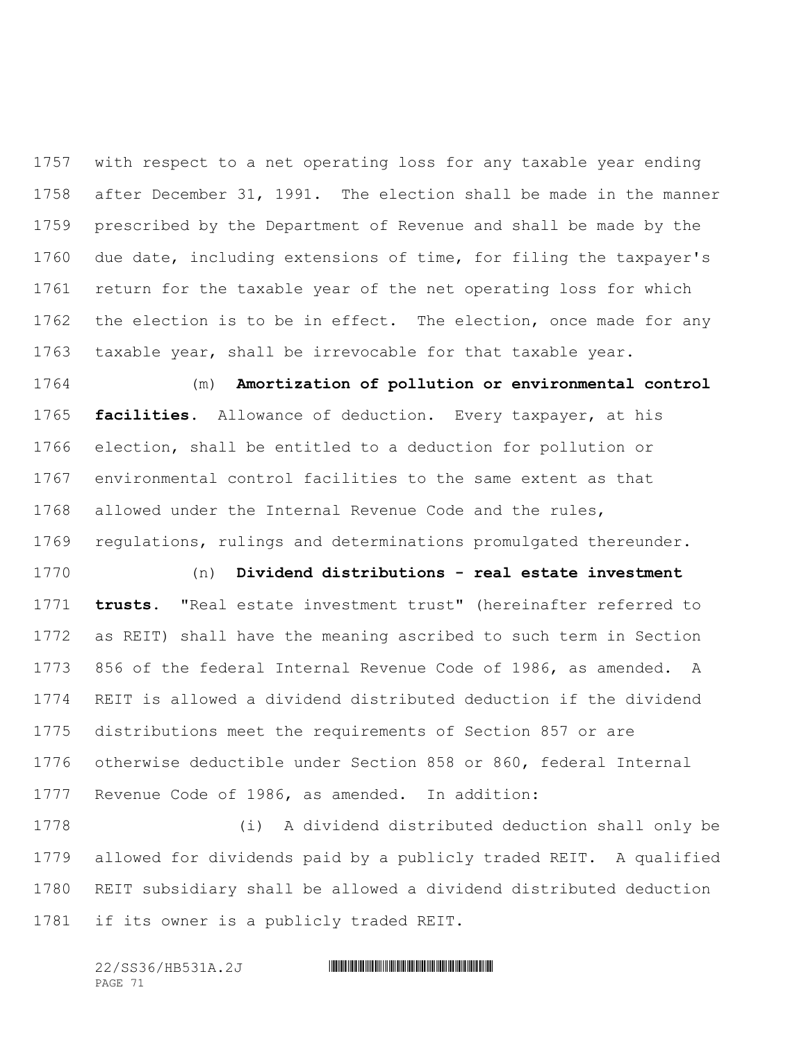with respect to a net operating loss for any taxable year ending after December 31, 1991. The election shall be made in the manner prescribed by the Department of Revenue and shall be made by the due date, including extensions of time, for filing the taxpayer's return for the taxable year of the net operating loss for which the election is to be in effect. The election, once made for any taxable year, shall be irrevocable for that taxable year.

(m) **Amortization of pollution or environmental control facilities.** Allowance of deduction. Every taxpayer, at his election, shall be entitled to a deduction for pollution or environmental control facilities to the same extent as that allowed under the Internal Revenue Code and the rules, regulations, rulings and determinations promulgated thereunder.

(n) **Dividend distributions - real estate investment trusts.** "Real estate investment trust" (hereinafter referred to as REIT) shall have the meaning ascribed to such term in Section 856 of the federal Internal Revenue Code of 1986, as amended. A REIT is allowed a dividend distributed deduction if the dividend distributions meet the requirements of Section 857 or are otherwise deductible under Section 858 or 860, federal Internal Revenue Code of 1986, as amended. In addition:

(i) A dividend distributed deduction shall only be allowed for dividends paid by a publicly traded REIT. A qualified REIT subsidiary shall be allowed a dividend distributed deduction if its owner is a publicly traded REIT.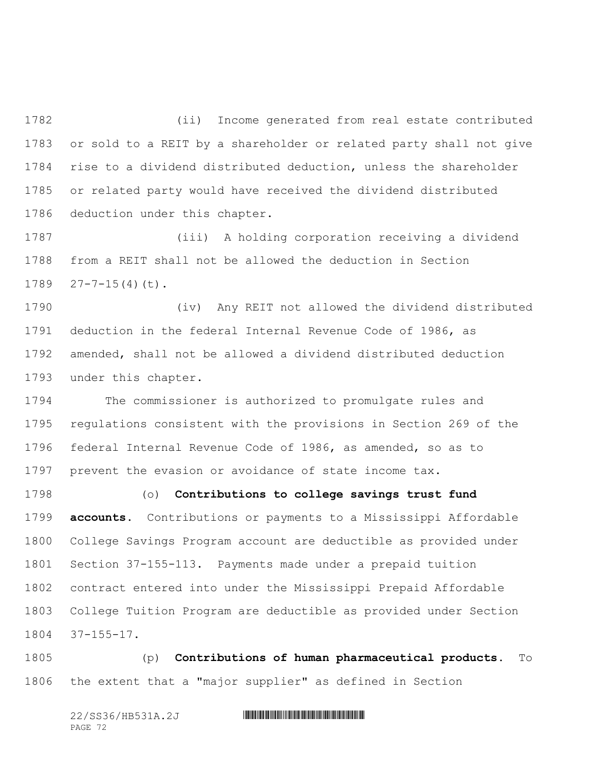(ii) Income generated from real estate contributed or sold to a REIT by a shareholder or related party shall not give rise to a dividend distributed deduction, unless the shareholder or related party would have received the dividend distributed deduction under this chapter.

(iii) A holding corporation receiving a dividend from a REIT shall not be allowed the deduction in Section 27-7-15(4)(t).

(iv) Any REIT not allowed the dividend distributed deduction in the federal Internal Revenue Code of 1986, as amended, shall not be allowed a dividend distributed deduction under this chapter.

The commissioner is authorized to promulgate rules and regulations consistent with the provisions in Section 269 of the federal Internal Revenue Code of 1986, as amended, so as to prevent the evasion or avoidance of state income tax.

(o) **Contributions to college savings trust fund accounts.** Contributions or payments to a Mississippi Affordable College Savings Program account are deductible as provided under Section 37-155-113. Payments made under a prepaid tuition contract entered into under the Mississippi Prepaid Affordable College Tuition Program are deductible as provided under Section 37-155-17.

(p) **Contributions of human pharmaceutical products.** To the extent that a "major supplier" as defined in Section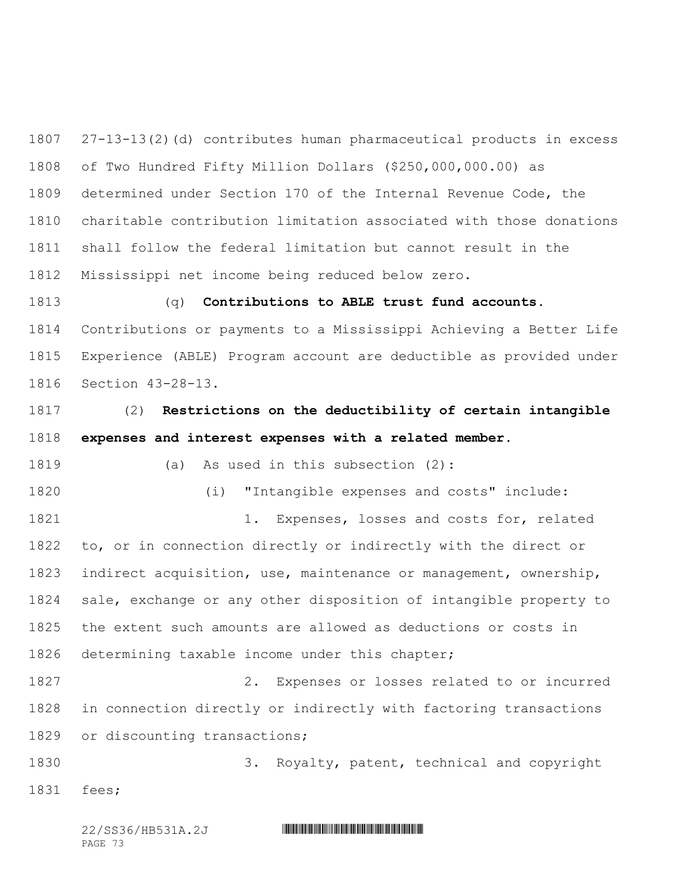27-13-13(2)(d) contributes human pharmaceutical products in excess of Two Hundred Fifty Million Dollars ($250,000,000.00) as determined under Section 170 of the Internal Revenue Code, the charitable contribution limitation associated with those donations shall follow the federal limitation but cannot result in the Mississippi net income being reduced below zero.

(q) **Contributions to ABLE trust fund accounts.** Contributions or payments to a Mississippi Achieving a Better Life Experience (ABLE) Program account are deductible as provided under Section 43-28-13.

(2) **Restrictions on the deductibility of certain intangible expenses and interest expenses with a related member.**

(a) As used in this subsection (2):

(i) "Intangible expenses and costs" include:

1. Expenses, losses and costs for, related to, or in connection directly or indirectly with the direct or indirect acquisition, use, maintenance or management, ownership, sale, exchange or any other disposition of intangible property to the extent such amounts are allowed as deductions or costs in determining taxable income under this chapter;

2. Expenses or losses related to or incurred in connection directly or indirectly with factoring transactions or discounting transactions;

3. Royalty, patent, technical and copyright fees;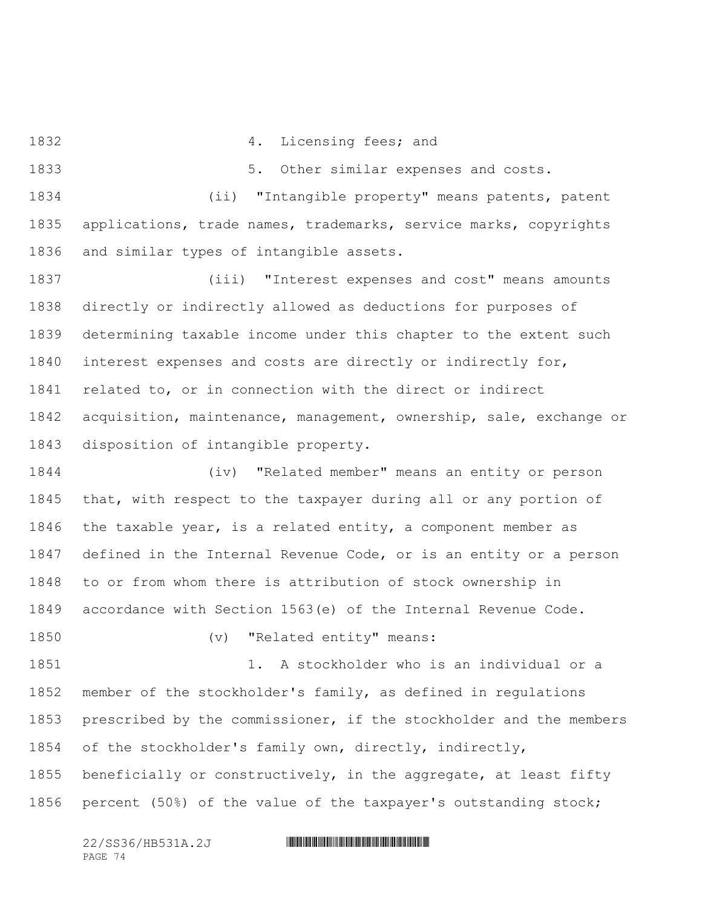4. Licensing fees; and

5. Other similar expenses and costs.

(ii) "Intangible property" means patents, patent applications, trade names, trademarks, service marks, copyrights and similar types of intangible assets.

(iii) "Interest expenses and cost" means amounts directly or indirectly allowed as deductions for purposes of determining taxable income under this chapter to the extent such interest expenses and costs are directly or indirectly for, related to, or in connection with the direct or indirect acquisition, maintenance, management, ownership, sale, exchange or disposition of intangible property.

(iv) "Related member" means an entity or person that, with respect to the taxpayer during all or any portion of the taxable year, is a related entity, a component member as defined in the Internal Revenue Code, or is an entity or a person to or from whom there is attribution of stock ownership in accordance with Section 1563(e) of the Internal Revenue Code.

(v) "Related entity" means:

1. A stockholder who is an individual or a member of the stockholder's family, as defined in regulations prescribed by the commissioner, if the stockholder and the members of the stockholder's family own, directly, indirectly, beneficially or constructively, in the aggregate, at least fifty percent (50%) of the value of the taxpayer's outstanding stock;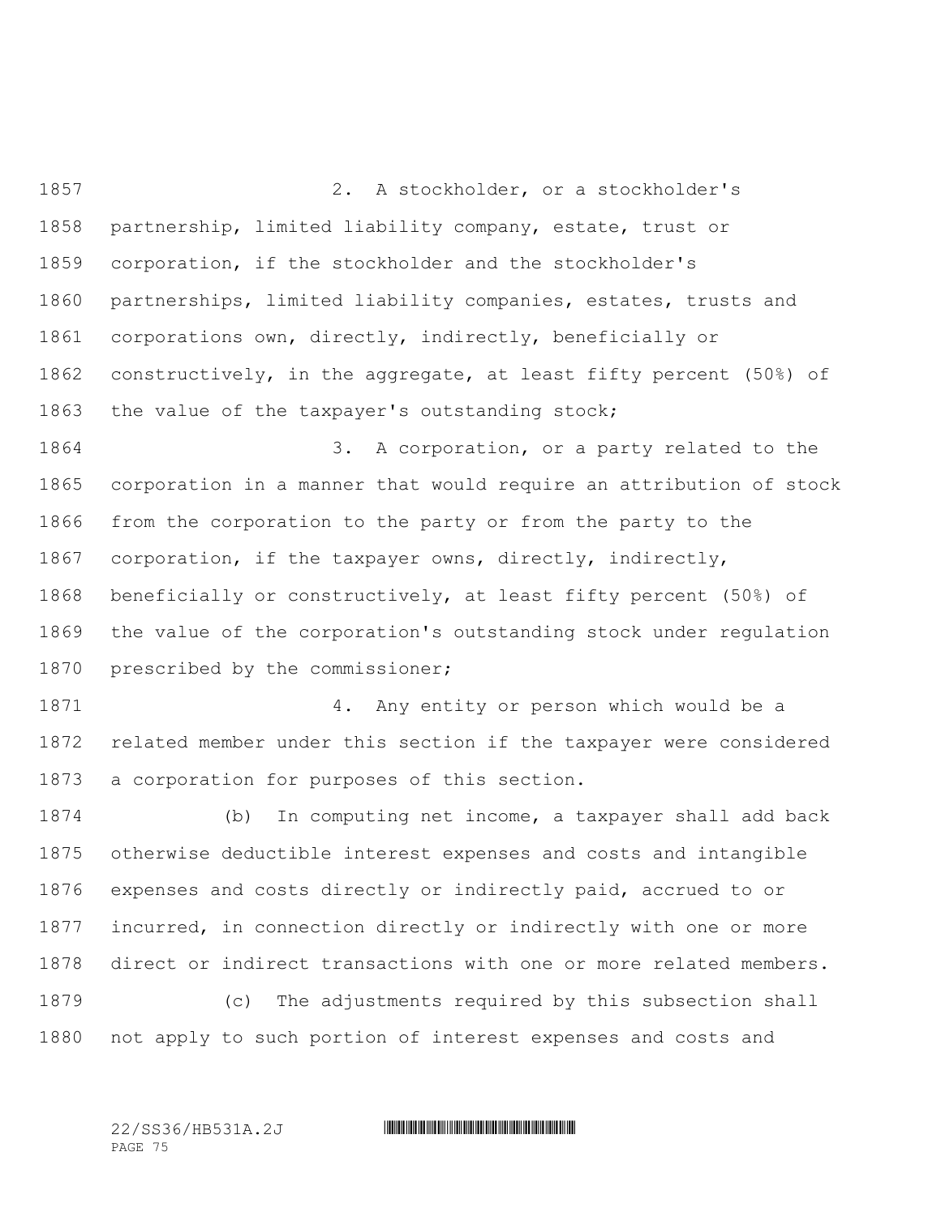2. A stockholder, or a stockholder's partnership, limited liability company, estate, trust or corporation, if the stockholder and the stockholder's partnerships, limited liability companies, estates, trusts and corporations own, directly, indirectly, beneficially or constructively, in the aggregate, at least fifty percent (50%) of the value of the taxpayer's outstanding stock;

3. A corporation, or a party related to the corporation in a manner that would require an attribution of stock from the corporation to the party or from the party to the corporation, if the taxpayer owns, directly, indirectly, beneficially or constructively, at least fifty percent (50%) of the value of the corporation's outstanding stock under regulation prescribed by the commissioner;

4. Any entity or person which would be a related member under this section if the taxpayer were considered a corporation for purposes of this section.

(b) In computing net income, a taxpayer shall add back otherwise deductible interest expenses and costs and intangible expenses and costs directly or indirectly paid, accrued to or incurred, in connection directly or indirectly with one or more direct or indirect transactions with one or more related members.

(c) The adjustments required by this subsection shall not apply to such portion of interest expenses and costs and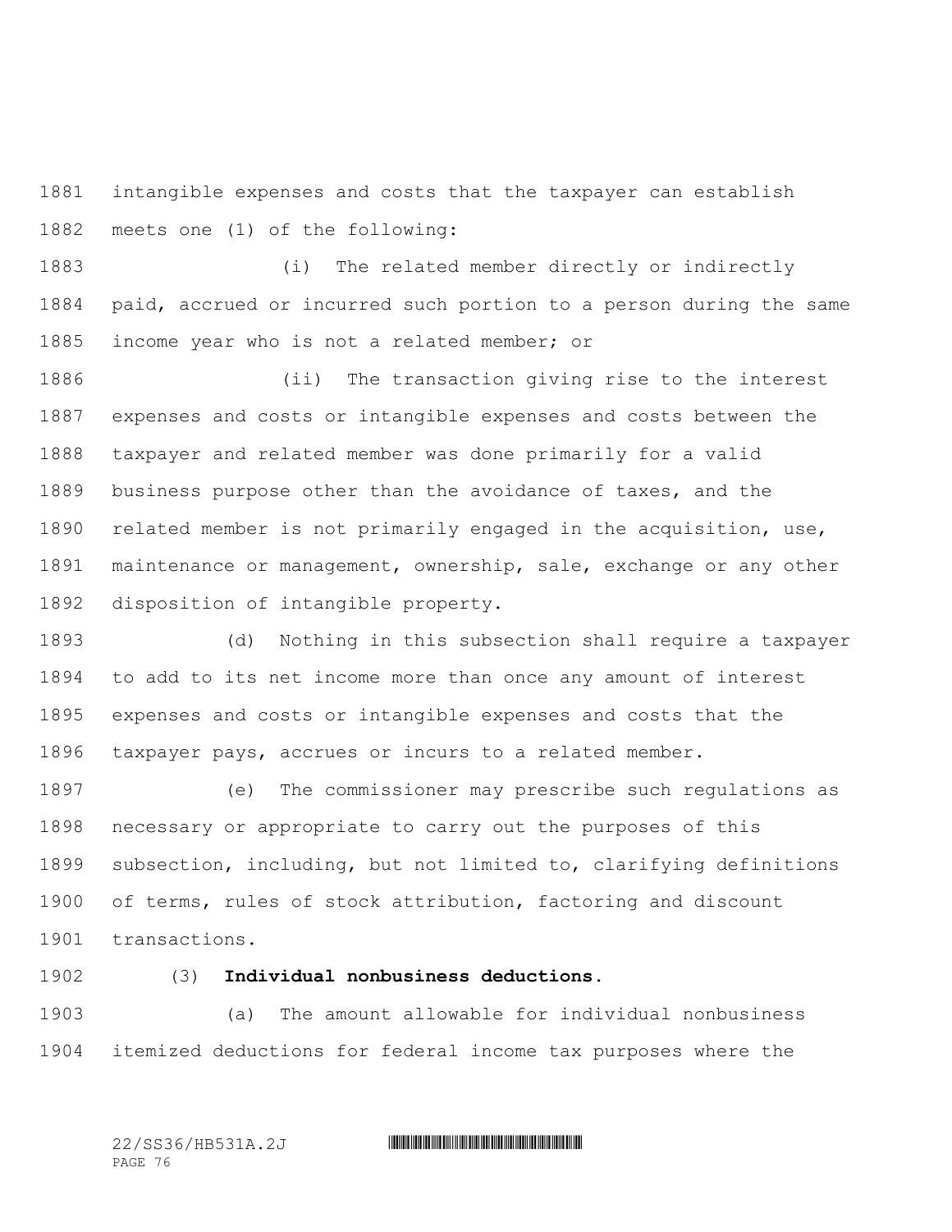intangible expenses and costs that the taxpayer can establish meets one (1) of the following:

(i) The related member directly or indirectly paid, accrued or incurred such portion to a person during the same income year who is not a related member; or

(ii) The transaction giving rise to the interest expenses and costs or intangible expenses and costs between the taxpayer and related member was done primarily for a valid business purpose other than the avoidance of taxes, and the related member is not primarily engaged in the acquisition, use, maintenance or management, ownership, sale, exchange or any other disposition of intangible property.

(d) Nothing in this subsection shall require a taxpayer to add to its net income more than once any amount of interest expenses and costs or intangible expenses and costs that the taxpayer pays, accrues or incurs to a related member.

(e) The commissioner may prescribe such regulations as necessary or appropriate to carry out the purposes of this subsection, including, but not limited to, clarifying definitions of terms, rules of stock attribution, factoring and discount transactions.

(3) **Individual nonbusiness deductions.**

(a) The amount allowable for individual nonbusiness itemized deductions for federal income tax purposes where the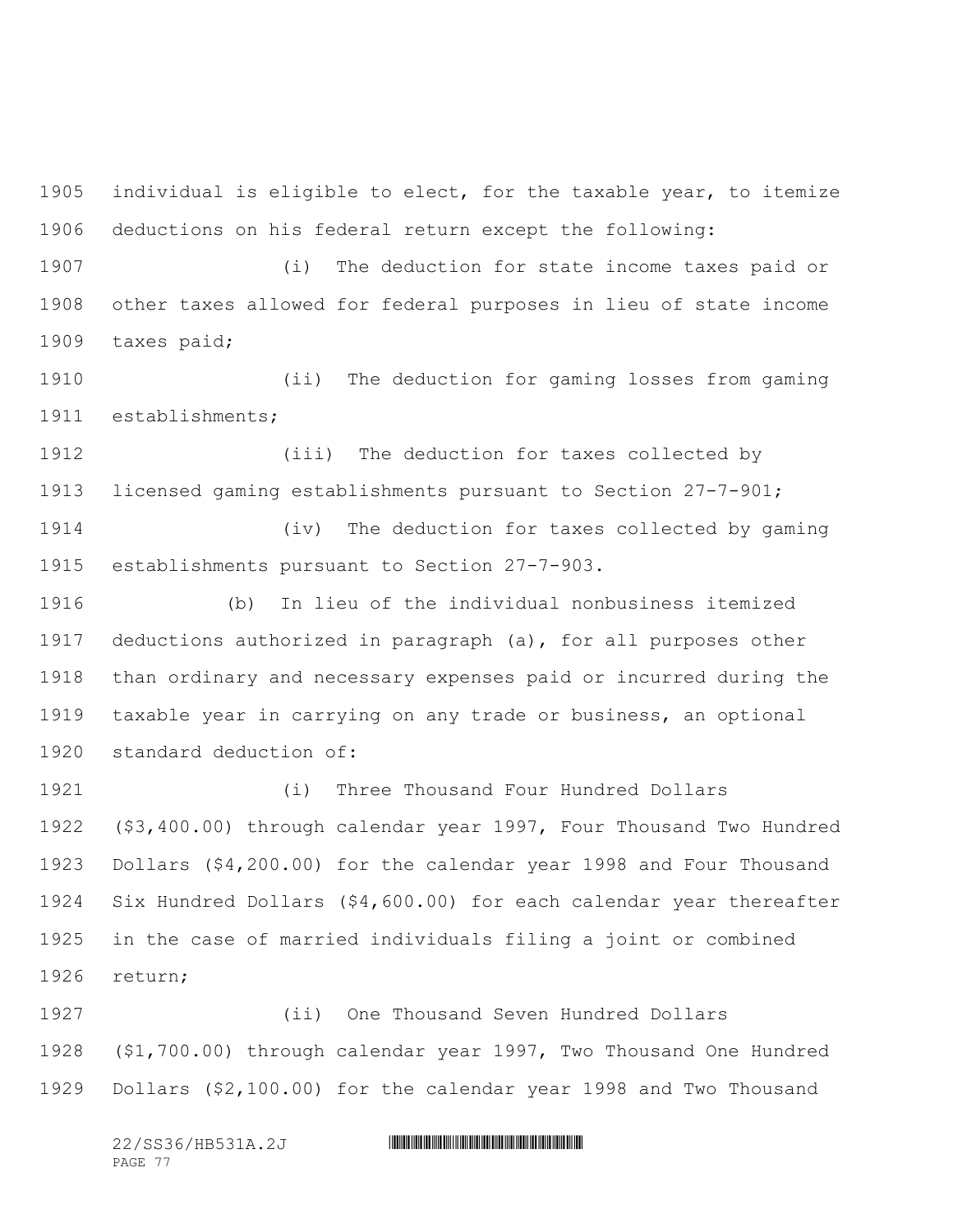individual is eligible to elect, for the taxable year, to itemize deductions on his federal return except the following:

(i) The deduction for state income taxes paid or other taxes allowed for federal purposes in lieu of state income taxes paid;

(ii) The deduction for gaming losses from gaming establishments;

(iii) The deduction for taxes collected by licensed gaming establishments pursuant to Section 27-7-901;

(iv) The deduction for taxes collected by gaming establishments pursuant to Section 27-7-903.

(b) In lieu of the individual nonbusiness itemized deductions authorized in paragraph (a), for all purposes other than ordinary and necessary expenses paid or incurred during the taxable year in carrying on any trade or business, an optional standard deduction of:

(i) Three Thousand Four Hundred Dollars ($3,400.00) through calendar year 1997, Four Thousand Two Hundred Dollars ($4,200.00) for the calendar year 1998 and Four Thousand Six Hundred Dollars ($4,600.00) for each calendar year thereafter in the case of married individuals filing a joint or combined return;

(ii) One Thousand Seven Hundred Dollars ($1,700.00) through calendar year 1997, Two Thousand One Hundred Dollars ($2,100.00) for the calendar year 1998 and Two Thousand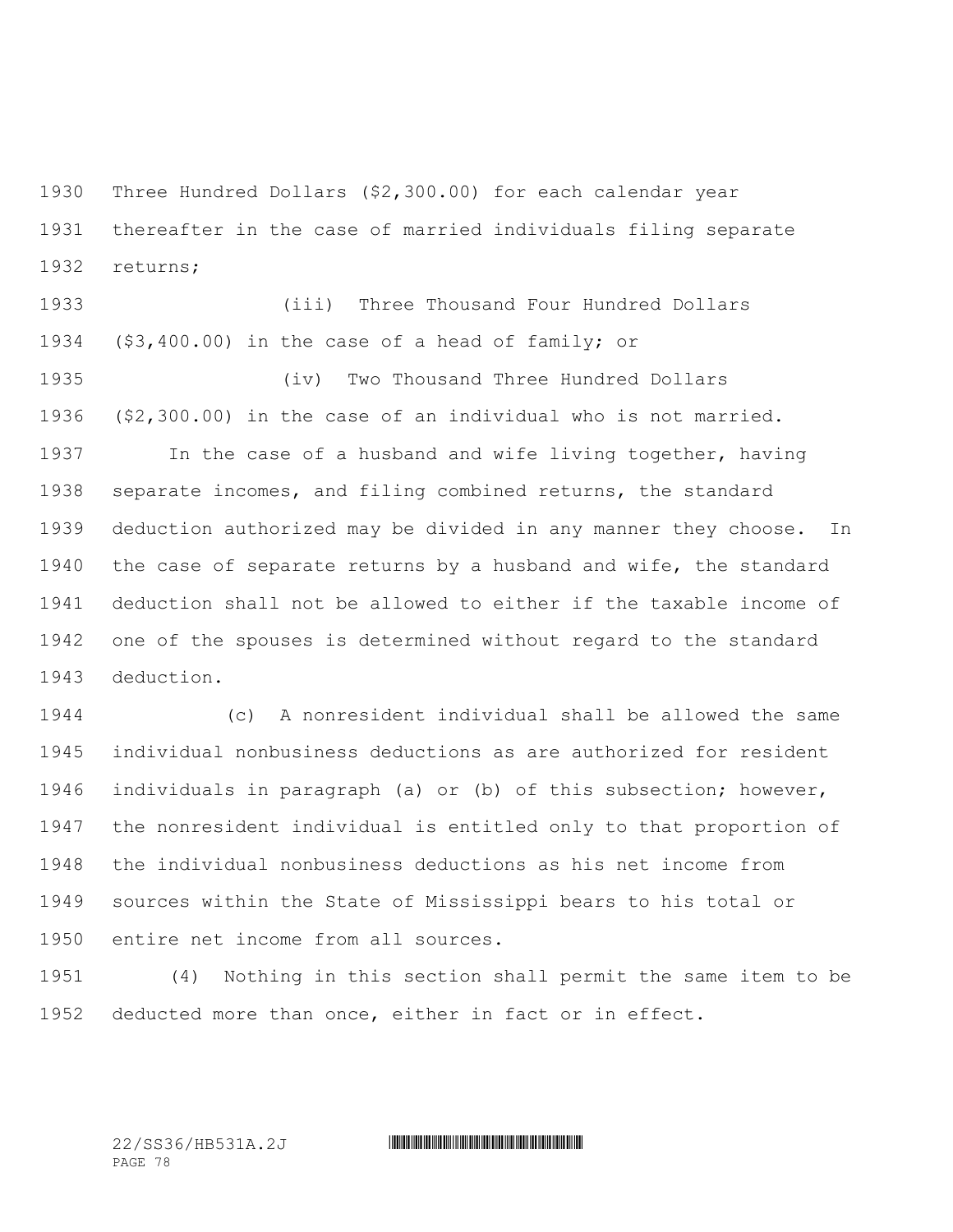Three Hundred Dollars ($2,300.00) for each calendar year thereafter in the case of married individuals filing separate returns;

(iii) Three Thousand Four Hundred Dollars ($3,400.00) in the case of a head of family; or

(iv) Two Thousand Three Hundred Dollars ($2,300.00) in the case of an individual who is not married.

In the case of a husband and wife living together, having separate incomes, and filing combined returns, the standard deduction authorized may be divided in any manner they choose. In the case of separate returns by a husband and wife, the standard deduction shall not be allowed to either if the taxable income of one of the spouses is determined without regard to the standard deduction.

(c) A nonresident individual shall be allowed the same individual nonbusiness deductions as are authorized for resident individuals in paragraph (a) or (b) of this subsection; however, the nonresident individual is entitled only to that proportion of the individual nonbusiness deductions as his net income from sources within the State of Mississippi bears to his total or entire net income from all sources.

(4) Nothing in this section shall permit the same item to be deducted more than once, either in fact or in effect.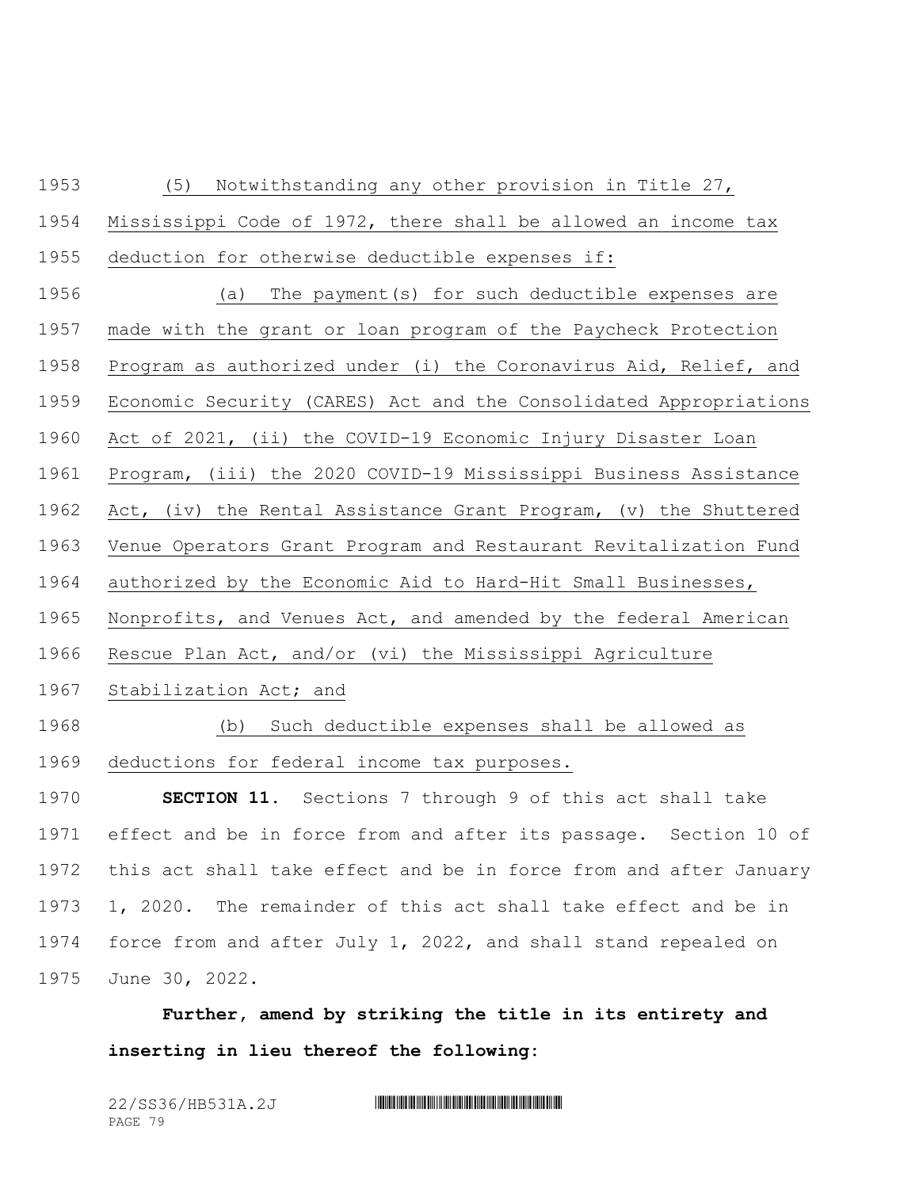(5) Notwithstanding any other provision in Title 27, Mississippi Code of 1972, there shall be allowed an income tax deduction for otherwise deductible expenses if:

(a) The payment(s) for such deductible expenses are made with the grant or loan program of the Paycheck Protection Program as authorized under (i) the Coronavirus Aid, Relief, and Economic Security (CARES) Act and the Consolidated Appropriations Act of 2021, (ii) the COVID-19 Economic Injury Disaster Loan Program, (iii) the 2020 COVID-19 Mississippi Business Assistance Act, (iv) the Rental Assistance Grant Program, (v) the Shuttered Venue Operators Grant Program and Restaurant Revitalization Fund authorized by the Economic Aid to Hard-Hit Small Businesses, Nonprofits, and Venues Act, and amended by the federal American Rescue Plan Act, and/or (vi) the Mississippi Agriculture Stabilization Act; and

(b) Such deductible expenses shall be allowed as deductions for federal income tax purposes.

**SECTION 11.** Sections 7 through 9 of this act shall take effect and be in force from and after its passage. Section 10 of this act shall take effect and be in force from and after January 1, 2020. The remainder of this act shall take effect and be in force from and after July 1, 2022, and shall stand repealed on June 30, 2022.

**Further, amend by striking the title in its entirety and inserting in lieu thereof the following:**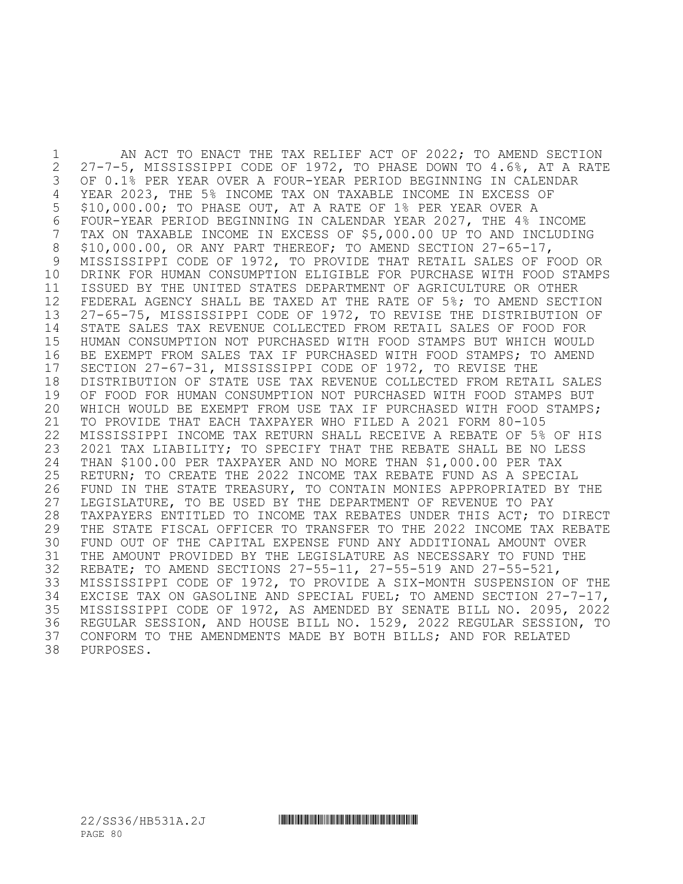AN ACT TO ENACT THE TAX RELIEF ACT OF 2022; TO AMEND SECTION 27-7-5, MISSISSIPPI CODE OF 1972, TO PHASE DOWN TO 4.6%, AT A RATE OF 0.1% PER YEAR OVER A FOUR-YEAR PERIOD BEGINNING IN CALENDAR YEAR 2023, THE 5% INCOME TAX ON TAXABLE INCOME IN EXCESS OF $10,000.00; TO PHASE OUT, AT A RATE OF 1% PER YEAR OVER A FOUR-YEAR PERIOD BEGINNING IN CALENDAR YEAR 2027, THE 4% INCOME TAX ON TAXABLE INCOME IN EXCESS OF $5,000.00 UP TO AND INCLUDING $10,000.00, OR ANY PART THEREOF; TO AMEND SECTION 27-65-17, MISSISSIPPI CODE OF 1972, TO PROVIDE THAT RETAIL SALES OF FOOD OR DRINK FOR HUMAN CONSUMPTION ELIGIBLE FOR PURCHASE WITH FOOD STAMPS ISSUED BY THE UNITED STATES DEPARTMENT OF AGRICULTURE OR OTHER FEDERAL AGENCY SHALL BE TAXED AT THE RATE OF 5%; TO AMEND SECTION 27-65-75, MISSISSIPPI CODE OF 1972, TO REVISE THE DISTRIBUTION OF STATE SALES TAX REVENUE COLLECTED FROM RETAIL SALES OF FOOD FOR HUMAN CONSUMPTION NOT PURCHASED WITH FOOD STAMPS BUT WHICH WOULD BE EXEMPT FROM SALES TAX IF PURCHASED WITH FOOD STAMPS; TO AMEND SECTION 27-67-31, MISSISSIPPI CODE OF 1972, TO REVISE THE DISTRIBUTION OF STATE USE TAX REVENUE COLLECTED FROM RETAIL SALES OF FOOD FOR HUMAN CONSUMPTION NOT PURCHASED WITH FOOD STAMPS BUT WHICH WOULD BE EXEMPT FROM USE TAX IF PURCHASED WITH FOOD STAMPS; TO PROVIDE THAT EACH TAXPAYER WHO FILED A 2021 FORM 80-105 MISSISSIPPI INCOME TAX RETURN SHALL RECEIVE A REBATE OF 5% OF HIS 2021 TAX LIABILITY; TO SPECIFY THAT THE REBATE SHALL BE NO LESS THAN $100.00 PER TAXPAYER AND NO MORE THAN $1,000.00 PER TAX RETURN; TO CREATE THE 2022 INCOME TAX REBATE FUND AS A SPECIAL FUND IN THE STATE TREASURY, TO CONTAIN MONIES APPROPRIATED BY THE LEGISLATURE, TO BE USED BY THE DEPARTMENT OF REVENUE TO PAY TAXPAYERS ENTITLED TO INCOME TAX REBATES UNDER THIS ACT; TO DIRECT THE STATE FISCAL OFFICER TO TRANSFER TO THE 2022 INCOME TAX REBATE FUND OUT OF THE CAPITAL EXPENSE FUND ANY ADDITIONAL AMOUNT OVER THE AMOUNT PROVIDED BY THE LEGISLATURE AS NECESSARY TO FUND THE REBATE; TO AMEND SECTIONS 27-55-11, 27-55-519 AND 27-55-521, MISSISSIPPI CODE OF 1972, TO PROVIDE A SIX-MONTH SUSPENSION OF THE EXCISE TAX ON GASOLINE AND SPECIAL FUEL; TO AMEND SECTION 27-7-17, MISSISSIPPI CODE OF 1972, AS AMENDED BY SENATE BILL NO. 2095, 2022 REGULAR SESSION, AND HOUSE BILL NO. 1529, 2022 REGULAR SESSION, TO CONFORM TO THE AMENDMENTS MADE BY BOTH BILLS; AND FOR RELATED PURPOSES.